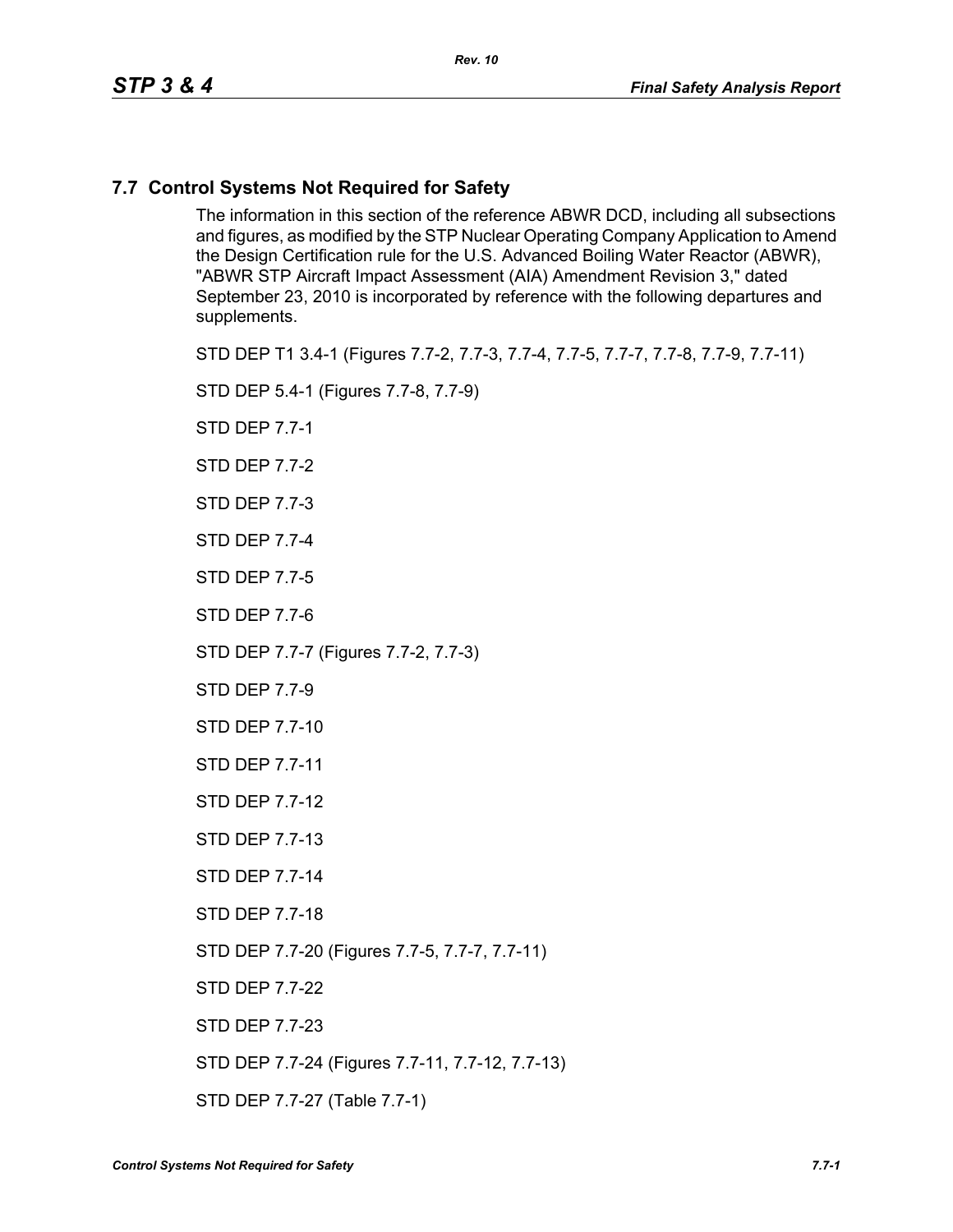## 7.7 Control Systems Not Required for Safety

The information in this section of the reference ABWR DCD, including all subsections and figures, as modified by the STP Nuclear Operating Company Application to Amend the Design Certification rule for the U.S. Advanced Boiling Water Reactor (ABWR), "ABWR STP Aircraft Impact Assessment (AIA) Amendment Revision 3," dated September 23, 2010 is incorporated by reference with the following departures and supplements.

STD DEP T1 3.4-1 (Figures 7.7-2, 7.7-3, 7.7-4, 7.7-5, 7.7-7, 7.7-8, 7.7-9, 7.7-11)

STD DEP 5.4-1 (Figures 7.7-8, 7.7-9)

STD DEP 7.7-1

STD DEP 7.7-2

STD DEP 7.7-3

STD DEP 7.7-4

STD DEP 7.7-5

STD DEP 7.7-6

STD DEP 7.7-7 (Figures 7.7-2, 7.7-3)

STD DEP 7.7-9

STD DEP 7.7-10

STD DEP 7.7-11

STD DEP 7.7-12

STD DEP 7.7-13

STD DEP 7.7-14

STD DEP 7.7-18

STD DEP 7.7-20 (Figures 7.7-5, 7.7-7, 7.7-11)

STD DEP 7.7-22

STD DEP 7.7-23

STD DEP 7.7-24 (Figures 7.7-11, 7.7-12, 7.7-13)

STD DEP 7.7-27 (Table 7.7-1)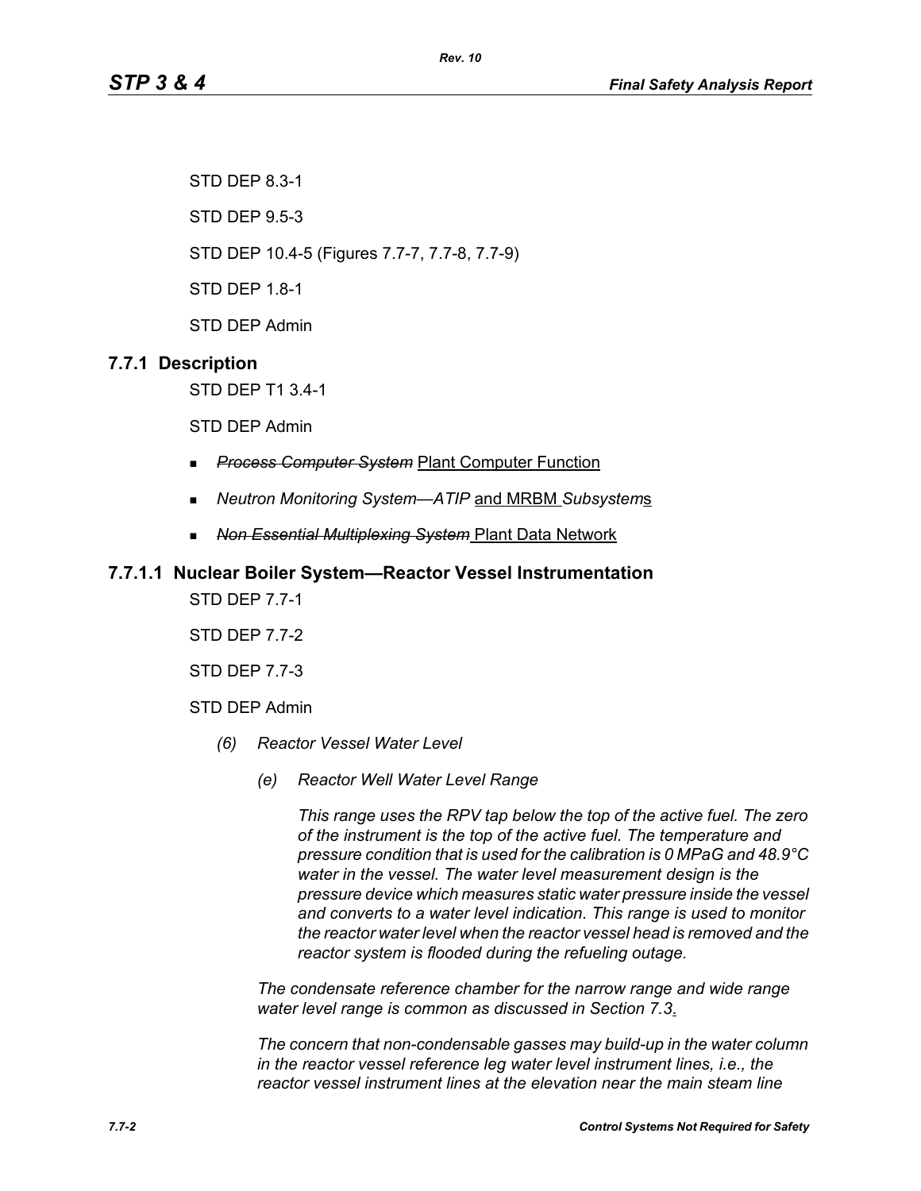STD DEP 8.3-1

STD DEP 9.5-3

STD DEP 10.4-5 (Figures 7.7-7, 7.7-8, 7.7-9)

STD DEP 1.8-1

STD DEP Admin

## 7.7.1 Description

STD DEP T1 3.4-1

STD DEP Admin

- ~~*Process Computer System*~~ Plant Computer Function
- *Neutron Monitoring System—ATIP* and MRBM *Subsystem*s
- ~~*Non Essential Multiplexing System*~~ Plant Data Network

### 7.7.1.1 Nuclear Boiler System—Reactor Vessel Instrumentation

STD DEP 7.7-1

STD DEP 7.7-2

STD DEP 7.7-3

STD DEP Admin

*(6) Reactor Vessel Water Level*

*(e) Reactor Well Water Level Range*

*This range uses the RPV tap below the top of the active fuel. The zero of the instrument is the top of the active fuel. The temperature and pressure condition that is used for the calibration is 0 MPaG and 48.9°C water in the vessel. The water level measurement design is the pressure device which measures static water pressure inside the vessel and converts to a water level indication. This range is used to monitor the reactor water level when the reactor vessel head is removed and the reactor system is flooded during the refueling outage.*

*The condensate reference chamber for the narrow range and wide range water level range is common as discussed in Section 7.3*.

*The concern that non-condensable gasses may build-up in the water column in the reactor vessel reference leg water level instrument lines, i.e., the reactor vessel instrument lines at the elevation near the main steam line*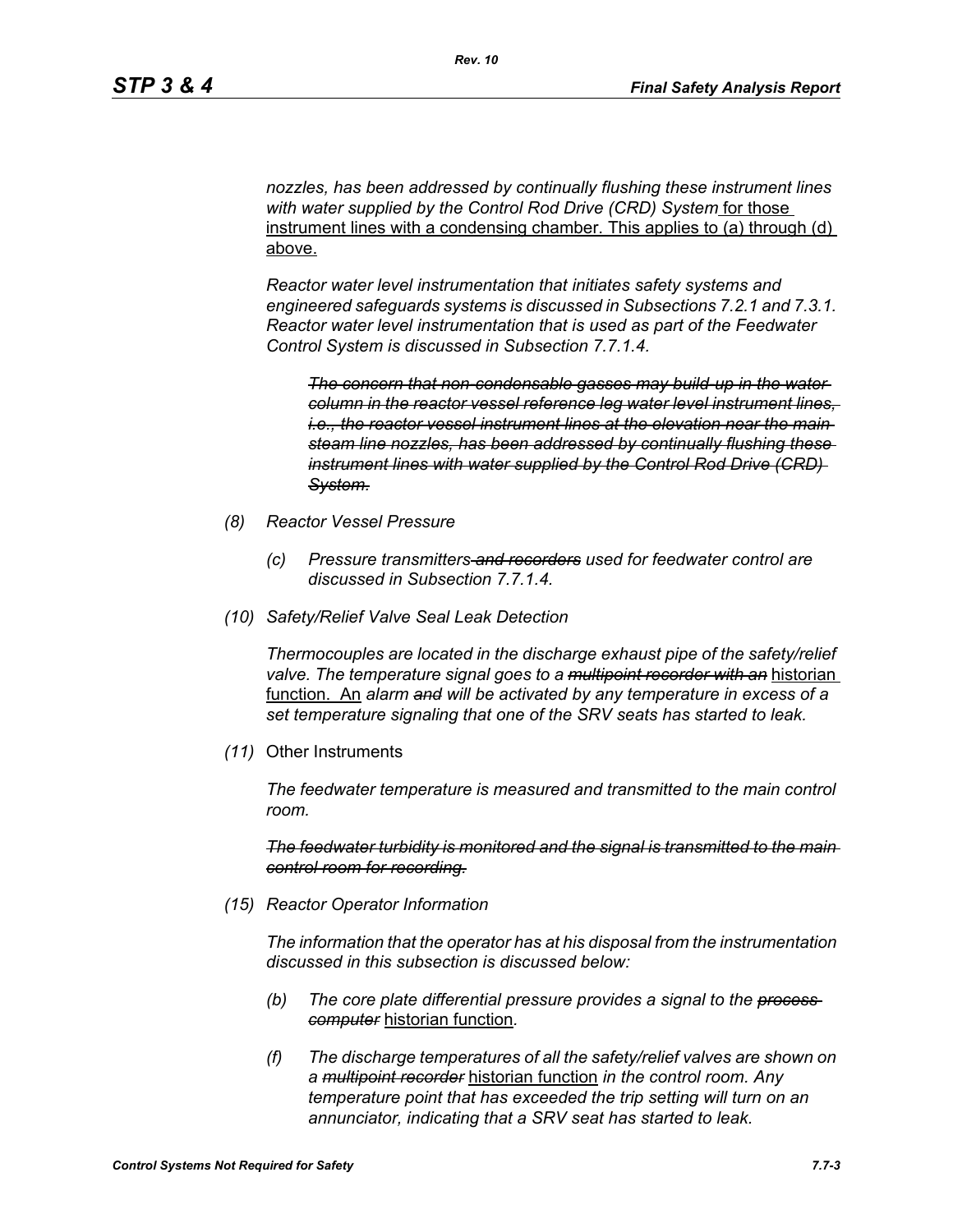*nozzles, has been addressed by continually flushing these instrument lines with water supplied by the Control Rod Drive (CRD) System* for those instrument lines with a condensing chamber. This applies to (a) through (d) above.

*Reactor water level instrumentation that initiates safety systems and engineered safeguards systems is discussed in Subsections 7.2.1 and 7.3.1. Reactor water level instrumentation that is used as part of the Feedwater Control System is discussed in Subsection 7.7.1.4.*

> ~~*The concern that non-condensable gasses may build-up in the water column in the reactor vessel reference leg water level instrument lines, i.e., the reactor vessel instrument lines at the elevation near the main steam line nozzles, has been addressed by continually flushing these instrument lines with water supplied by the Control Rod Drive (CRD) System.*~~

*(8) Reactor Vessel Pressure*

> *(c) Pressure transmitters ~~and recorders~~ used for feedwater control are discussed in Subsection 7.7.1.4.*

*(10) Safety/Relief Valve Seal Leak Detection*

*Thermocouples are located in the discharge exhaust pipe of the safety/relief valve. The temperature signal goes to a ~~multipoint recorder with an~~* historian function. An *alarm ~~and~~ will be activated by any temperature in excess of a set temperature signaling that one of the SRV seats has started to leak.*

*(11)* Other Instruments

*The feedwater temperature is measured and transmitted to the main control room.*

~~*The feedwater turbidity is monitored and the signal is transmitted to the main control room for recording.*~~

*(15) Reactor Operator Information*

*The information that the operator has at his disposal from the instrumentation discussed in this subsection is discussed below:*

> *(b) The core plate differential pressure provides a signal to the ~~process computer~~* historian function*.*
>
> *(f) The discharge temperatures of all the safety/relief valves are shown on a ~~multipoint recorder~~* historian function *in the control room. Any temperature point that has exceeded the trip setting will turn on an annunciator, indicating that a SRV seat has started to leak.*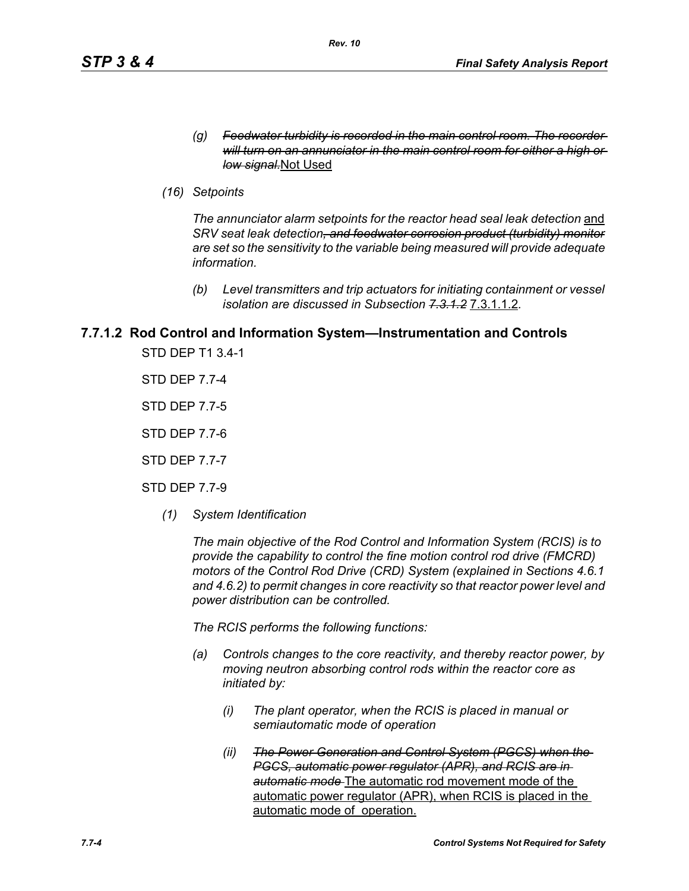*(g)* ~~*Feedwater turbidity is recorded in the main control room. The recorder will turn on an annunciator in the main control room for either a high or low signal.*~~Not Used

*(16) Setpoints*

*The annunciator alarm setpoints for the reactor head seal leak detection* and *SRV seat leak detection*~~*, and feedwater corrosion product (turbidity) monitor*~~ *are set so the sensitivity to the variable being measured will provide adequate information.*

*(b) Level transmitters and trip actuators for initiating containment or vessel isolation are discussed in Subsection* ~~*7.3.1.2*~~ 7.3.1.1.2.

### 7.7.1.2 Rod Control and Information System—Instrumentation and Controls

STD DEP T1 3.4-1

STD DEP 7.7-4

STD DEP 7.7-5

STD DEP 7.7-6

STD DEP 7.7-7

STD DEP 7.7-9

*(1) System Identification*

*The main objective of the Rod Control and Information System (RCIS) is to provide the capability to control the fine motion control rod drive (FMCRD) motors of the Control Rod Drive (CRD) System (explained in Sections 4.6.1 and 4.6.2) to permit changes in core reactivity so that reactor power level and power distribution can be controlled.*

*The RCIS performs the following functions:*

*(a) Controls changes to the core reactivity, and thereby reactor power, by moving neutron absorbing control rods within the reactor core as initiated by:*

*(i) The plant operator, when the RCIS is placed in manual or semiautomatic mode of operation*

*(ii)* ~~*The Power Generation and Control System (PGCS) when the PGCS, automatic power regulator (APR), and RCIS are in automatic mode*~~ The automatic rod movement mode of the automatic power regulator (APR), when RCIS is placed in the automatic mode of operation.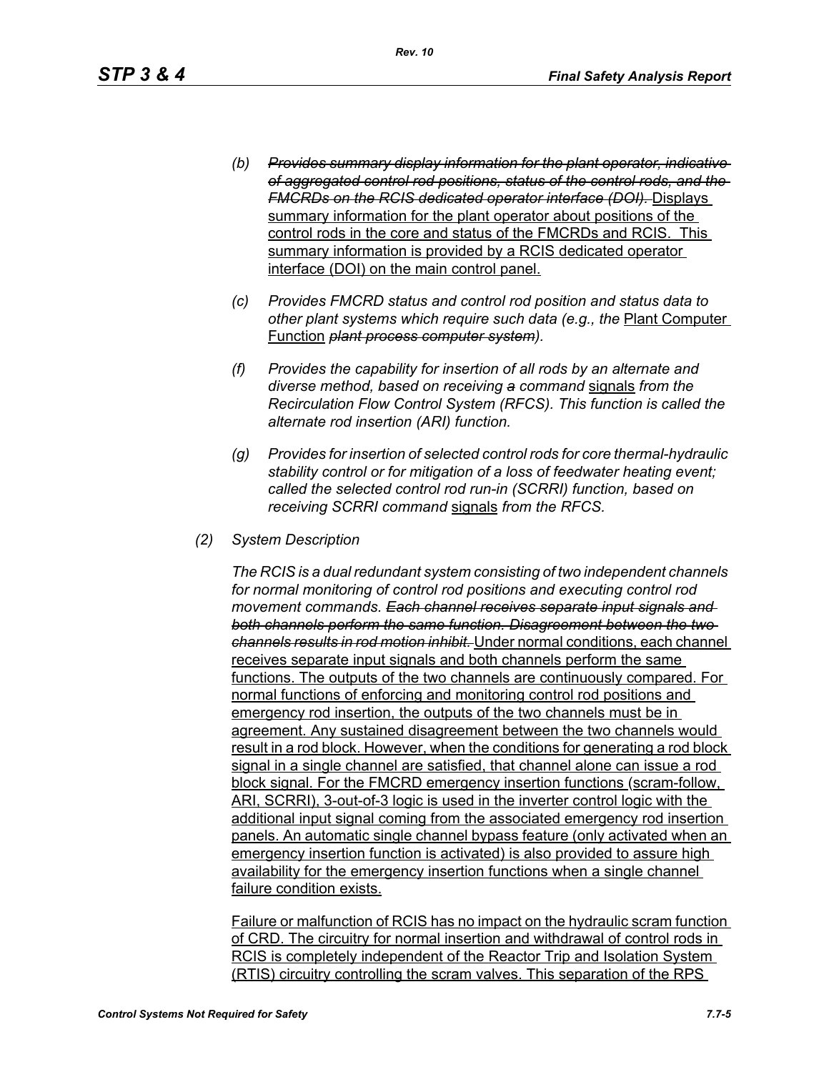*(b) ~~Provides summary display information for the plant operator, indicative of aggregated control rod positions, status of the control rods, and the FMCRDs on the RCIS dedicated operator interface (DOI).~~* <u>Displays summary information for the plant operator about positions of the control rods in the core and status of the FMCRDs and RCIS. This summary information is provided by a RCIS dedicated operator interface (DOI) on the main control panel.</u>

*(c) Provides FMCRD status and control rod position and status data to other plant systems which require such data (e.g., the* <u>Plant Computer Function</u> *~~plant process computer system~~).*

*(f) Provides the capability for insertion of all rods by an alternate and diverse method, based on receiving ~~a~~ command* <u>signals</u> *from the Recirculation Flow Control System (RFCS). This function is called the alternate rod insertion (ARI) function.*

*(g) Provides for insertion of selected control rods for core thermal-hydraulic stability control or for mitigation of a loss of feedwater heating event; called the selected control rod run-in (SCRRI) function, based on receiving SCRRI command* <u>signals</u> *from the RFCS.*

*(2) System Description*

*The RCIS is a dual redundant system consisting of two independent channels for normal monitoring of control rod positions and executing control rod movement commands. ~~Each channel receives separate input signals and both channels perform the same function. Disagreement between the two channels results in rod motion inhibit.~~* <u>Under normal conditions, each channel receives separate input signals and both channels perform the same functions. The outputs of the two channels are continuously compared. For normal functions of enforcing and monitoring control rod positions and emergency rod insertion, the outputs of the two channels must be in agreement. Any sustained disagreement between the two channels would result in a rod block. However, when the conditions for generating a rod block signal in a single channel are satisfied, that channel alone can issue a rod block signal. For the FMCRD emergency insertion functions (scram-follow, ARI, SCRRI), 3-out-of-3 logic is used in the inverter control logic with the additional input signal coming from the associated emergency rod insertion panels. An automatic single channel bypass feature (only activated when an emergency insertion function is activated) is also provided to assure high availability for the emergency insertion functions when a single channel failure condition exists.</u>

<u>Failure or malfunction of RCIS has no impact on the hydraulic scram function of CRD. The circuitry for normal insertion and withdrawal of control rods in RCIS is completely independent of the Reactor Trip and Isolation System (RTIS) circuitry controlling the scram valves. This separation of the RPS</u>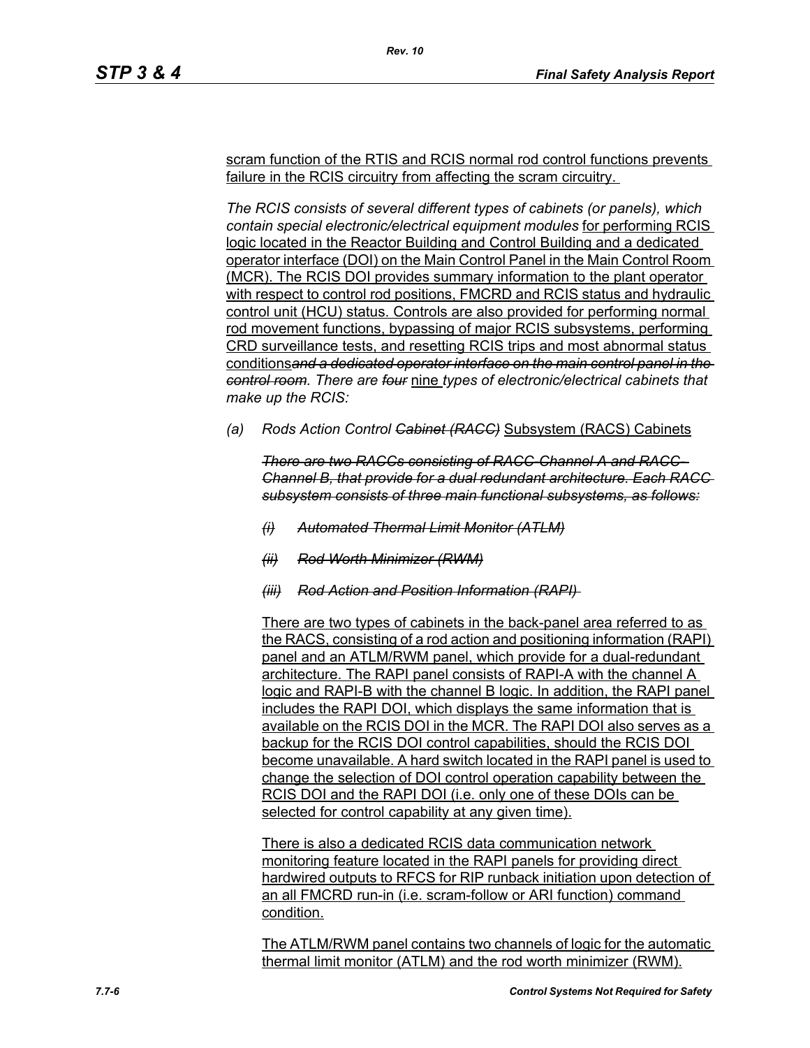scram function of the RTIS and RCIS normal rod control functions prevents failure in the RCIS circuitry from affecting the scram circuitry.

*The RCIS consists of several different types of cabinets (or panels), which contain special electronic/electrical equipment modules* for performing RCIS logic located in the Reactor Building and Control Building and a dedicated operator interface (DOI) on the Main Control Panel in the Main Control Room (MCR). The RCIS DOI provides summary information to the plant operator with respect to control rod positions, FMCRD and RCIS status and hydraulic control unit (HCU) status. Controls are also provided for performing normal rod movement functions, bypassing of major RCIS subsystems, performing CRD surveillance tests, and resetting RCIS trips and most abnormal status conditions~~*and a dedicated operator interface on the main control panel in the control room*~~*. There are* ~~*four*~~ nine *types of electronic/electrical cabinets that make up the RCIS:*

*(a) Rods Action Control* ~~*Cabinet (RACC)*~~ Subsystem (RACS) Cabinets

~~*There are two RACCs consisting of RACC Channel A and RACC Channel B, that provide for a dual redundant architecture. Each RACC subsystem consists of three main functional subsystems, as follows:*~~

~~*(i) Automated Thermal Limit Monitor (ATLM)*~~

~~*(ii) Rod Worth Minimizer (RWM)*~~

~~*(iii) Rod Action and Position Information (RAPI)*~~

There are two types of cabinets in the back-panel area referred to as the RACS, consisting of a rod action and positioning information (RAPI) panel and an ATLM/RWM panel, which provide for a dual-redundant architecture. The RAPI panel consists of RAPI-A with the channel A logic and RAPI-B with the channel B logic. In addition, the RAPI panel includes the RAPI DOI, which displays the same information that is available on the RCIS DOI in the MCR. The RAPI DOI also serves as a backup for the RCIS DOI control capabilities, should the RCIS DOI become unavailable. A hard switch located in the RAPI panel is used to change the selection of DOI control operation capability between the RCIS DOI and the RAPI DOI (i.e. only one of these DOIs can be selected for control capability at any given time).

There is also a dedicated RCIS data communication network monitoring feature located in the RAPI panels for providing direct hardwired outputs to RFCS for RIP runback initiation upon detection of an all FMCRD run-in (i.e. scram-follow or ARI function) command condition.

The ATLM/RWM panel contains two channels of logic for the automatic thermal limit monitor (ATLM) and the rod worth minimizer (RWM).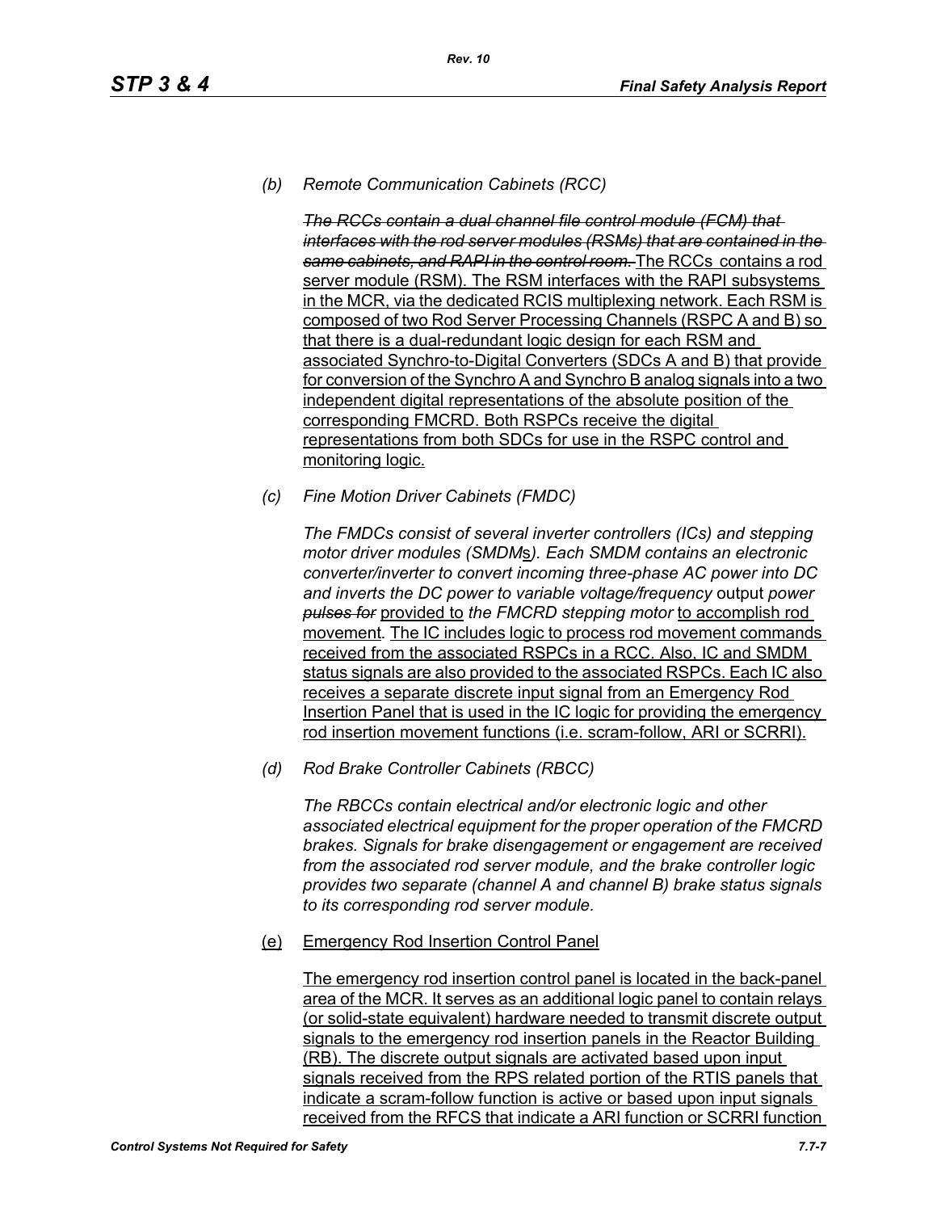*(b) Remote Communication Cabinets (RCC)*

~~*The RCCs contain a dual channel file control module (FCM) that interfaces with the rod server modules (RSMs) that are contained in the same cabinets, and RAPI in the control room.*~~ The RCCs contains a rod server module (RSM). The RSM interfaces with the RAPI subsystems in the MCR, via the dedicated RCIS multiplexing network. Each RSM is composed of two Rod Server Processing Channels (RSPC A and B) so that there is a dual-redundant logic design for each RSM and associated Synchro-to-Digital Converters (SDCs A and B) that provide for conversion of the Synchro A and Synchro B analog signals into a two independent digital representations of the absolute position of the corresponding FMCRD. Both RSPCs receive the digital representations from both SDCs for use in the RSPC control and monitoring logic.

*(c) Fine Motion Driver Cabinets (FMDC)*

*The FMDCs consist of several inverter controllers (ICs) and stepping motor driver modules (SMDM*s*). Each SMDM contains an electronic converter/inverter to convert incoming three-phase AC power into DC and inverts the DC power to variable voltage/frequency* output *power* ~~*pulses for*~~ provided to *the FMCRD stepping motor* to accomplish rod movement*.* The IC includes logic to process rod movement commands received from the associated RSPCs in a RCC. Also, IC and SMDM status signals are also provided to the associated RSPCs. Each IC also receives a separate discrete input signal from an Emergency Rod Insertion Panel that is used in the IC logic for providing the emergency rod insertion movement functions (i.e. scram-follow, ARI or SCRRI).

*(d) Rod Brake Controller Cabinets (RBCC)*

*The RBCCs contain electrical and/or electronic logic and other associated electrical equipment for the proper operation of the FMCRD brakes. Signals for brake disengagement or engagement are received from the associated rod server module, and the brake controller logic provides two separate (channel A and channel B) brake status signals to its corresponding rod server module.*

(e) Emergency Rod Insertion Control Panel

The emergency rod insertion control panel is located in the back-panel area of the MCR. It serves as an additional logic panel to contain relays (or solid-state equivalent) hardware needed to transmit discrete output signals to the emergency rod insertion panels in the Reactor Building (RB). The discrete output signals are activated based upon input signals received from the RPS related portion of the RTIS panels that indicate a scram-follow function is active or based upon input signals received from the RFCS that indicate a ARI function or SCRRI function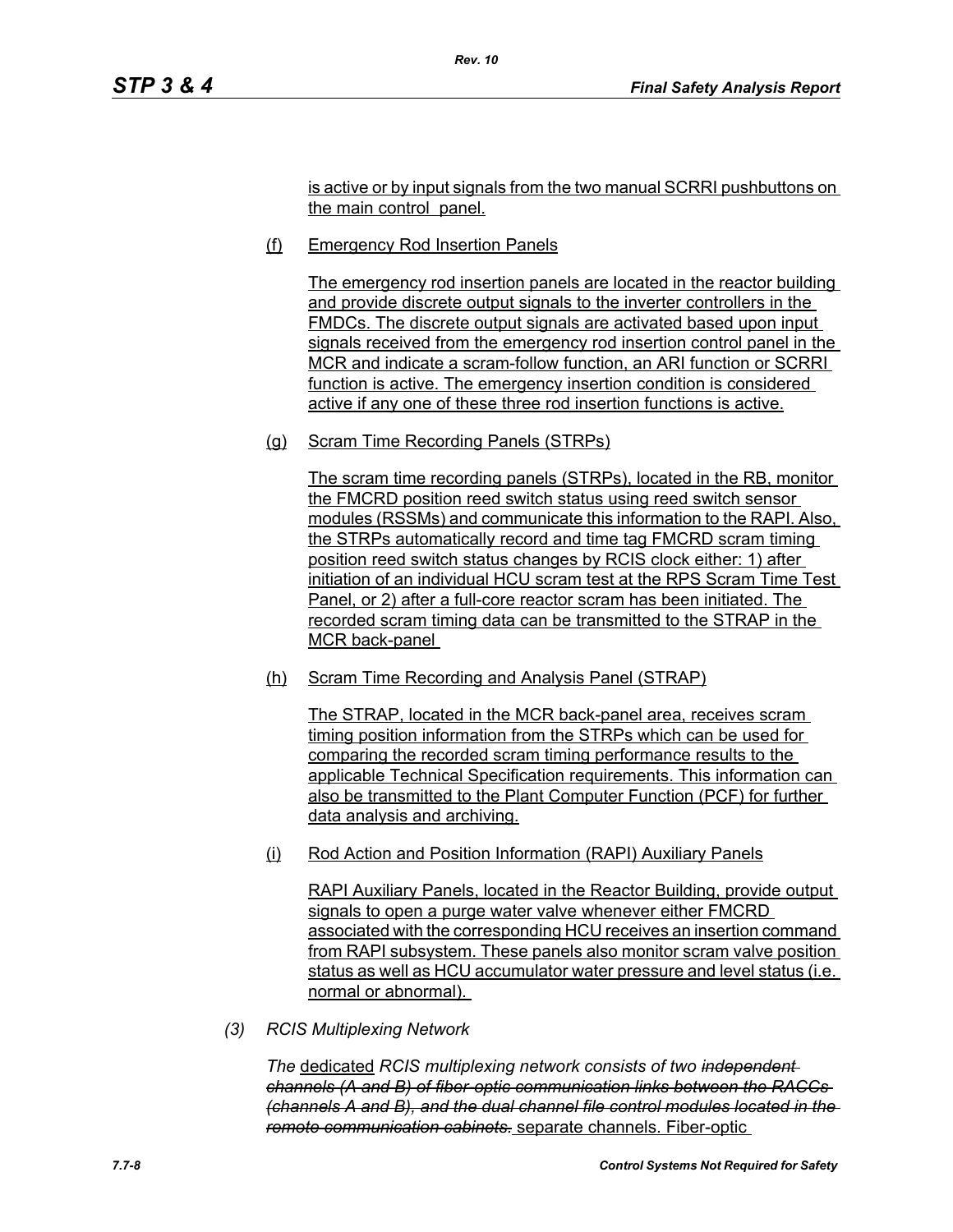is active or by input signals from the two manual SCRRI pushbuttons on the main control panel.

(f) Emergency Rod Insertion Panels

The emergency rod insertion panels are located in the reactor building and provide discrete output signals to the inverter controllers in the FMDCs. The discrete output signals are activated based upon input signals received from the emergency rod insertion control panel in the MCR and indicate a scram-follow function, an ARI function or SCRRI function is active. The emergency insertion condition is considered active if any one of these three rod insertion functions is active.

(g) Scram Time Recording Panels (STRPs)

The scram time recording panels (STRPs), located in the RB, monitor the FMCRD position reed switch status using reed switch sensor modules (RSSMs) and communicate this information to the RAPI. Also, the STRPs automatically record and time tag FMCRD scram timing position reed switch status changes by RCIS clock either: 1) after initiation of an individual HCU scram test at the RPS Scram Time Test Panel, or 2) after a full-core reactor scram has been initiated. The recorded scram timing data can be transmitted to the STRAP in the MCR back-panel

(h) Scram Time Recording and Analysis Panel (STRAP)

The STRAP, located in the MCR back-panel area, receives scram timing position information from the STRPs which can be used for comparing the recorded scram timing performance results to the applicable Technical Specification requirements. This information can also be transmitted to the Plant Computer Function (PCF) for further data analysis and archiving.

(i) Rod Action and Position Information (RAPI) Auxiliary Panels

RAPI Auxiliary Panels, located in the Reactor Building, provide output signals to open a purge water valve whenever either FMCRD associated with the corresponding HCU receives an insertion command from RAPI subsystem. These panels also monitor scram valve position status as well as HCU accumulator water pressure and level status (i.e. normal or abnormal).

*(3) RCIS Multiplexing Network*

*The* dedicated *RCIS multiplexing network consists of two ~~independent channels (A and B) of fiber-optic communication links between the RACCs (channels A and B), and the dual channel file control modules located in the remote communication cabinets.~~* separate channels. Fiber-optic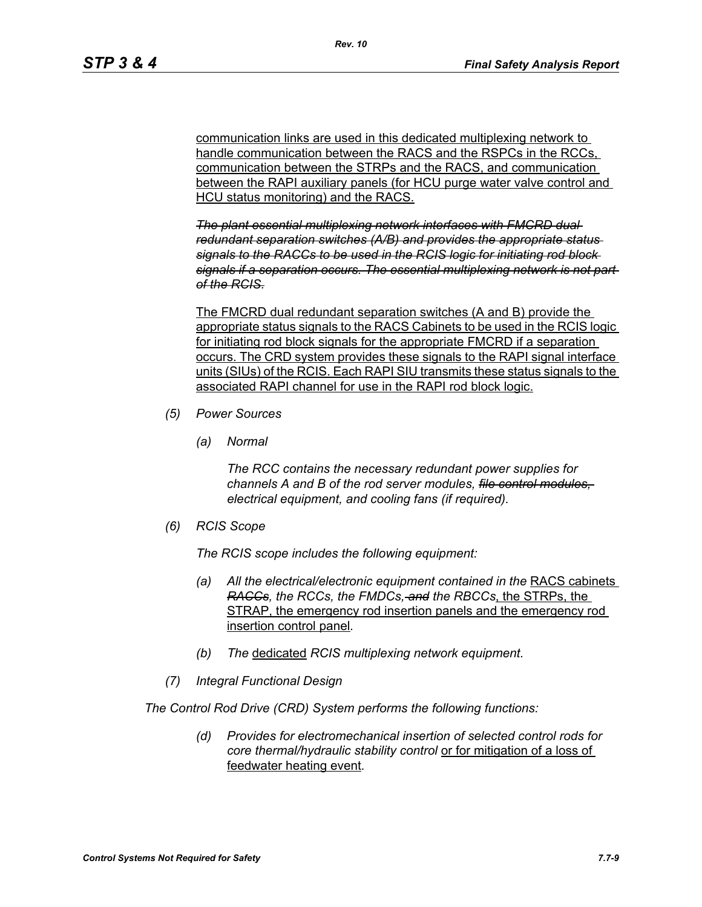communication links are used in this dedicated multiplexing network to handle communication between the RACS and the RSPCs in the RCCs, communication between the STRPs and the RACS, and communication between the RAPI auxiliary panels (for HCU purge water valve control and HCU status monitoring) and the RACS.

~~*The plant essential multiplexing network interfaces with FMCRD dual redundant separation switches (A/B) and provides the appropriate status signals to the RACCs to be used in the RCIS logic for initiating rod block signals if a separation occurs. The essential multiplexing network is not part of the RCIS.*~~

The FMCRD dual redundant separation switches (A and B) provide the appropriate status signals to the RACS Cabinets to be used in the RCIS logic for initiating rod block signals for the appropriate FMCRD if a separation occurs. The CRD system provides these signals to the RAPI signal interface units (SIUs) of the RCIS. Each RAPI SIU transmits these status signals to the associated RAPI channel for use in the RAPI rod block logic.

*(5) Power Sources*

*(a) Normal*

*The RCC contains the necessary redundant power supplies for channels A and B of the rod server modules, ~~file control modules,~~ electrical equipment, and cooling fans (if required).*

*(6) RCIS Scope*

*The RCIS scope includes the following equipment:*

*(a) All the electrical/electronic equipment contained in the* RACS cabinets *~~RACCs~~, the RCCs, the FMDCs, ~~and~~ the RBCCs*, the STRPs, the STRAP, the emergency rod insertion panels and the emergency rod insertion control panel*.*

*(b) The* dedicated *RCIS multiplexing network equipment.*

*(7) Integral Functional Design*

*The Control Rod Drive (CRD) System performs the following functions:*

*(d) Provides for electromechanical insertion of selected control rods for core thermal/hydraulic stability control* or for mitigation of a loss of feedwater heating event*.*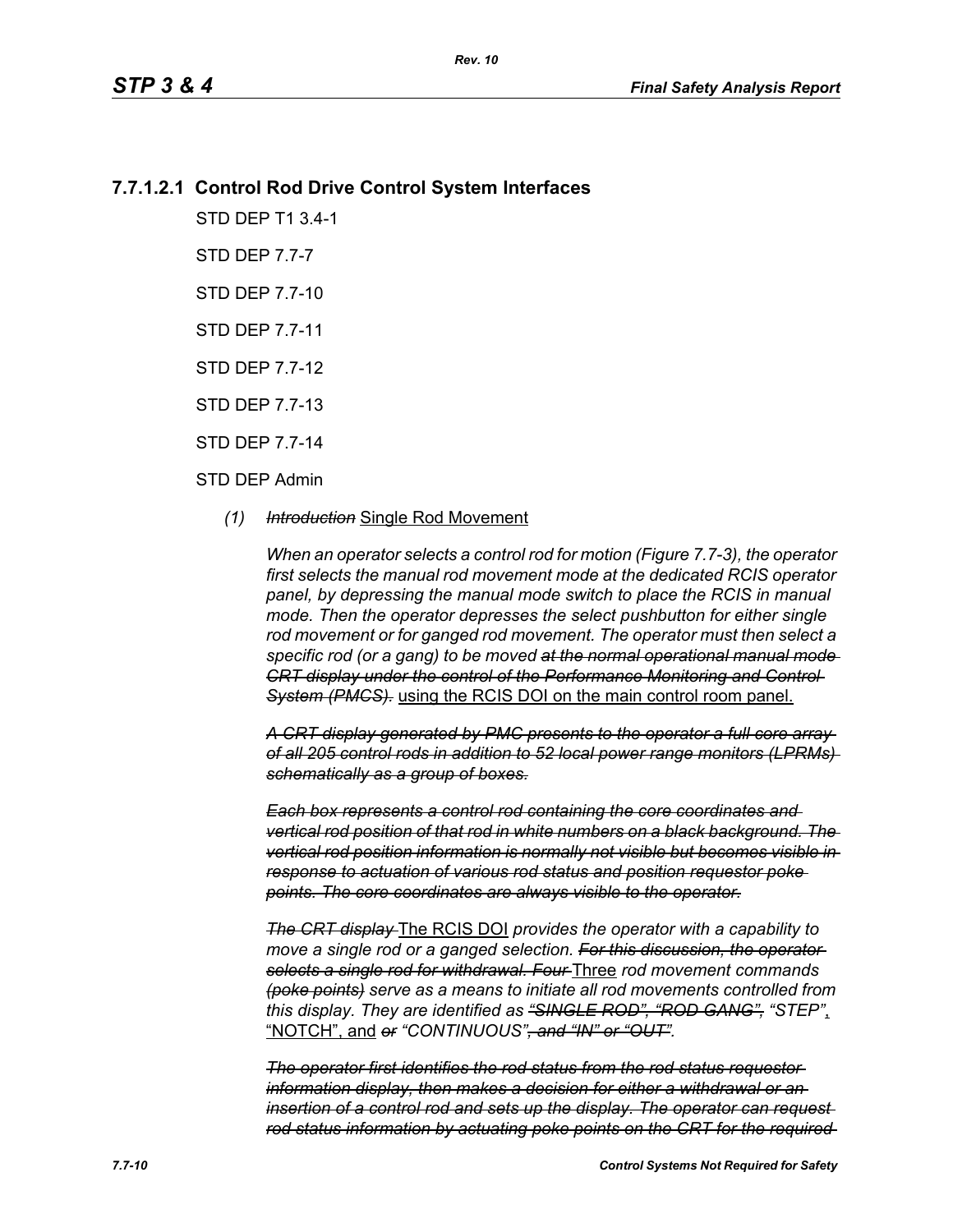### 7.7.1.2.1 Control Rod Drive Control System Interfaces

STD DEP T1 3.4-1

STD DEP 7.7-7

STD DEP 7.7-10

STD DEP 7.7-11

STD DEP 7.7-12

STD DEP 7.7-13

STD DEP 7.7-14

STD DEP Admin

*(1)* ~~*Introduction*~~ Single Rod Movement

*When an operator selects a control rod for motion (Figure 7.7-3), the operator first selects the manual rod movement mode at the dedicated RCIS operator panel, by depressing the manual mode switch to place the RCIS in manual mode. Then the operator depresses the select pushbutton for either single rod movement or for ganged rod movement. The operator must then select a specific rod (or a gang) to be moved* ~~*at the normal operational manual mode CRT display under the control of the Performance Monitoring and Control System (PMCS).*~~ using the RCIS DOI on the main control room panel.

~~*A CRT display generated by PMC presents to the operator a full core array of all 205 control rods in addition to 52 local power range monitors (LPRMs) schematically as a group of boxes.*~~

~~*Each box represents a control rod containing the core coordinates and vertical rod position of that rod in white numbers on a black background. The vertical rod position information is normally not visible but becomes visible in response to actuation of various rod status and position requestor poke points. The core coordinates are always visible to the operator.*~~

~~*The CRT display*~~ The RCIS DOI *provides the operator with a capability to move a single rod or a ganged selection.* ~~*For this discussion, the operator selects a single rod for withdrawal. Four*~~ Three *rod movement commands* ~~*(poke points)*~~ *serve as a means to initiate all rod movements controlled from this display. They are identified as* ~~*"SINGLE ROD", "ROD GANG",*~~ *"STEP"*, "NOTCH", and ~~*or*~~ *"CONTINUOUS"*~~*, and "IN" or "OUT"*~~.

~~*The operator first identifies the rod status from the rod status requestor information display, then makes a decision for either a withdrawal or an insertion of a control rod and sets up the display. The operator can request rod status information by actuating poke points on the CRT for the required*~~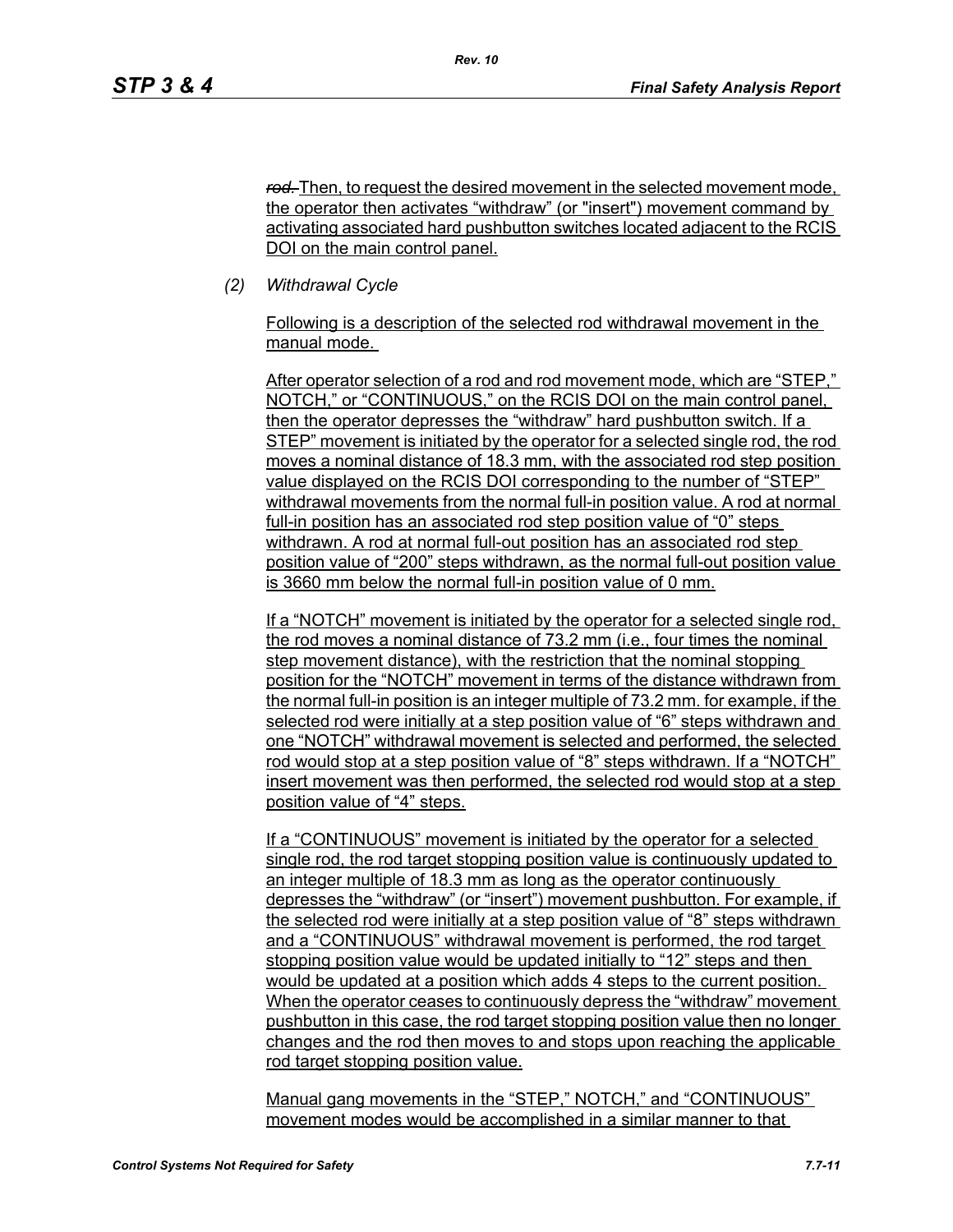~~rod.~~ Then, to request the desired movement in the selected movement mode, the operator then activates “withdraw” (or "insert") movement command by activating associated hard pushbutton switches located adjacent to the RCIS DOI on the main control panel.

*(2) Withdrawal Cycle*

Following is a description of the selected rod withdrawal movement in the manual mode.

After operator selection of a rod and rod movement mode, which are “STEP,” NOTCH,” or “CONTINUOUS,” on the RCIS DOI on the main control panel, then the operator depresses the “withdraw” hard pushbutton switch. If a STEP” movement is initiated by the operator for a selected single rod, the rod moves a nominal distance of 18.3 mm, with the associated rod step position value displayed on the RCIS DOI corresponding to the number of “STEP” withdrawal movements from the normal full-in position value. A rod at normal full-in position has an associated rod step position value of “0” steps withdrawn. A rod at normal full-out position has an associated rod step position value of “200” steps withdrawn, as the normal full-out position value is 3660 mm below the normal full-in position value of 0 mm.

If a “NOTCH” movement is initiated by the operator for a selected single rod, the rod moves a nominal distance of 73.2 mm (i.e., four times the nominal step movement distance), with the restriction that the nominal stopping position for the “NOTCH” movement in terms of the distance withdrawn from the normal full-in position is an integer multiple of 73.2 mm. for example, if the selected rod were initially at a step position value of “6” steps withdrawn and one “NOTCH” withdrawal movement is selected and performed, the selected rod would stop at a step position value of “8” steps withdrawn. If a “NOTCH” insert movement was then performed, the selected rod would stop at a step position value of “4” steps.

If a “CONTINUOUS” movement is initiated by the operator for a selected single rod, the rod target stopping position value is continuously updated to an integer multiple of 18.3 mm as long as the operator continuously depresses the “withdraw” (or “insert”) movement pushbutton. For example, if the selected rod were initially at a step position value of “8” steps withdrawn and a “CONTINUOUS” withdrawal movement is performed, the rod target stopping position value would be updated initially to “12” steps and then would be updated at a position which adds 4 steps to the current position. When the operator ceases to continuously depress the “withdraw” movement pushbutton in this case, the rod target stopping position value then no longer changes and the rod then moves to and stops upon reaching the applicable rod target stopping position value.

Manual gang movements in the “STEP,” NOTCH,” and “CONTINUOUS” movement modes would be accomplished in a similar manner to that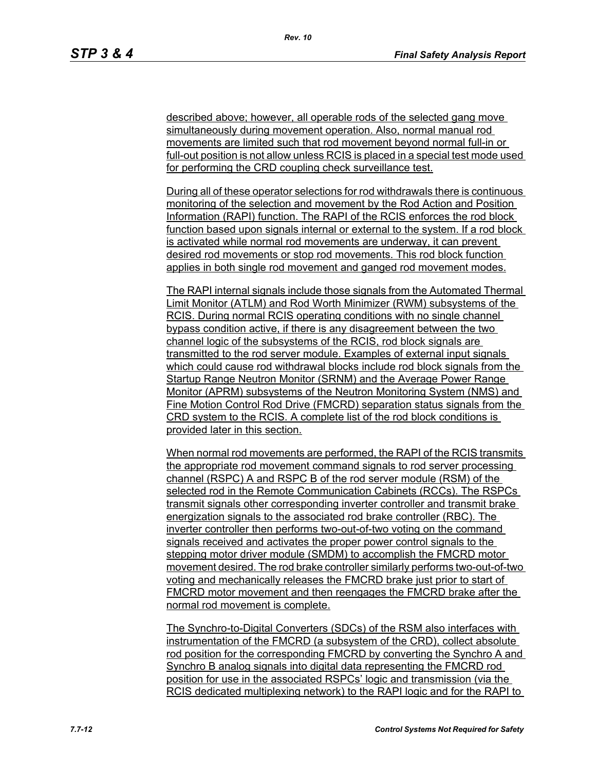described above; however, all operable rods of the selected gang move simultaneously during movement operation. Also, normal manual rod movements are limited such that rod movement beyond normal full-in or full-out position is not allow unless RCIS is placed in a special test mode used for performing the CRD coupling check surveillance test.

During all of these operator selections for rod withdrawals there is continuous monitoring of the selection and movement by the Rod Action and Position Information (RAPI) function. The RAPI of the RCIS enforces the rod block function based upon signals internal or external to the system. If a rod block is activated while normal rod movements are underway, it can prevent desired rod movements or stop rod movements. This rod block function applies in both single rod movement and ganged rod movement modes.

The RAPI internal signals include those signals from the Automated Thermal Limit Monitor (ATLM) and Rod Worth Minimizer (RWM) subsystems of the RCIS. During normal RCIS operating conditions with no single channel bypass condition active, if there is any disagreement between the two channel logic of the subsystems of the RCIS, rod block signals are transmitted to the rod server module. Examples of external input signals which could cause rod withdrawal blocks include rod block signals from the Startup Range Neutron Monitor (SRNM) and the Average Power Range Monitor (APRM) subsystems of the Neutron Monitoring System (NMS) and Fine Motion Control Rod Drive (FMCRD) separation status signals from the CRD system to the RCIS. A complete list of the rod block conditions is provided later in this section.

When normal rod movements are performed, the RAPI of the RCIS transmits the appropriate rod movement command signals to rod server processing channel (RSPC) A and RSPC B of the rod server module (RSM) of the selected rod in the Remote Communication Cabinets (RCCs). The RSPCs transmit signals other corresponding inverter controller and transmit brake energization signals to the associated rod brake controller (RBC). The inverter controller then performs two-out-of-two voting on the command signals received and activates the proper power control signals to the stepping motor driver module (SMDM) to accomplish the FMCRD motor movement desired. The rod brake controller similarly performs two-out-of-two voting and mechanically releases the FMCRD brake just prior to start of FMCRD motor movement and then reengages the FMCRD brake after the normal rod movement is complete.

The Synchro-to-Digital Converters (SDCs) of the RSM also interfaces with instrumentation of the FMCRD (a subsystem of the CRD), collect absolute rod position for the corresponding FMCRD by converting the Synchro A and Synchro B analog signals into digital data representing the FMCRD rod position for use in the associated RSPCs' logic and transmission (via the RCIS dedicated multiplexing network) to the RAPI logic and for the RAPI to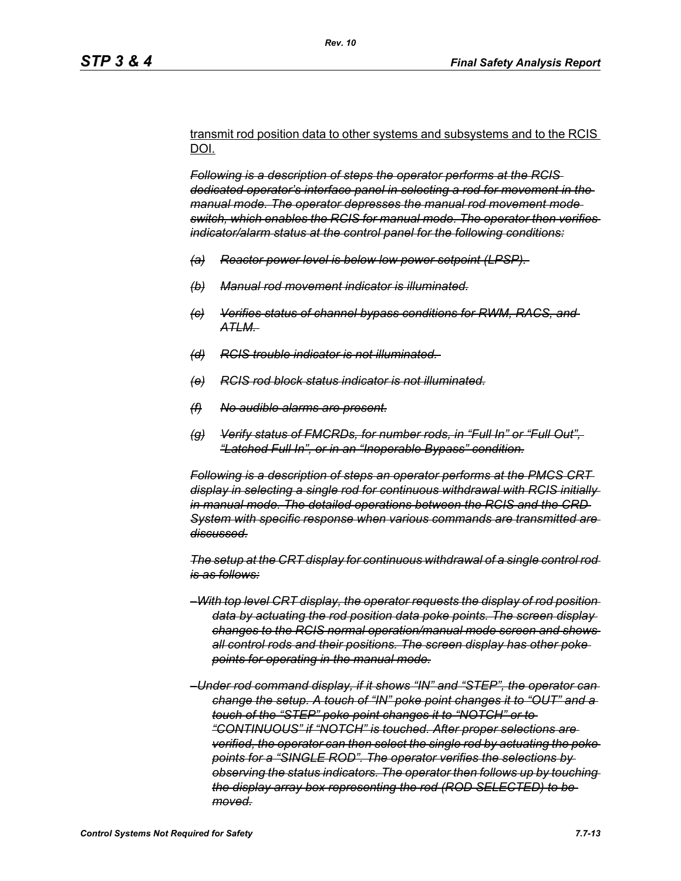transmit rod position data to other systems and subsystems and to the RCIS DOI.

~~*Following is a description of steps the operator performs at the RCIS dedicated operator's interface panel in selecting a rod for movement in the manual mode. The operator depresses the manual rod movement mode switch, which enables the RCIS for manual mode. The operator then verifies indicator/alarm status at the control panel for the following conditions:*~~

~~*(a) Reactor power level is below low power setpoint (LPSP).*~~

~~*(b) Manual rod movement indicator is illuminated.*~~

~~*(c) Verifies status of channel bypass conditions for RWM, RACS, and ATLM.*~~

~~*(d) RCIS trouble indicator is not illuminated.*~~

~~*(e) RCIS rod block status indicator is not illuminated.*~~

~~*(f) No audible alarms are present.*~~

~~*(g) Verify status of FMCRDs, for number rods, in "Full In" or "Full Out", "Latched Full In", or in an "Inoperable Bypass" condition.*~~

~~*Following is a description of steps an operator performs at the PMCS CRT display in selecting a single rod for continuous withdrawal with RCIS initially in manual mode. The detailed operations between the RCIS and the CRD System with specific response when various commands are transmitted are discussed.*~~

~~*The setup at the CRT display for continuous withdrawal of a single control rod is as follows:*~~

~~*– With top level CRT display, the operator requests the display of rod position data by actuating the rod position data poke points. The screen display changes to the RCIS normal operation/manual mode screen and shows all control rods and their positions. The screen display has other poke points for operating in the manual mode.*~~

~~*– Under rod command display, if it shows "IN" and "STEP", the operator can change the setup. A touch of "IN" poke point changes it to "OUT" and a touch of the "STEP" poke point changes it to "NOTCH" or to "CONTINUOUS" if "NOTCH" is touched. After proper selections are verified, the operator can then select the single rod by actuating the poke points for a "SINGLE ROD". The operator verifies the selections by observing the status indicators. The operator then follows up by touching the display array box representing the rod (ROD SELECTED) to be moved.*~~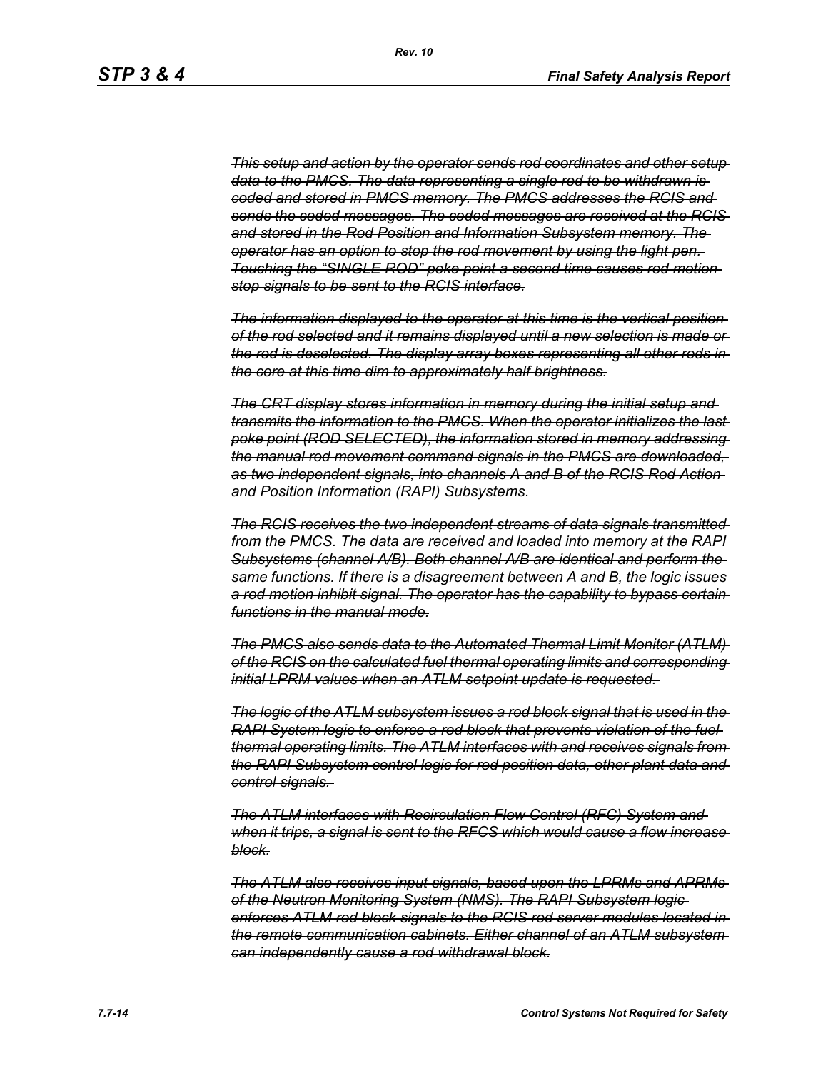*~~This setup and action by the operator sends rod coordinates and other setup data to the PMCS. The data representing a single rod to be withdrawn is coded and stored in PMCS memory. The PMCS addresses the RCIS and sends the coded messages. The coded messages are received at the RCIS and stored in the Rod Position and Information Subsystem memory. The operator has an option to stop the rod movement by using the light pen. Touching the "SINGLE ROD" poke point a second time causes rod motion stop signals to be sent to the RCIS interface.~~*

*~~The information displayed to the operator at this time is the vertical position of the rod selected and it remains displayed until a new selection is made or the rod is deselected. The display array boxes representing all other rods in the core at this time dim to approximately half brightness.~~*

*~~The CRT display stores information in memory during the initial setup and transmits the information to the PMCS. When the operator initializes the last poke point (ROD SELECTED), the information stored in memory addressing the manual rod movement command signals in the PMCS are downloaded, as two independent signals, into channels A and B of the RCIS Rod Action and Position Information (RAPI) Subsystems.~~*

*~~The RCIS receives the two independent streams of data signals transmitted from the PMCS. The data are received and loaded into memory at the RAPI Subsystems (channel A/B). Both channel A/B are identical and perform the same functions. If there is a disagreement between A and B, the logic issues a rod motion inhibit signal. The operator has the capability to bypass certain functions in the manual mode.~~*

*~~The PMCS also sends data to the Automated Thermal Limit Monitor (ATLM) of the RCIS on the calculated fuel thermal operating limits and corresponding initial LPRM values when an ATLM setpoint update is requested.~~*

*~~The logic of the ATLM subsystem issues a rod block signal that is used in the RAPI System logic to enforce a rod block that prevents violation of the fuel thermal operating limits. The ATLM interfaces with and receives signals from the RAPI Subsystem control logic for rod position data, other plant data and control signals.~~*

*~~The ATLM interfaces with Recirculation Flow Control (RFC) System and when it trips, a signal is sent to the RFCS which would cause a flow increase block.~~*

*~~The ATLM also receives input signals, based upon the LPRMs and APRMs of the Neutron Monitoring System (NMS). The RAPI Subsystem logic enforces ATLM rod block signals to the RCIS rod server modules located in the remote communication cabinets. Either channel of an ATLM subsystem can independently cause a rod withdrawal block.~~*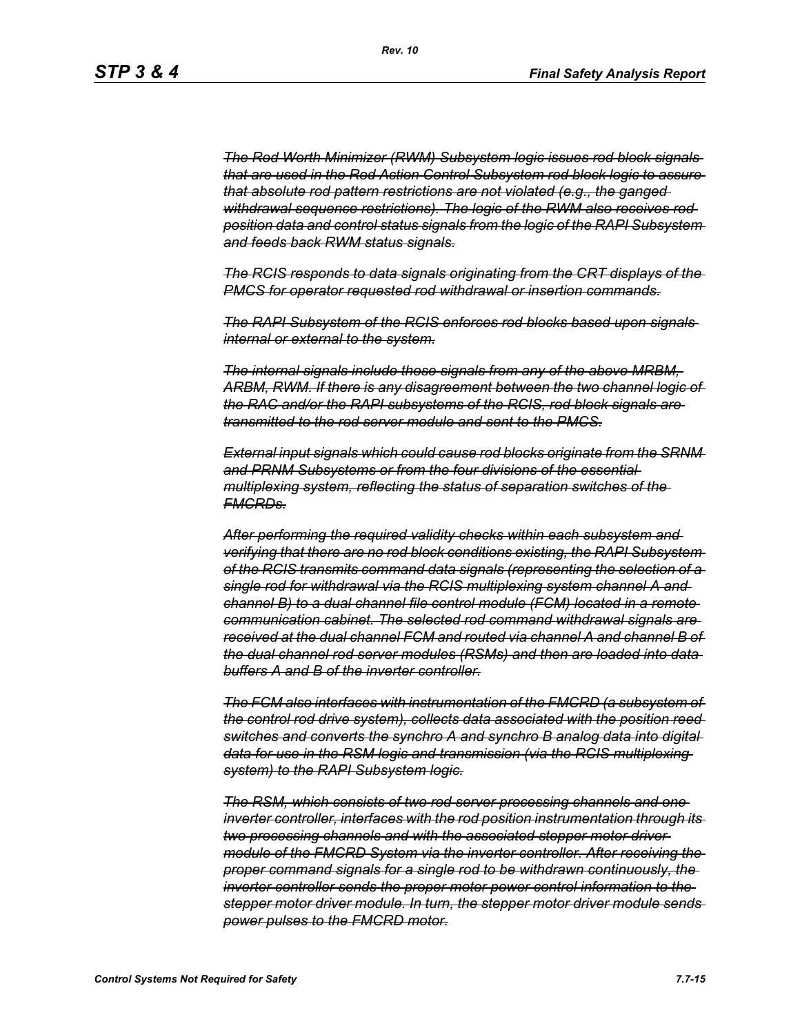~~*The Rod Worth Minimizer (RWM) Subsystem logic issues rod block signals that are used in the Rod Action Control Subsystem rod block logic to assure that absolute rod pattern restrictions are not violated (e.g., the ganged withdrawal sequence restrictions). The logic of the RWM also receives rod position data and control status signals from the logic of the RAPI Subsystem and feeds back RWM status signals.*~~

~~*The RCIS responds to data signals originating from the CRT displays of the PMCS for operator requested rod withdrawal or insertion commands.*~~

~~*The RAPI Subsystem of the RCIS enforces rod blocks based upon signals internal or external to the system.*~~

~~*The internal signals include those signals from any of the above MRBM, ARBM, RWM. If there is any disagreement between the two channel logic of the RAC and/or the RAPI subsystems of the RCIS, rod block signals are transmitted to the rod server module and sent to the PMCS.*~~

~~*External input signals which could cause rod blocks originate from the SRNM and PRNM Subsystems or from the four divisions of the essential multiplexing system, reflecting the status of separation switches of the FMCRDs.*~~

~~*After performing the required validity checks within each subsystem and verifying that there are no rod block conditions existing, the RAPI Subsystem of the RCIS transmits command data signals (representing the selection of a single rod for withdrawal via the RCIS multiplexing system channel A and channel B) to a dual channel file control module (FCM) located in a remote communication cabinet. The selected rod command withdrawal signals are received at the dual channel FCM and routed via channel A and channel B of the dual channel rod server modules (RSMs) and then are loaded into data buffers A and B of the inverter controller.*~~

~~*The FCM also interfaces with instrumentation of the FMCRD (a subsystem of the control rod drive system), collects data associated with the position reed switches and converts the synchro A and synchro B analog data into digital data for use in the RSM logic and transmission (via the RCIS multiplexing system) to the RAPI Subsystem logic.*~~

~~*The RSM, which consists of two rod server processing channels and one inverter controller, interfaces with the rod position instrumentation through its two processing channels and with the associated stepper motor driver module of the FMCRD System via the inverter controller. After receiving the proper command signals for a single rod to be withdrawn continuously, the inverter controller sends the proper motor power control information to the stepper motor driver module. In turn, the stepper motor driver module sends power pulses to the FMCRD motor.*~~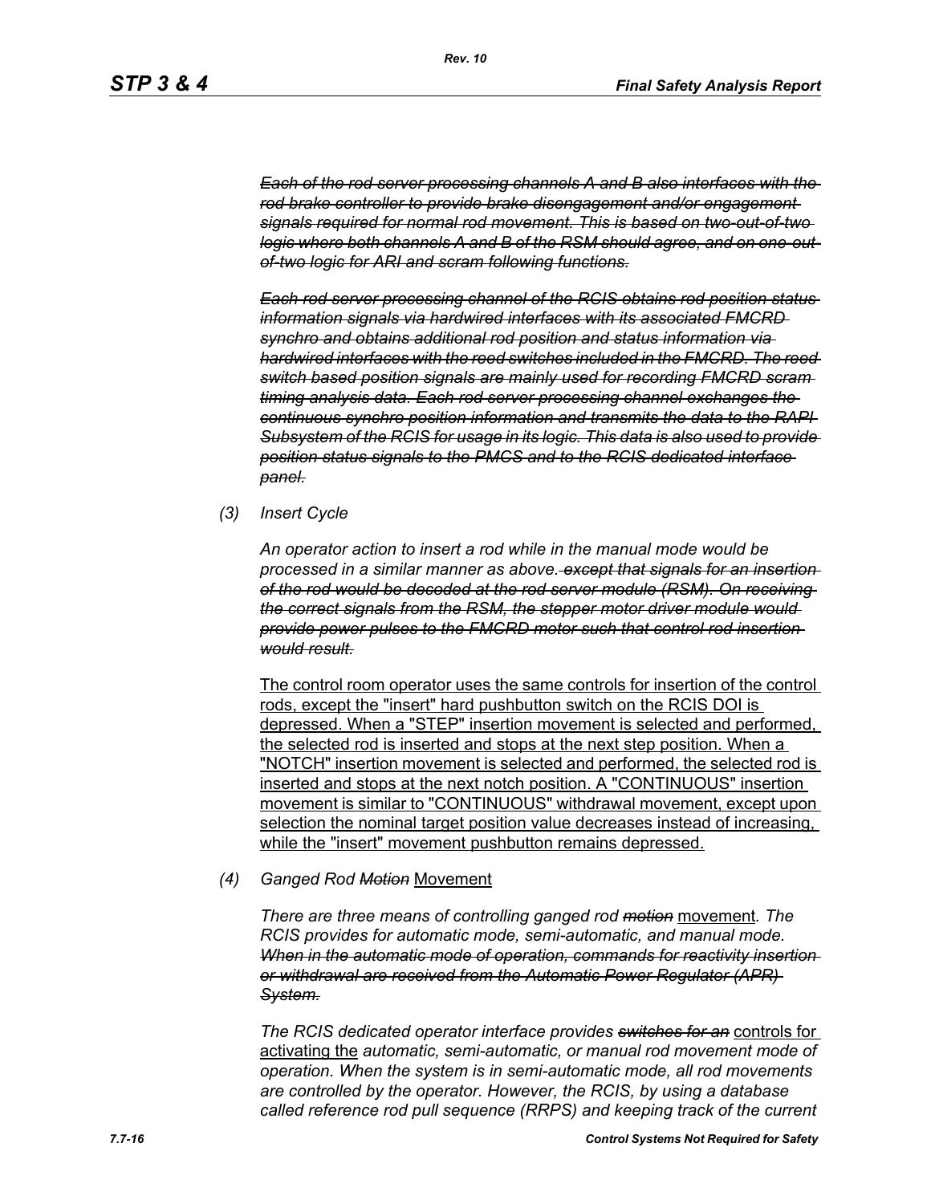~~*Each of the rod server processing channels A and B also interfaces with the rod brake controller to provide brake disengagement and/or engagement signals required for normal rod movement. This is based on two-out-of-two logic where both channels A and B of the RSM should agree, and on one-out-of-two logic for ARI and scram following functions.*~~

~~*Each rod server processing channel of the RCIS obtains rod position status information signals via hardwired interfaces with its associated FMCRD synchro and obtains additional rod position and status information via hardwired interfaces with the reed switches included in the FMCRD. The reed switch based position signals are mainly used for recording FMCRD scram timing analysis data. Each rod server processing channel exchanges the continuous synchro position information and transmits the data to the RAPI Subsystem of the RCIS for usage in its logic. This data is also used to provide position status signals to the PMCS and to the RCIS dedicated interface panel.*~~

*(3) Insert Cycle*

*An operator action to insert a rod while in the manual mode would be processed in a similar manner as above.* ~~*except that signals for an insertion of the rod would be decoded at the rod server module (RSM). On receiving the correct signals from the RSM, the stepper motor driver module would provide power pulses to the FMCRD motor such that control rod insertion would result.*~~

<u>The control room operator uses the same controls for insertion of the control rods, except the "insert" hard pushbutton switch on the RCIS DOI is depressed. When a "STEP" insertion movement is selected and performed, the selected rod is inserted and stops at the next step position. When a "NOTCH" insertion movement is selected and performed, the selected rod is inserted and stops at the next notch position. A "CONTINUOUS" insertion movement is similar to "CONTINUOUS" withdrawal movement, except upon selection the nominal target position value decreases instead of increasing, while the "insert" movement pushbutton remains depressed.</u>

*(4) Ganged Rod* ~~*Motion*~~ <u>Movement</u>

*There are three means of controlling ganged rod* ~~*motion*~~ <u>movement</u>*. The RCIS provides for automatic mode, semi-automatic, and manual mode.* ~~*When in the automatic mode of operation, commands for reactivity insertion or withdrawal are received from the Automatic Power Regulator (APR) System.*~~

*The RCIS dedicated operator interface provides* ~~*switches for an*~~ <u>controls for activating the</u> *automatic, semi-automatic, or manual rod movement mode of operation. When the system is in semi-automatic mode, all rod movements are controlled by the operator. However, the RCIS, by using a database called reference rod pull sequence (RRPS) and keeping track of the current*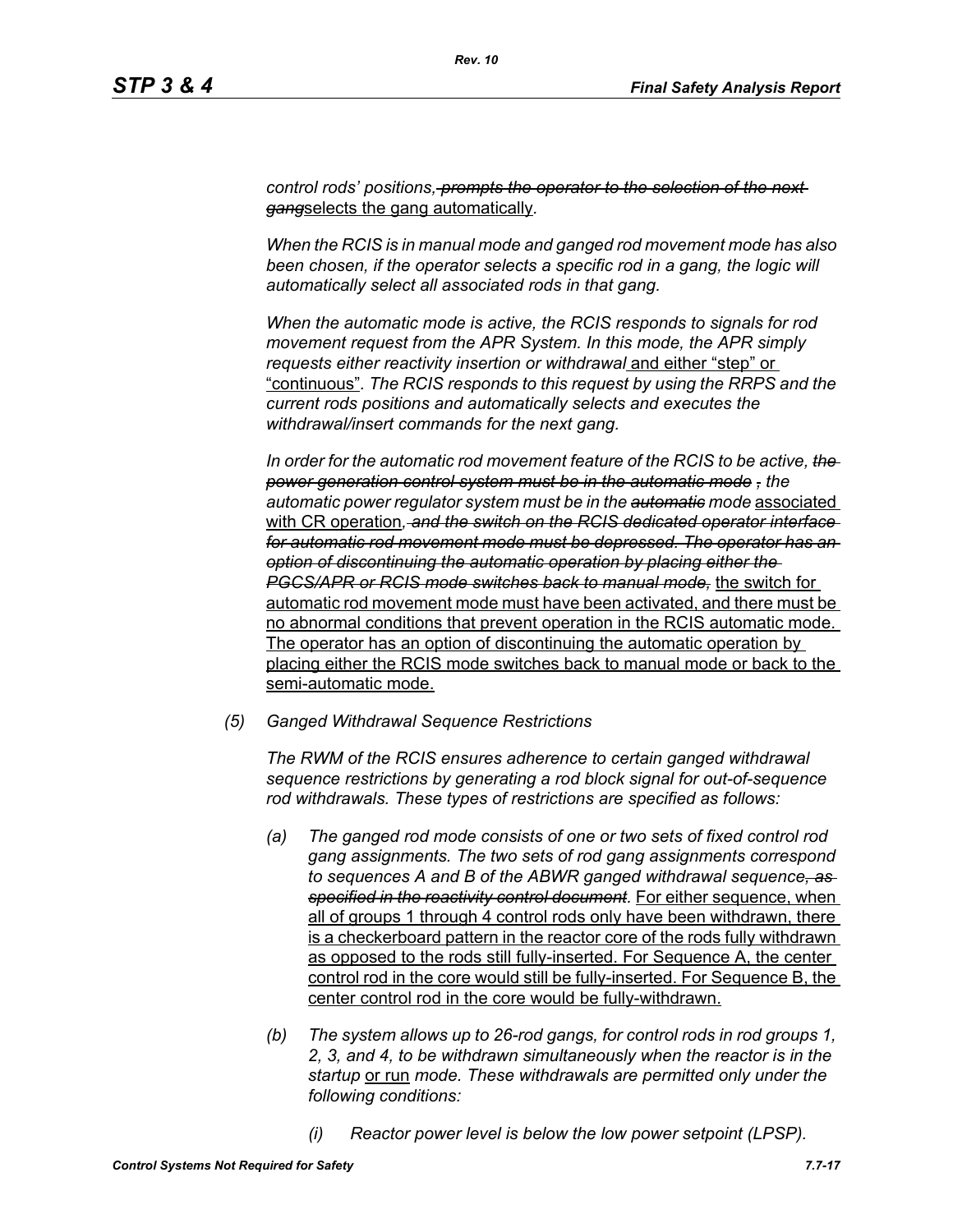*control rods' positions, ~~prompts the operator to the selection of the next gang~~*selects the gang automatically.

*When the RCIS is in manual mode and ganged rod movement mode has also been chosen, if the operator selects a specific rod in a gang, the logic will automatically select all associated rods in that gang.*

*When the automatic mode is active, the RCIS responds to signals for rod movement request from the APR System. In this mode, the APR simply requests either reactivity insertion or withdrawal* and either "step" or "continuous". *The RCIS responds to this request by using the RRPS and the current rods positions and automatically selects and executes the withdrawal/insert commands for the next gang.*

*In order for the automatic rod movement feature of the RCIS to be active, ~~the power generation control system must be in the automatic mode~~ ~~,~~ the automatic power regulator system must be in the ~~automatic~~ mode* associated with CR operation*~~, and the switch on the RCIS dedicated operator interface for automatic rod movement mode must be depressed. The operator has an option of discontinuing the automatic operation by placing either the PGCS/APR or RCIS mode switches back to manual mode,~~* the switch for automatic rod movement mode must have been activated, and there must be no abnormal conditions that prevent operation in the RCIS automatic mode. The operator has an option of discontinuing the automatic operation by placing either the RCIS mode switches back to manual mode or back to the semi-automatic mode.

*(5) Ganged Withdrawal Sequence Restrictions*

*The RWM of the RCIS ensures adherence to certain ganged withdrawal sequence restrictions by generating a rod block signal for out-of-sequence rod withdrawals. These types of restrictions are specified as follows:*

*(a) The ganged rod mode consists of one or two sets of fixed control rod gang assignments. The two sets of rod gang assignments correspond to sequences A and B of the ABWR ganged withdrawal sequence~~, as specified in the reactivity control document~~.* For either sequence, when all of groups 1 through 4 control rods only have been withdrawn, there is a checkerboard pattern in the reactor core of the rods fully withdrawn as opposed to the rods still fully-inserted. For Sequence A, the center control rod in the core would still be fully-inserted. For Sequence B, the center control rod in the core would be fully-withdrawn.

*(b) The system allows up to 26-rod gangs, for control rods in rod groups 1, 2, 3, and 4, to be withdrawn simultaneously when the reactor is in the startup* or run *mode. These withdrawals are permitted only under the following conditions:*

*(i) Reactor power level is below the low power setpoint (LPSP).*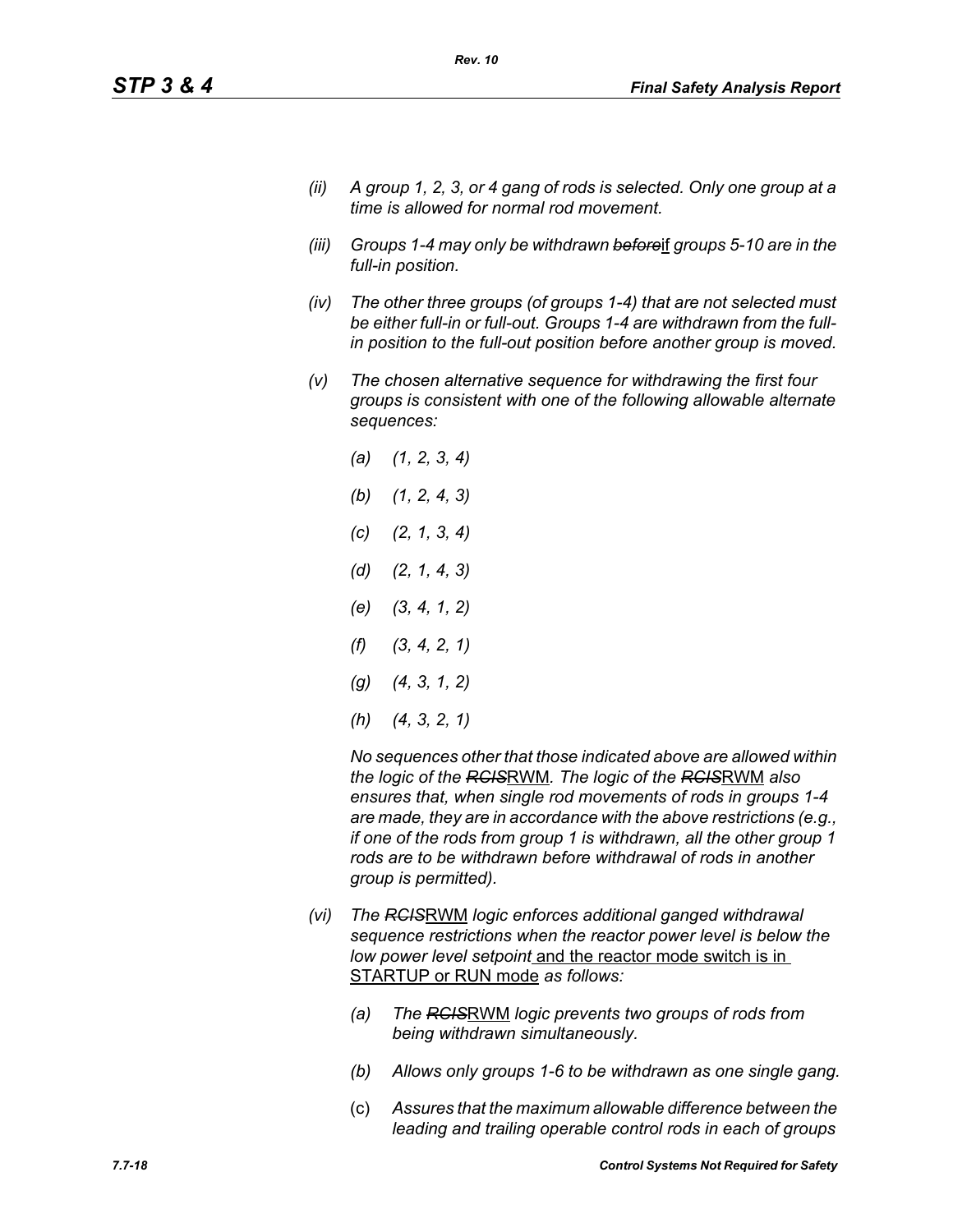*(ii) A group 1, 2, 3, or 4 gang of rods is selected. Only one group at a time is allowed for normal rod movement.*

*(iii) Groups 1-4 may only be withdrawn ~~before~~*if *groups 5-10 are in the full-in position.*

*(iv) The other three groups (of groups 1-4) that are not selected must be either full-in or full-out. Groups 1-4 are withdrawn from the full-in position to the full-out position before another group is moved.*

*(v) The chosen alternative sequence for withdrawing the first four groups is consistent with one of the following allowable alternate sequences:*

*(a) (1, 2, 3, 4)*

*(b) (1, 2, 4, 3)*

*(c) (2, 1, 3, 4)*

*(d) (2, 1, 4, 3)*

*(e) (3, 4, 1, 2)*

*(f) (3, 4, 2, 1)*

*(g) (4, 3, 1, 2)*

*(h) (4, 3, 2, 1)*

*No sequences other that those indicated above are allowed within the logic of the ~~RCIS~~*RWM*. The logic of the ~~RCIS~~*RWM *also ensures that, when single rod movements of rods in groups 1-4 are made, they are in accordance with the above restrictions (e.g., if one of the rods from group 1 is withdrawn, all the other group 1 rods are to be withdrawn before withdrawal of rods in another group is permitted).*

*(vi) The ~~RCIS~~*RWM *logic enforces additional ganged withdrawal sequence restrictions when the reactor power level is below the low power level setpoint* and the reactor mode switch is in STARTUP or RUN mode *as follows:*

*(a) The ~~RCIS~~*RWM *logic prevents two groups of rods from being withdrawn simultaneously.*

*(b) Allows only groups 1-6 to be withdrawn as one single gang.*

(c) *Assures that the maximum allowable difference between the leading and trailing operable control rods in each of groups*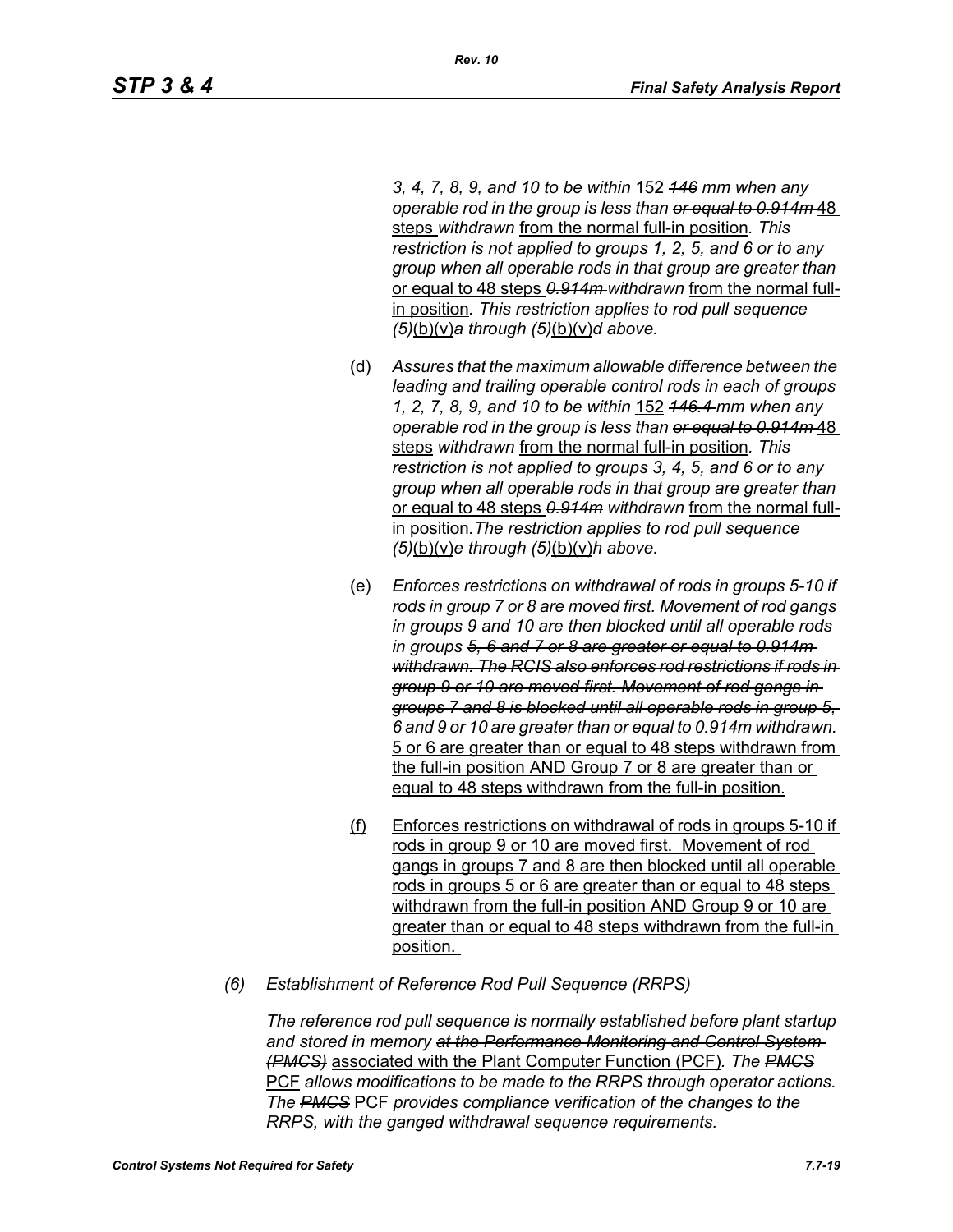*3, 4, 7, 8, 9, and 10 to be within* 152 ~~*146*~~ *mm when any operable rod in the group is less than* ~~*or equal to 0.914m*~~ 48 steps *withdrawn* from the normal full-in position*. This restriction is not applied to groups 1, 2, 5, and 6 or to any group when all operable rods in that group are greater than* or equal to 48 steps ~~*0.914m*~~ *withdrawn* from the normal full-in position*. This restriction applies to rod pull sequence (5)*(b)(v)*a through (5)*(b)(v)*d above.*

(d) *Assures that the maximum allowable difference between the leading and trailing operable control rods in each of groups 1, 2, 7, 8, 9, and 10 to be within* 152 ~~*146.4*~~ *mm when any operable rod in the group is less than* ~~*or equal to 0.914m*~~ 48 steps *withdrawn* from the normal full-in position*. This restriction is not applied to groups 3, 4, 5, and 6 or to any group when all operable rods in that group are greater than* or equal to 48 steps ~~*0.914m*~~ *withdrawn* from the normal full-in position*.The restriction applies to rod pull sequence (5)*(b)(v)*e through (5)*(b)(v)*h above.*

(e) *Enforces restrictions on withdrawal of rods in groups 5-10 if rods in group 7 or 8 are moved first. Movement of rod gangs in groups 9 and 10 are then blocked until all operable rods in groups* ~~*5, 6 and 7 or 8 are greater or equal to 0.914m withdrawn. The RCIS also enforces rod restrictions if rods in group 9 or 10 are moved first. Movement of rod gangs in groups 7 and 8 is blocked until all operable rods in group 5, 6 and 9 or 10 are greater than or equal to 0.914m withdrawn.*~~ 5 or 6 are greater than or equal to 48 steps withdrawn from the full-in position AND Group 7 or 8 are greater than or equal to 48 steps withdrawn from the full-in position.

(f) Enforces restrictions on withdrawal of rods in groups 5-10 if rods in group 9 or 10 are moved first. Movement of rod gangs in groups 7 and 8 are then blocked until all operable rods in groups 5 or 6 are greater than or equal to 48 steps withdrawn from the full-in position AND Group 9 or 10 are greater than or equal to 48 steps withdrawn from the full-in position.

*(6) Establishment of Reference Rod Pull Sequence (RRPS)*

*The reference rod pull sequence is normally established before plant startup and stored in memory* ~~*at the Performance Monitoring and Control System (PMCS)*~~ associated with the Plant Computer Function (PCF)*. The* ~~*PMCS*~~ PCF *allows modifications to be made to the RRPS through operator actions. The* ~~*PMCS*~~ PCF *provides compliance verification of the changes to the RRPS, with the ganged withdrawal sequence requirements.*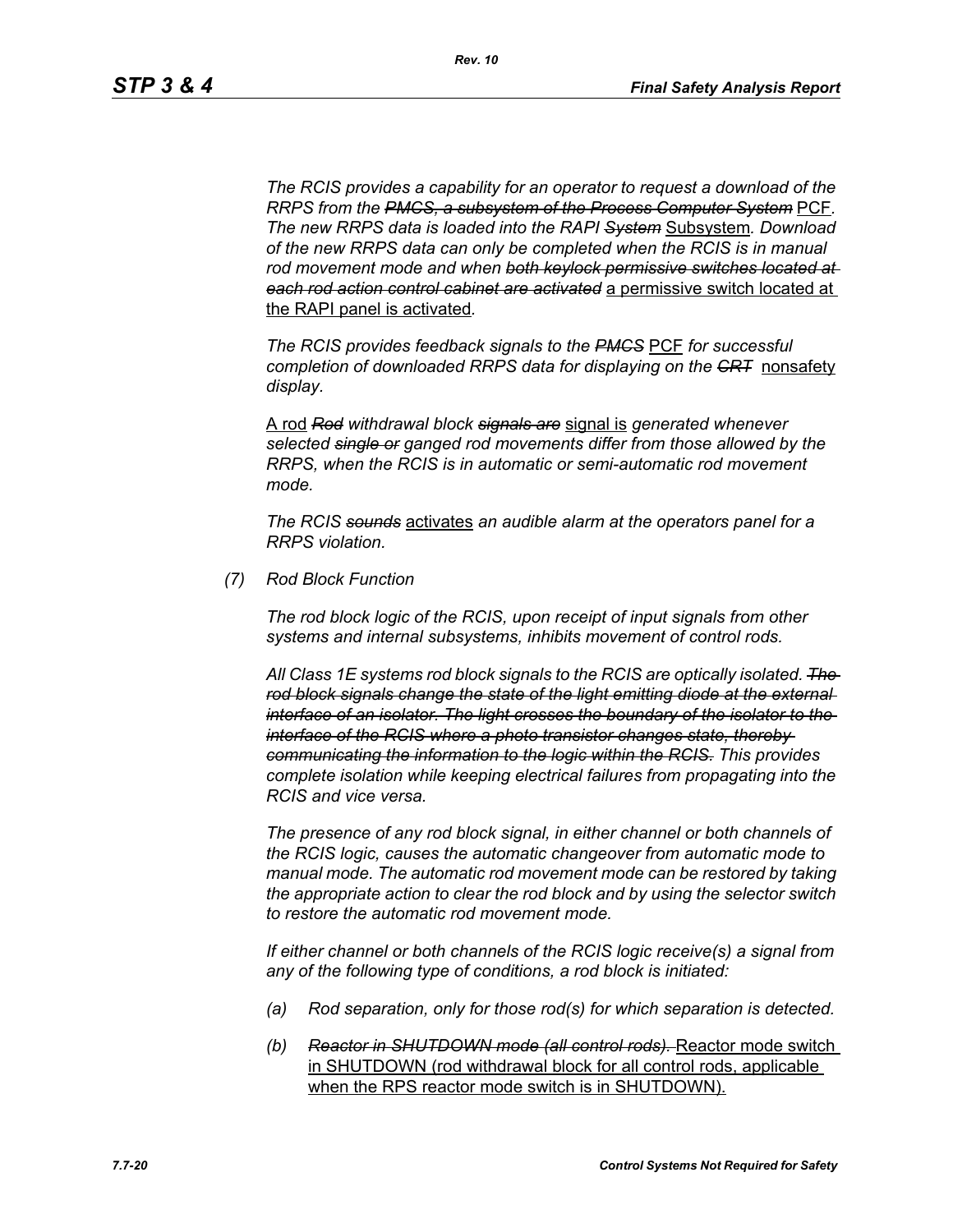*The RCIS provides a capability for an operator to request a download of the RRPS from the ~~PMCS, a subsystem of the Process Computer System~~* PCF*. The new RRPS data is loaded into the RAPI ~~System~~* Subsystem*. Download of the new RRPS data can only be completed when the RCIS is in manual rod movement mode and when ~~both keylock permissive switches located at each rod action control cabinet are activated~~* a permissive switch located at the RAPI panel is activated*.*

*The RCIS provides feedback signals to the ~~PMCS~~* PCF *for successful completion of downloaded RRPS data for displaying on the ~~CRT~~* nonsafety *display.*

A rod *~~Rod~~ withdrawal block ~~signals are~~* signal is *generated whenever selected ~~single or~~ ganged rod movements differ from those allowed by the RRPS, when the RCIS is in automatic or semi-automatic rod movement mode.*

*The RCIS ~~sounds~~* activates *an audible alarm at the operators panel for a RRPS violation.*

*(7) Rod Block Function*

*The rod block logic of the RCIS, upon receipt of input signals from other systems and internal subsystems, inhibits movement of control rods.*

*All Class 1E systems rod block signals to the RCIS are optically isolated. ~~The rod block signals change the state of the light emitting diode at the external interface of an isolator. The light crosses the boundary of the isolator to the interface of the RCIS where a photo transistor changes state, thereby communicating the information to the logic within the RCIS.~~ This provides complete isolation while keeping electrical failures from propagating into the RCIS and vice versa.*

*The presence of any rod block signal, in either channel or both channels of the RCIS logic, causes the automatic changeover from automatic mode to manual mode. The automatic rod movement mode can be restored by taking the appropriate action to clear the rod block and by using the selector switch to restore the automatic rod movement mode.*

*If either channel or both channels of the RCIS logic receive(s) a signal from any of the following type of conditions, a rod block is initiated:*

*(a) Rod separation, only for those rod(s) for which separation is detected.*

*(b) ~~Reactor in SHUTDOWN mode (all control rods).~~* Reactor mode switch in SHUTDOWN (rod withdrawal block for all control rods, applicable when the RPS reactor mode switch is in SHUTDOWN).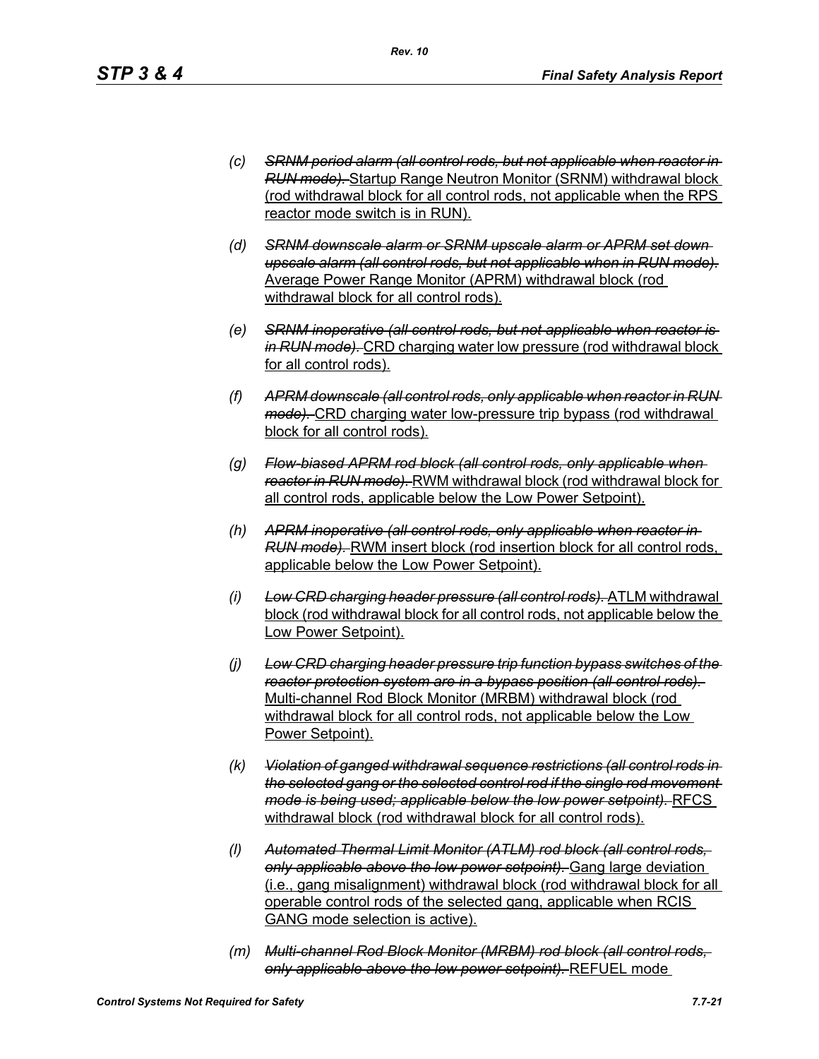(c) ~~*SRNM period alarm (all control rods, but not applicable when reactor in RUN mode).*~~ <u>Startup Range Neutron Monitor (SRNM) withdrawal block (rod withdrawal block for all control rods, not applicable when the RPS reactor mode switch is in RUN).</u>

(d) ~~*SRNM downscale alarm or SRNM upscale alarm or APRM set down upscale alarm (all control rods, but not applicable when in RUN mode).*~~ <u>Average Power Range Monitor (APRM) withdrawal block (rod withdrawal block for all control rods).</u>

(e) ~~*SRNM inoperative (all control rods, but not applicable when reactor is in RUN mode).*~~ <u>CRD charging water low pressure (rod withdrawal block for all control rods).</u>

(f) ~~*APRM downscale (all control rods, only applicable when reactor in RUN mode).*~~ <u>CRD charging water low-pressure trip bypass (rod withdrawal block for all control rods).</u>

(g) ~~*Flow-biased APRM rod block (all control rods, only applicable when reactor in RUN mode).*~~ <u>RWM withdrawal block (rod withdrawal block for all control rods, applicable below the Low Power Setpoint).</u>

(h) ~~*APRM inoperative (all control rods, only applicable when reactor in RUN mode).*~~ <u>RWM insert block (rod insertion block for all control rods, applicable below the Low Power Setpoint).</u>

(i) ~~*Low CRD charging header pressure (all control rods).*~~ <u>ATLM withdrawal block (rod withdrawal block for all control rods, not applicable below the Low Power Setpoint).</u>

(j) ~~*Low CRD charging header pressure trip function bypass switches of the reactor protection system are in a bypass position (all control rods).*~~ <u>Multi-channel Rod Block Monitor (MRBM) withdrawal block (rod withdrawal block for all control rods, not applicable below the Low Power Setpoint).</u>

(k) ~~*Violation of ganged withdrawal sequence restrictions (all control rods in the selected gang or the selected control rod if the single rod movement mode is being used; applicable below the low power setpoint).*~~ <u>RFCS withdrawal block (rod withdrawal block for all control rods).</u>

(l) ~~*Automated Thermal Limit Monitor (ATLM) rod block (all control rods, only applicable above the low power setpoint).*~~ <u>Gang large deviation (i.e., gang misalignment) withdrawal block (rod withdrawal block for all operable control rods of the selected gang, applicable when RCIS GANG mode selection is active).</u>

(m) ~~*Multi-channel Rod Block Monitor (MRBM) rod block (all control rods, only applicable above the low power setpoint).*~~ <u>REFUEL mode</u>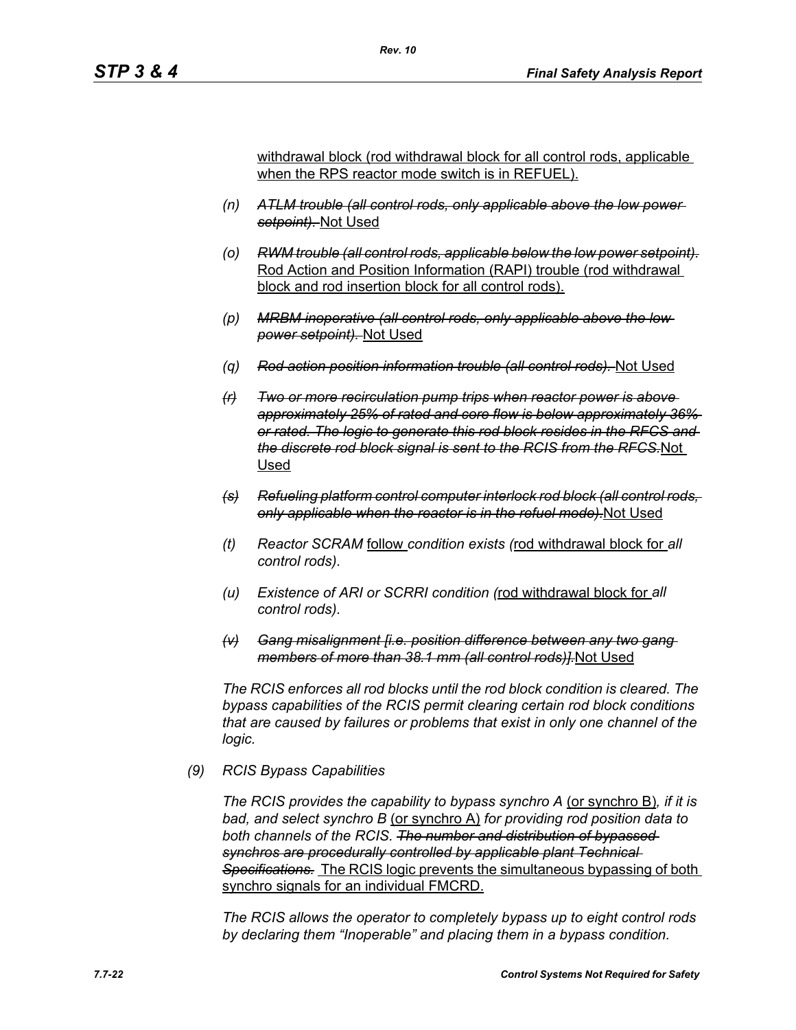withdrawal block (rod withdrawal block for all control rods, applicable when the RPS reactor mode switch is in REFUEL).

(n) ~~*ATLM trouble (all control rods, only applicable above the low power setpoint).*~~ Not Used

(o) ~~*RWM trouble (all control rods, applicable below the low power setpoint).*~~ Rod Action and Position Information (RAPI) trouble (rod withdrawal block and rod insertion block for all control rods).

(p) ~~*MRBM inoperative (all control rods, only applicable above the low power setpoint).*~~ Not Used

(q) ~~*Rod action position information trouble (all control rods).*~~ Not Used

~~*(r)*~~ ~~*Two or more recirculation pump trips when reactor power is above approximately 25% of rated and core flow is below approximately 36% or rated. The logic to generate this rod block resides in the RFCS and the discrete rod block signal is sent to the RCIS from the RFCS.*~~ Not Used

~~*(s)*~~ ~~*Refueling platform control computer interlock rod block (all control rods, only applicable when the reactor is in the refuel mode).*~~ Not Used

(t) *Reactor SCRAM* follow *condition exists (*rod withdrawal block for *all control rods).*

(u) *Existence of ARI or SCRRI condition (*rod withdrawal block for *all control rods).*

~~*(v)*~~ ~~*Gang misalignment [i.e. position difference between any two gang members of more than 38.1 mm (all control rods)].*~~ Not Used

*The RCIS enforces all rod blocks until the rod block condition is cleared. The bypass capabilities of the RCIS permit clearing certain rod block conditions that are caused by failures or problems that exist in only one channel of the logic.*

*(9) RCIS Bypass Capabilities*

*The RCIS provides the capability to bypass synchro A* (or synchro B)*, if it is bad, and select synchro B* (or synchro A) *for providing rod position data to both channels of the RCIS.* ~~*The number and distribution of bypassed synchros are procedurally controlled by applicable plant Technical Specifications.*~~ The RCIS logic prevents the simultaneous bypassing of both synchro signals for an individual FMCRD.

*The RCIS allows the operator to completely bypass up to eight control rods by declaring them "Inoperable" and placing them in a bypass condition.*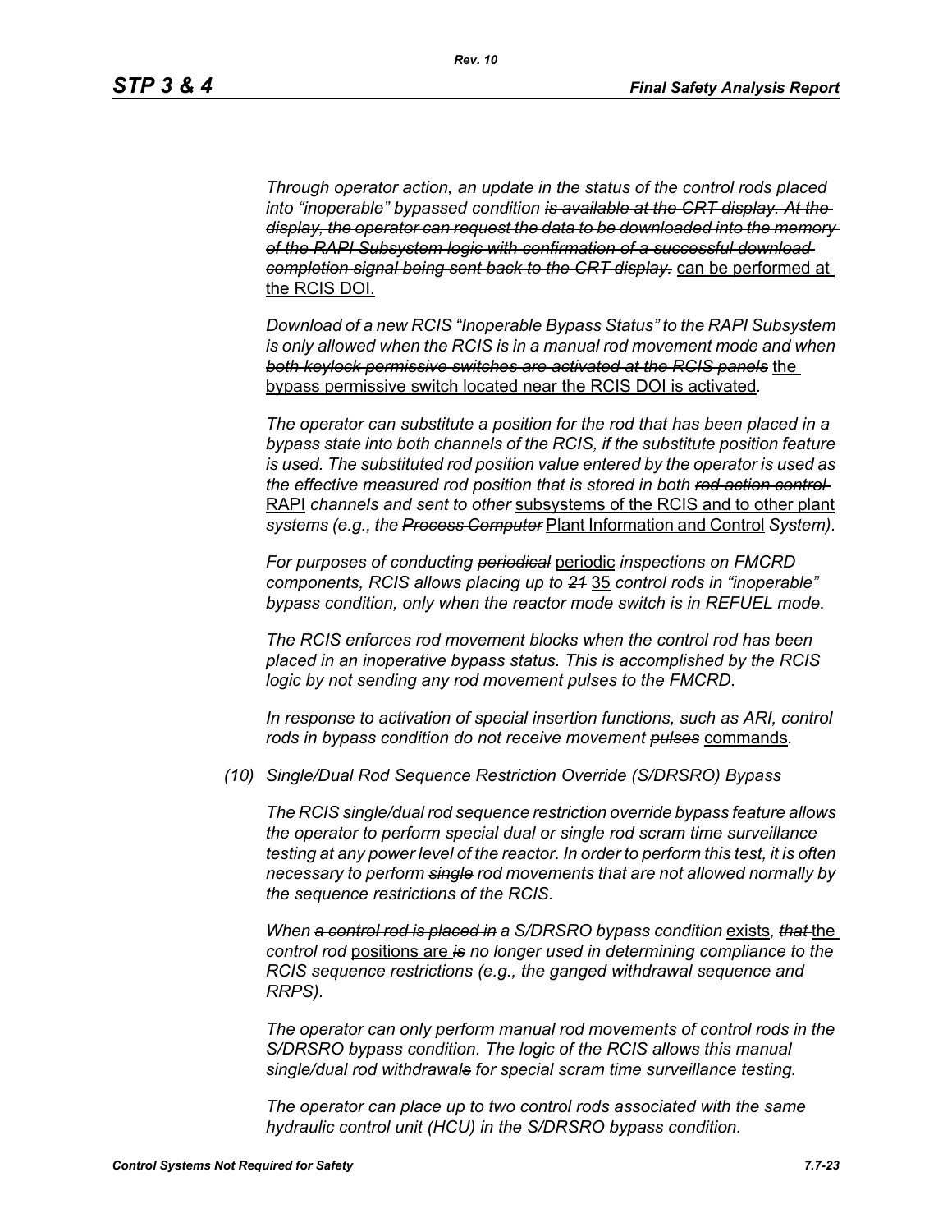*Through operator action, an update in the status of the control rods placed into "inoperable" bypassed condition ~~is available at the CRT display. At the display, the operator can request the data to be downloaded into the memory of the RAPI Subsystem logic with confirmation of a successful download completion signal being sent back to the CRT display.~~* can be performed at the RCIS DOI.

*Download of a new RCIS "Inoperable Bypass Status" to the RAPI Subsystem is only allowed when the RCIS is in a manual rod movement mode and when ~~both keylock permissive switches are activated at the RCIS panels~~* the bypass permissive switch located near the RCIS DOI is activated*.*

*The operator can substitute a position for the rod that has been placed in a bypass state into both channels of the RCIS, if the substitute position feature is used. The substituted rod position value entered by the operator is used as the effective measured rod position that is stored in both ~~rod action control~~* RAPI *channels and sent to other* subsystems of the RCIS and to other plant *systems (e.g., the ~~Process Computer~~* Plant Information and Control *System).*

*For purposes of conducting ~~periodical~~* periodic *inspections on FMCRD components, RCIS allows placing up to ~~21~~* 35 *control rods in "inoperable" bypass condition, only when the reactor mode switch is in REFUEL mode.*

*The RCIS enforces rod movement blocks when the control rod has been placed in an inoperative bypass status. This is accomplished by the RCIS logic by not sending any rod movement pulses to the FMCRD.*

*In response to activation of special insertion functions, such as ARI, control rods in bypass condition do not receive movement ~~pulses~~* commands*.*

*(10) Single/Dual Rod Sequence Restriction Override (S/DRSRO) Bypass*

*The RCIS single/dual rod sequence restriction override bypass feature allows the operator to perform special dual or single rod scram time surveillance testing at any power level of the reactor. In order to perform this test, it is often necessary to perform ~~single~~ rod movements that are not allowed normally by the sequence restrictions of the RCIS.*

*When ~~a control rod is placed in~~ a S/DRSRO bypass condition* exists*, ~~that~~* the *control rod* positions are *~~is~~ no longer used in determining compliance to the RCIS sequence restrictions (e.g., the ganged withdrawal sequence and RRPS).*

*The operator can only perform manual rod movements of control rods in the S/DRSRO bypass condition. The logic of the RCIS allows this manual single/dual rod withdrawal~~s~~ for special scram time surveillance testing.*

*The operator can place up to two control rods associated with the same hydraulic control unit (HCU) in the S/DRSRO bypass condition.*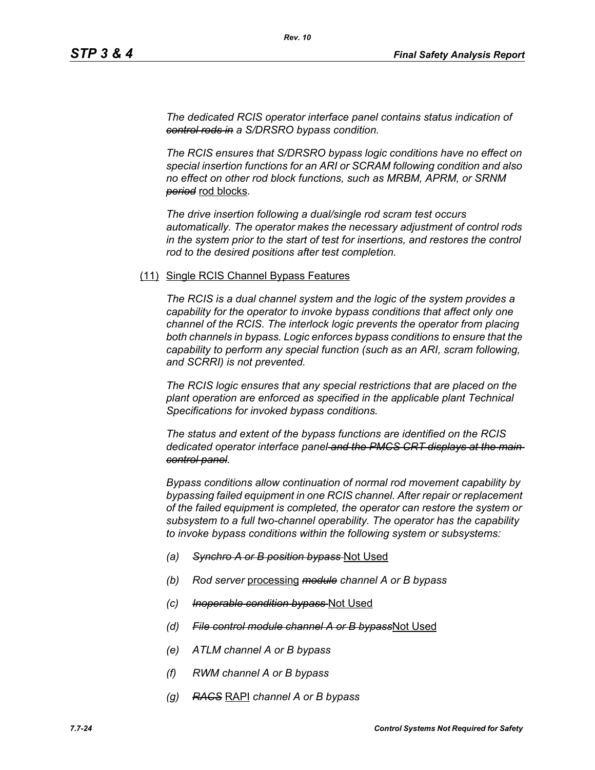*The dedicated RCIS operator interface panel contains status indication of ~~control rods in~~ a S/DRSRO bypass condition.*

*The RCIS ensures that S/DRSRO bypass logic conditions have no effect on special insertion functions for an ARI or SCRAM following condition and also no effect on other rod block functions, such as MRBM, APRM, or SRNM ~~period~~* <u>rod blocks</u>*.*

*The drive insertion following a dual/single rod scram test occurs automatically. The operator makes the necessary adjustment of control rods in the system prior to the start of test for insertions, and restores the control rod to the desired positions after test completion.*

(11) <u>Single RCIS Channel Bypass Features</u>

*The RCIS is a dual channel system and the logic of the system provides a capability for the operator to invoke bypass conditions that affect only one channel of the RCIS. The interlock logic prevents the operator from placing both channels in bypass. Logic enforces bypass conditions to ensure that the capability to perform any special function (such as an ARI, scram following, and SCRRI) is not prevented.*

*The RCIS logic ensures that any special restrictions that are placed on the plant operation are enforced as specified in the applicable plant Technical Specifications for invoked bypass conditions.*

*The status and extent of the bypass functions are identified on the RCIS dedicated operator interface panel ~~and the PMCS CRT displays at the main control panel~~.*

*Bypass conditions allow continuation of normal rod movement capability by bypassing failed equipment in one RCIS channel. After repair or replacement of the failed equipment is completed, the operator can restore the system or subsystem to a full two-channel operability. The operator has the capability to invoke bypass conditions within the following system or subsystems:*

- *(a)* ~~*Synchro A or B position bypass*~~ <u>Not Used</u>
- *(b) Rod server* <u>processing</u> ~~*module*~~ *channel A or B bypass*
- *(c)* ~~*Inoperable condition bypass*~~ <u>Not Used</u>
- *(d)* ~~*File control module channel A or B bypass*~~<u>Not Used</u>
- *(e) ATLM channel A or B bypass*
- *(f) RWM channel A or B bypass*
- *(g)* ~~*RACS*~~ <u>RAPI</u> *channel A or B bypass*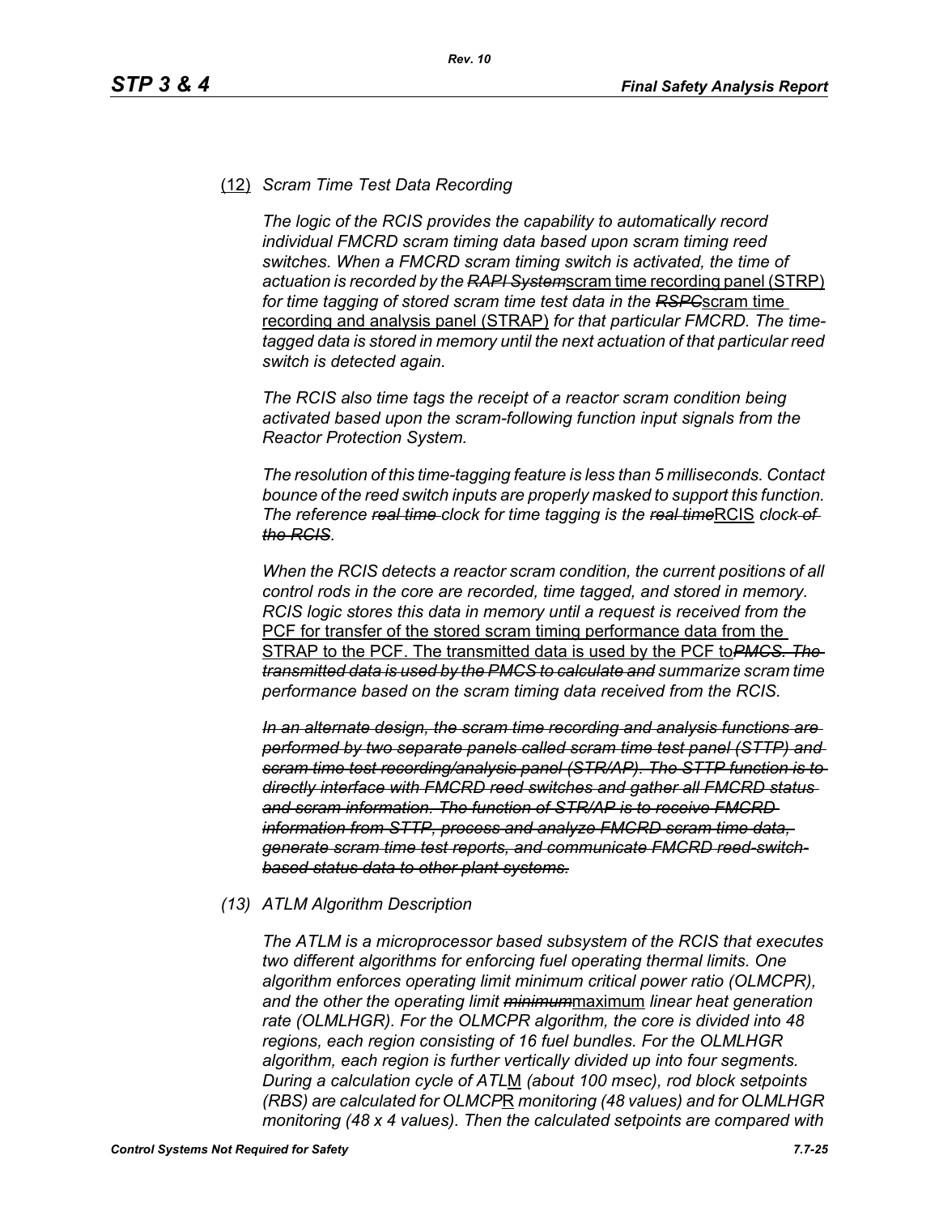(12) *Scram Time Test Data Recording*

*The logic of the RCIS provides the capability to automatically record individual FMCRD scram timing data based upon scram timing reed switches. When a FMCRD scram timing switch is activated, the time of actuation is recorded by the ~~RAPI System~~*scram time recording panel (STRP) *for time tagging of stored scram time test data in the ~~RSPC~~*scram time recording and analysis panel (STRAP) *for that particular FMCRD. The time-tagged data is stored in memory until the next actuation of that particular reed switch is detected again.*

*The RCIS also time tags the receipt of a reactor scram condition being activated based upon the scram-following function input signals from the Reactor Protection System.*

*The resolution of this time-tagging feature is less than 5 milliseconds. Contact bounce of the reed switch inputs are properly masked to support this function. The reference ~~real time~~ clock for time tagging is the ~~real time~~*RCIS *clock ~~of the RCIS~~.*

*When the RCIS detects a reactor scram condition, the current positions of all control rods in the core are recorded, time tagged, and stored in memory. RCIS logic stores this data in memory until a request is received from the* PCF for transfer of the stored scram timing performance data from the STRAP to the PCF. The transmitted data is used by the PCF to*~~PMCS. The transmitted data is used by the PMCS to calculate and~~ summarize scram time performance based on the scram timing data received from the RCIS.*

*~~In an alternate design, the scram time recording and analysis functions are performed by two separate panels called scram time test panel (STTP) and scram time test recording/analysis panel (STR/AP). The STTP function is to directly interface with FMCRD reed switches and gather all FMCRD status and scram information. The function of STR/AP is to receive FMCRD information from STTP, process and analyze FMCRD scram time data, generate scram time test reports, and communicate FMCRD reed-switch-based status data to other plant systems.~~*

*(13) ATLM Algorithm Description*

*The ATLM is a microprocessor based subsystem of the RCIS that executes two different algorithms for enforcing fuel operating thermal limits. One algorithm enforces operating limit minimum critical power ratio (OLMCPR), and the other the operating limit ~~minimum~~*maximum *linear heat generation rate (OLMLHGR). For the OLMCPR algorithm, the core is divided into 48 regions, each region consisting of 16 fuel bundles. For the OLMLHGR algorithm, each region is further vertically divided up into four segments. During a calculation cycle of ATL*M *(about 100 msec), rod block setpoints (RBS) are calculated for OLMCP*R *monitoring (48 values) and for OLMLHGR monitoring (48 x 4 values). Then the calculated setpoints are compared with*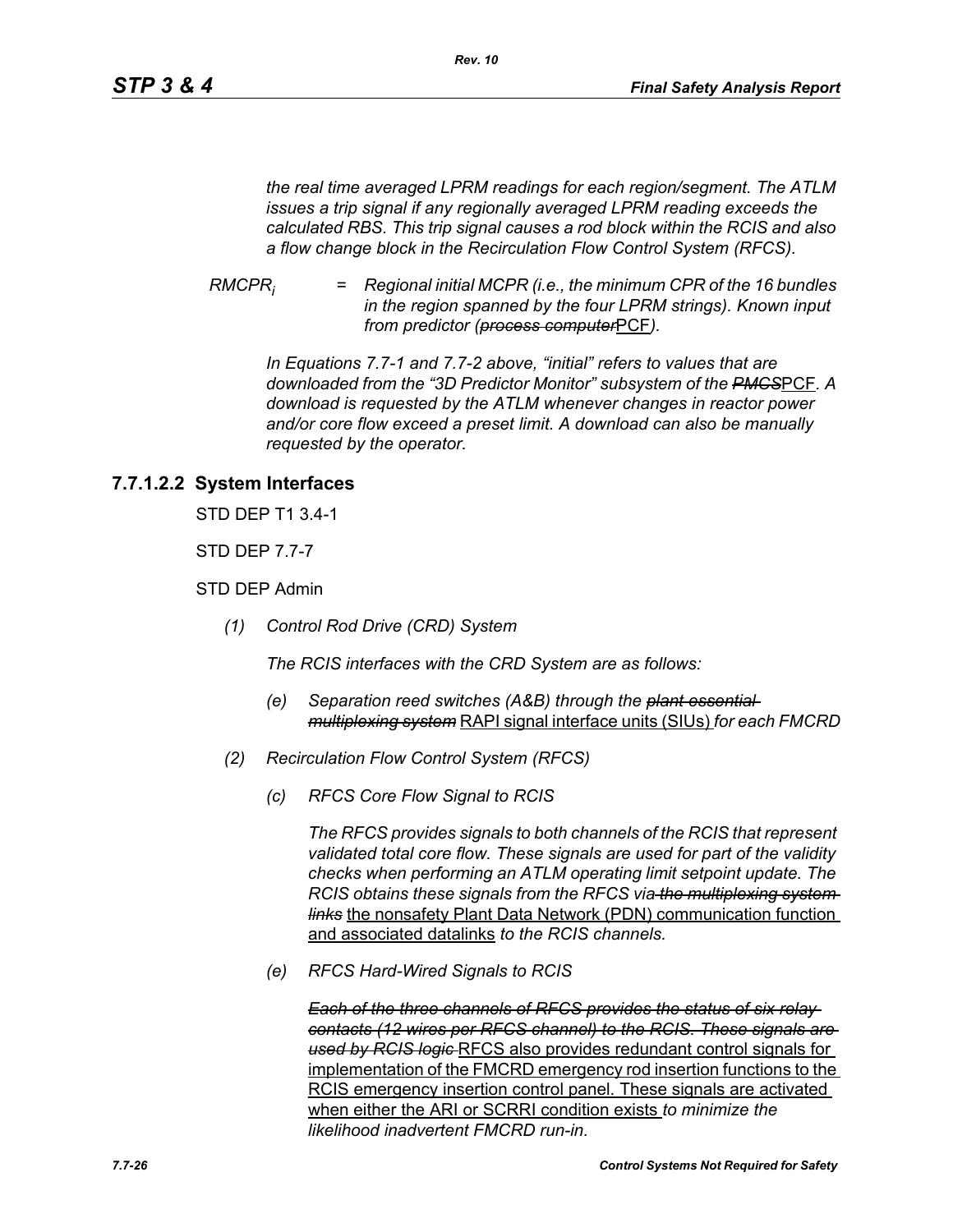*the real time averaged LPRM readings for each region/segment. The ATLM issues a trip signal if any regionally averaged LPRM reading exceeds the calculated RBS. This trip signal causes a rod block within the RCIS and also a flow change block in the Recirculation Flow Control System (RFCS).*

$RMCPR_i$ = *Regional initial MCPR (i.e., the minimum CPR of the 16 bundles in the region spanned by the four LPRM strings). Known input from predictor (~~process computer~~*PCF*).*

*In Equations 7.7-1 and 7.7-2 above, "initial" refers to values that are downloaded from the "3D Predictor Monitor" subsystem of the ~~PMCS~~*PCF. *A download is requested by the ATLM whenever changes in reactor power and/or core flow exceed a preset limit. A download can also be manually requested by the operator.*

### 7.7.1.2.2 System Interfaces

STD DEP T1 3.4-1

STD DEP 7.7-7

STD DEP Admin

*(1) Control Rod Drive (CRD) System*

*The RCIS interfaces with the CRD System are as follows:*

*(e) Separation reed switches (A&B) through the ~~plant essential multiplexing system~~* RAPI signal interface units (SIUs) *for each FMCRD*

*(2) Recirculation Flow Control System (RFCS)*

*(c) RFCS Core Flow Signal to RCIS*

*The RFCS provides signals to both channels of the RCIS that represent validated total core flow. These signals are used for part of the validity checks when performing an ATLM operating limit setpoint update. The RCIS obtains these signals from the RFCS via ~~the multiplexing system links~~* the nonsafety Plant Data Network (PDN) communication function and associated datalinks *to the RCIS channels.*

*(e) RFCS Hard-Wired Signals to RCIS*

*~~Each of the three channels of RFCS provides the status of six relay contacts (12 wires per RFCS channel) to the RCIS. These signals are used by RCIS logic~~* RFCS also provides redundant control signals for implementation of the FMCRD emergency rod insertion functions to the RCIS emergency insertion control panel. These signals are activated when either the ARI or SCRRI condition exists *to minimize the likelihood inadvertent FMCRD run-in.*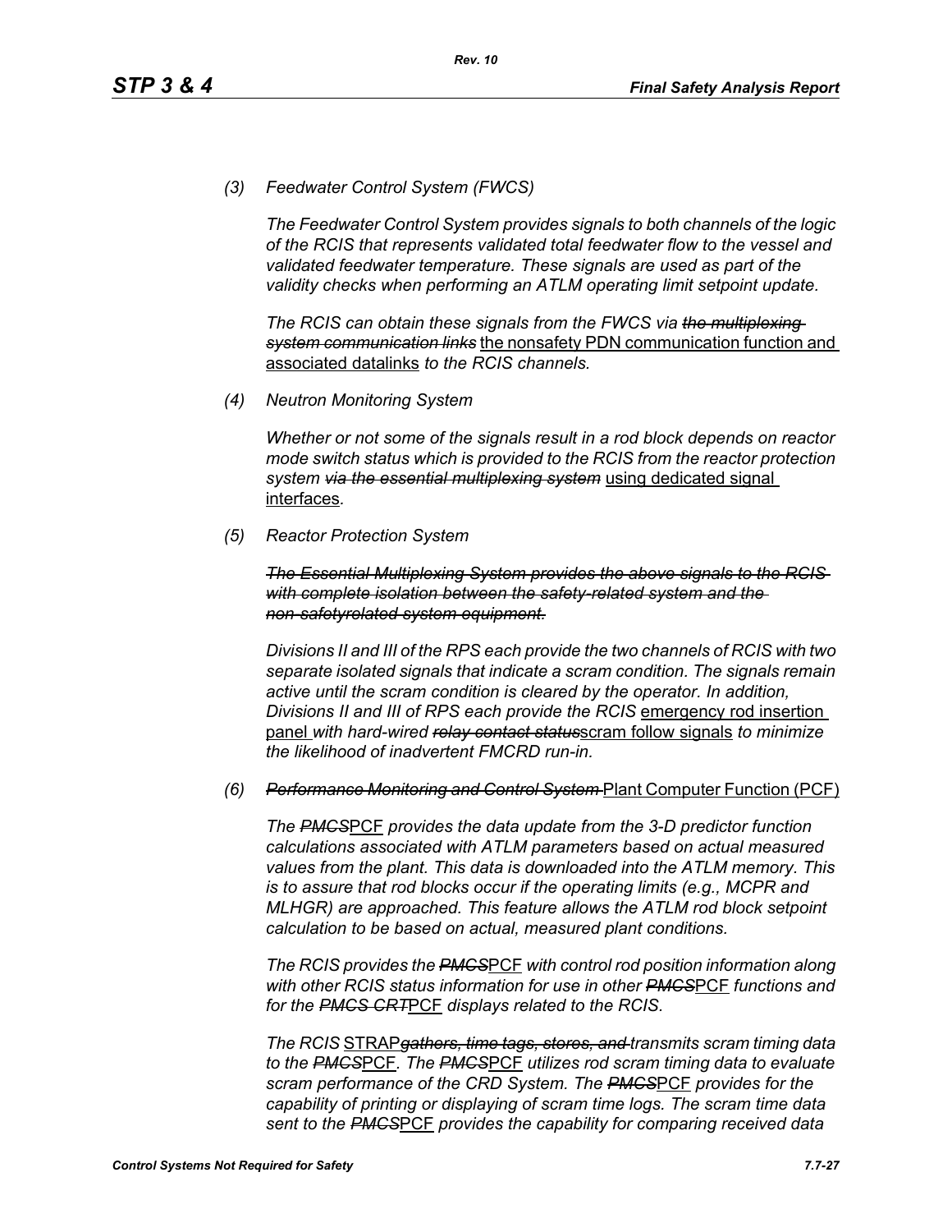*(3) Feedwater Control System (FWCS)*

*The Feedwater Control System provides signals to both channels of the logic of the RCIS that represents validated total feedwater flow to the vessel and validated feedwater temperature. These signals are used as part of the validity checks when performing an ATLM operating limit setpoint update.*

*The RCIS can obtain these signals from the FWCS via ~~the multiplexing system communication links~~* <u>the nonsafety PDN communication function and associated datalinks</u> *to the RCIS channels.*

*(4) Neutron Monitoring System*

*Whether or not some of the signals result in a rod block depends on reactor mode switch status which is provided to the RCIS from the reactor protection system ~~via the essential multiplexing system~~* <u>using dedicated signal interfaces</u>.

*(5) Reactor Protection System*

*~~The Essential Multiplexing System provides the above signals to the RCIS with complete isolation between the safety-related system and the non-safetyrelated system equipment.~~*

*Divisions II and III of the RPS each provide the two channels of RCIS with two separate isolated signals that indicate a scram condition. The signals remain active until the scram condition is cleared by the operator. In addition, Divisions II and III of RPS each provide the RCIS* <u>emergency rod insertion panel</u> *with hard-wired ~~relay contact status~~*<u>scram follow signals</u> *to minimize the likelihood of inadvertent FMCRD run-in.*

*(6) ~~Performance Monitoring and Control System~~* <u>Plant Computer Function (PCF)</u>

*The ~~PMCS~~*<u>PCF</u> *provides the data update from the 3-D predictor function calculations associated with ATLM parameters based on actual measured values from the plant. This data is downloaded into the ATLM memory. This is to assure that rod blocks occur if the operating limits (e.g., MCPR and MLHGR) are approached. This feature allows the ATLM rod block setpoint calculation to be based on actual, measured plant conditions.*

*The RCIS provides the ~~PMCS~~*<u>PCF</u> *with control rod position information along with other RCIS status information for use in other ~~PMCS~~*<u>PCF</u> *functions and for the ~~PMCS CRT~~*<u>PCF</u> *displays related to the RCIS.*

*The RCIS* <u>STRAP</u>*~~gathers, time tags, stores, and~~ transmits scram timing data to the ~~PMCS~~*<u>PCF</u>. *The ~~PMCS~~*<u>PCF</u> *utilizes rod scram timing data to evaluate scram performance of the CRD System. The ~~PMCS~~*<u>PCF</u> *provides for the capability of printing or displaying of scram time logs. The scram time data sent to the ~~PMCS~~*<u>PCF</u> *provides the capability for comparing received data*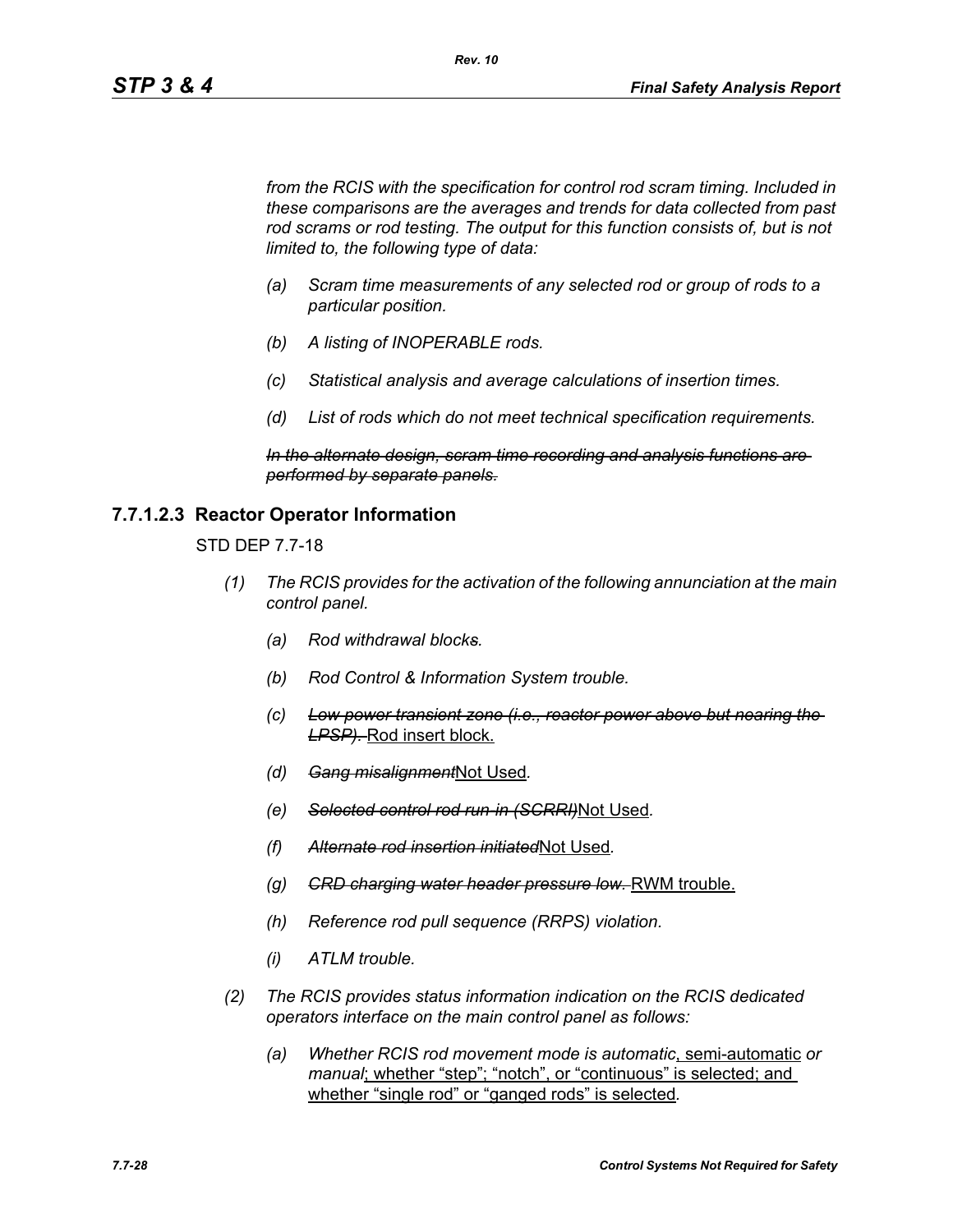*from the RCIS with the specification for control rod scram timing. Included in these comparisons are the averages and trends for data collected from past rod scrams or rod testing. The output for this function consists of, but is not limited to, the following type of data:*

- *(a) Scram time measurements of any selected rod or group of rods to a particular position.*
- *(b) A listing of INOPERABLE rods.*
- *(c) Statistical analysis and average calculations of insertion times.*
- *(d) List of rods which do not meet technical specification requirements.*

~~*In the alternate design, scram time recording and analysis functions are performed by separate panels.*~~

### 7.7.1.2.3 Reactor Operator Information

STD DEP 7.7-18

*(1) The RCIS provides for the activation of the following annunciation at the main control panel.*

- *(a) Rod withdrawal blocks.*
- *(b) Rod Control & Information System trouble.*
- *(c)* ~~*Low power transient zone (i.e., reactor power above but nearing the LPSP).*~~ Rod insert block.
- *(d)* ~~*Gang misalignment*~~Not Used*.*
- *(e)* ~~*Selected control rod run-in (SCRRI)*~~Not Used*.*
- *(f)* ~~*Alternate rod insertion initiated*~~Not Used*.*
- *(g)* ~~*CRD charging water header pressure low.*~~ RWM trouble.
- *(h) Reference rod pull sequence (RRPS) violation.*
- *(i) ATLM trouble.*

*(2) The RCIS provides status information indication on the RCIS dedicated operators interface on the main control panel as follows:*

- *(a) Whether RCIS rod movement mode is automatic*, semi-automatic *or manual*; whether “step”; “notch”, or “continuous” is selected; and whether “single rod” or “ganged rods” is selected*.*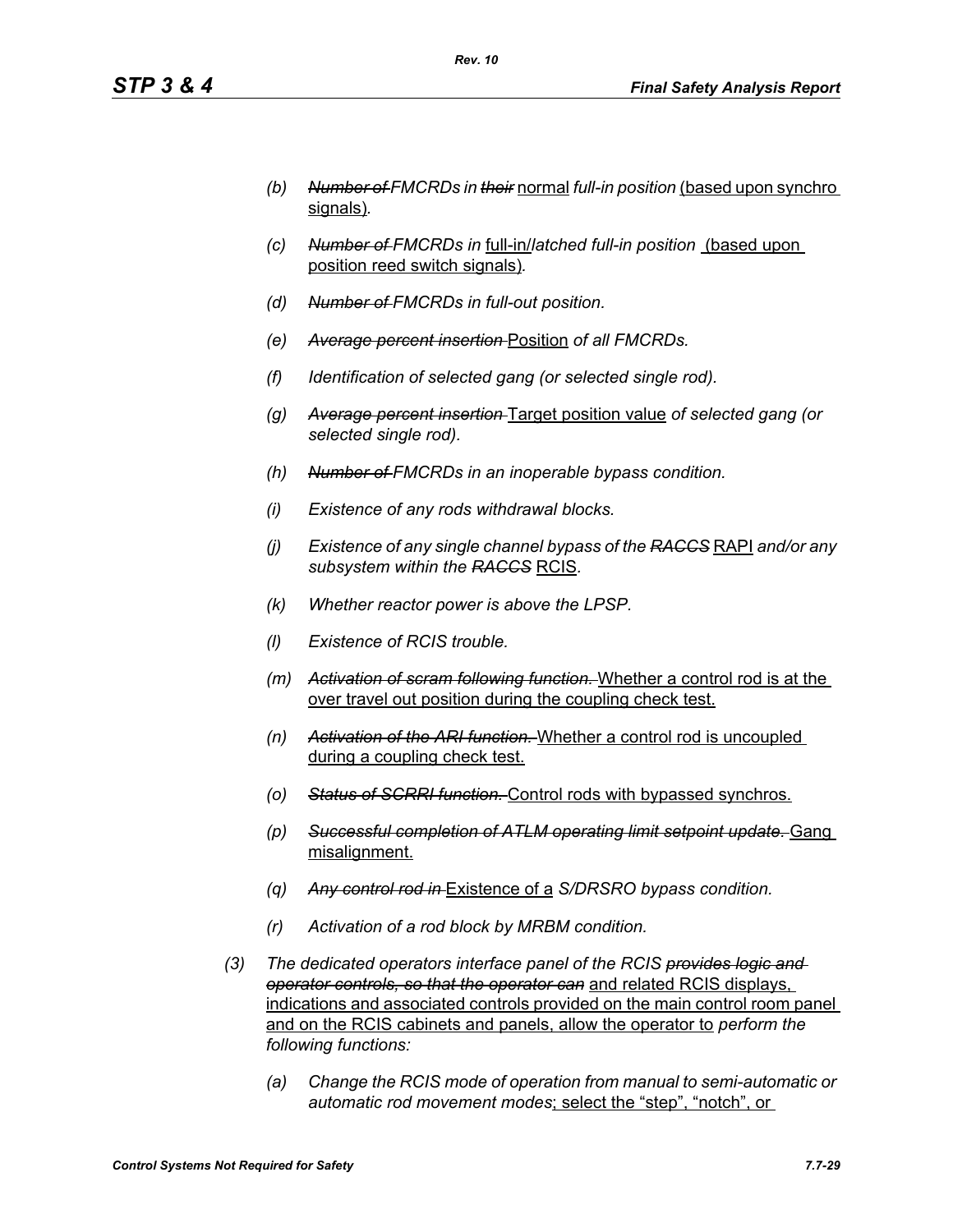- (b) ~~Number of~~ *FMCRDs in* ~~their~~ normal *full-in position* (based upon synchro signals).

- (c) ~~Number of~~ *FMCRDs in* full-in/*latched full-in position* (based upon position reed switch signals).

- (d) ~~Number of~~ *FMCRDs in full-out position.*

- (e) ~~Average percent insertion~~ Position *of all FMCRDs.*

- (f) *Identification of selected gang (or selected single rod).*

- (g) ~~Average percent insertion~~ Target position value *of selected gang (or selected single rod).*

- (h) ~~Number of~~ *FMCRDs in an inoperable bypass condition.*

- (i) *Existence of any rods withdrawal blocks.*

- (j) *Existence of any single channel bypass of the* ~~RACCS~~ RAPI *and/or any subsystem within the* ~~RACCS~~ RCIS.

- (k) *Whether reactor power is above the LPSP.*

- (l) *Existence of RCIS trouble.*

- (m) ~~Activation of scram following function.~~ Whether a control rod is at the over travel out position during the coupling check test.

- (n) ~~Activation of the ARI function.~~ Whether a control rod is uncoupled during a coupling check test.

- (o) ~~Status of SCRRI function.~~ Control rods with bypassed synchros.

- (p) ~~Successful completion of ATLM operating limit setpoint update.~~ Gang misalignment.

- (q) ~~Any control rod in~~ Existence of a *S/DRSRO bypass condition.*

- (r) *Activation of a rod block by MRBM condition.*

(3) *The dedicated operators interface panel of the RCIS* ~~provides logic and operator controls, so that the operator can~~ and related RCIS displays, indications and associated controls provided on the main control room panel and on the RCIS cabinets and panels, allow the operator to *perform the following functions:*

- (a) *Change the RCIS mode of operation from manual to semi-automatic or automatic rod movement modes*; select the “step”, “notch”, or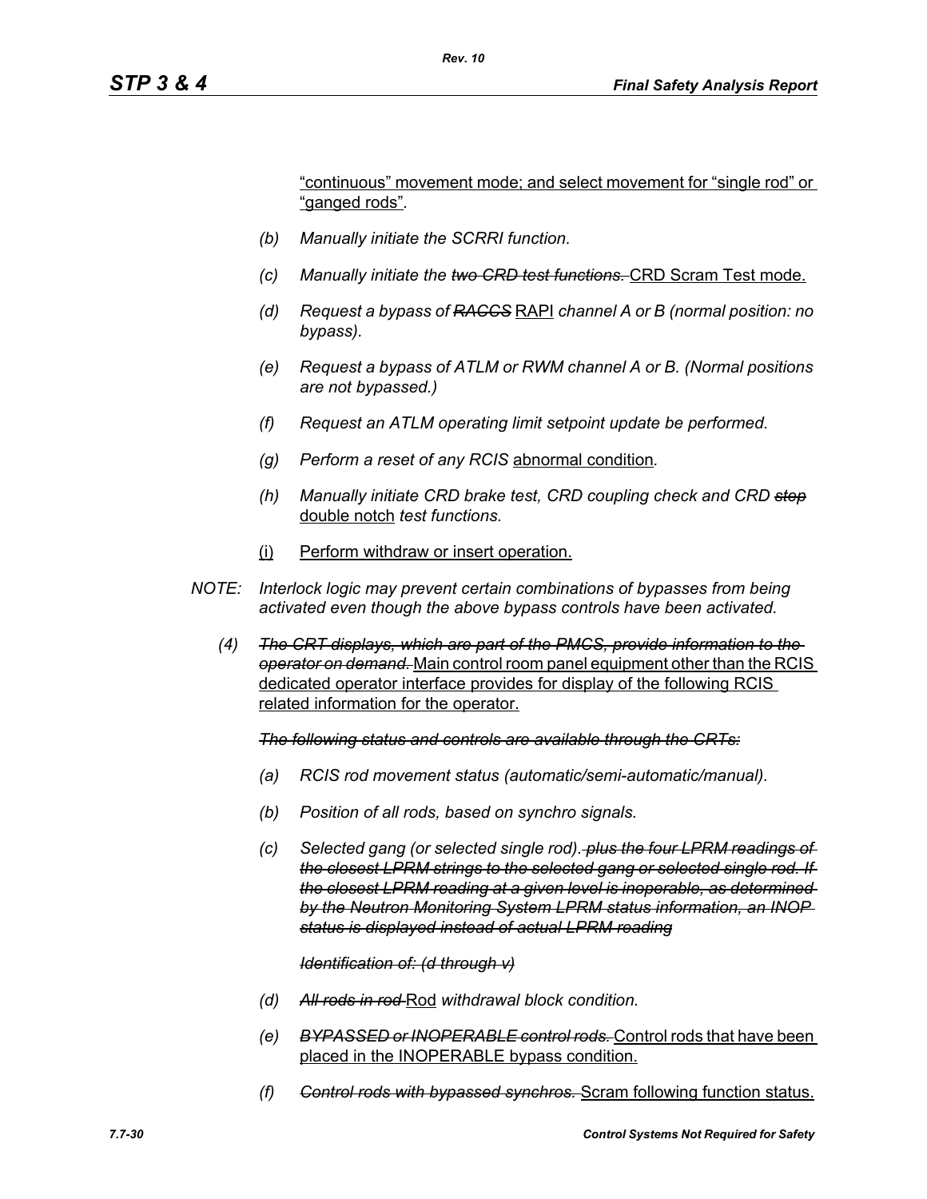<u>"continuous" movement mode; and select movement for "single rod" or "ganged rods"</u>.

(b) *Manually initiate the SCRRI function.*

(c) *Manually initiate the ~~two CRD test functions.~~* <u>CRD Scram Test mode.</u>

(d) *Request a bypass of ~~RACCS~~* <u>RAPI</u> *channel A or B (normal position: no bypass).*

(e) *Request a bypass of ATLM or RWM channel A or B. (Normal positions are not bypassed.)*

(f) *Request an ATLM operating limit setpoint update be performed.*

(g) *Perform a reset of any RCIS* <u>abnormal condition</u>*.*

(h) *Manually initiate CRD brake test, CRD coupling check and CRD ~~stop~~* <u>double notch</u> *test functions.*

<u>(i)</u> <u>Perform withdraw or insert operation.</u>

*NOTE: Interlock logic may prevent certain combinations of bypasses from being activated even though the above bypass controls have been activated.*

(4) ~~*The CRT displays, which are part of the PMCS, provide information to the operator on demand.*~~ <u>Main control room panel equipment other than the RCIS dedicated operator interface provides for display of the following RCIS related information for the operator.</u>

~~*The following status and controls are available through the CRTs:*~~

(a) *RCIS rod movement status (automatic/semi-automatic/manual).*

(b) *Position of all rods, based on synchro signals.*

(c) *Selected gang (or selected single rod).* ~~*plus the four LPRM readings of the closest LPRM strings to the selected gang or selected single rod. If the closest LPRM reading at a given level is inoperable, as determined by the Neutron Monitoring System LPRM status information, an INOP status is displayed instead of actual LPRM reading*~~

~~*Identification of: (d through v)*~~

(d) ~~*All rods in rod*~~ <u>Rod</u> *withdrawal block condition.*

(e) ~~*BYPASSED or INOPERABLE control rods.*~~ <u>Control rods that have been placed in the INOPERABLE bypass condition.</u>

(f) ~~*Control rods with bypassed synchros.*~~ <u>Scram following function status.</u>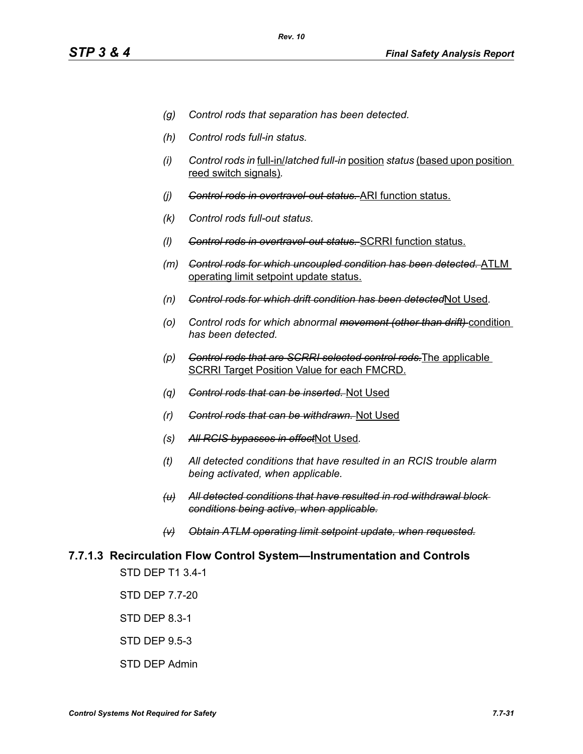*(g) Control rods that separation has been detected.*

*(h) Control rods full-in status.*

*(i) Control rods in* full-in/*latched full-in* position *status* (based upon position reed switch signals).

*(j)* ~~*Control rods in overtravel-out status.*~~ ARI function status.

*(k) Control rods full-out status.*

*(l)* ~~*Control rods in overtravel-out status.*~~ SCRRI function status.

*(m)* ~~*Control rods for which uncoupled condition has been detected.*~~ ATLM operating limit setpoint update status.

*(n)* ~~*Control rods for which drift condition has been detected*~~Not Used*.*

*(o) Control rods for which abnormal* ~~*movement (other than drift)*~~ condition *has been detected.*

*(p)* ~~*Control rods that are SCRRI selected control rods.*~~The applicable SCRRI Target Position Value for each FMCRD.

*(q)* ~~*Control rods that can be inserted.*~~ Not Used

*(r)* ~~*Control rods that can be withdrawn.*~~ Not Used

*(s)* ~~*All RCIS bypasses in effect*~~Not Used.

*(t) All detected conditions that have resulted in an RCIS trouble alarm being activated, when applicable.*

~~*(u) All detected conditions that have resulted in rod withdrawal block conditions being active, when applicable.*~~

~~*(v) Obtain ATLM operating limit setpoint update, when requested.*~~

### 7.7.1.3 Recirculation Flow Control System—Instrumentation and Controls

STD DEP T1 3.4-1

STD DEP 7.7-20

STD DEP 8.3-1

STD DEP 9.5-3

STD DEP Admin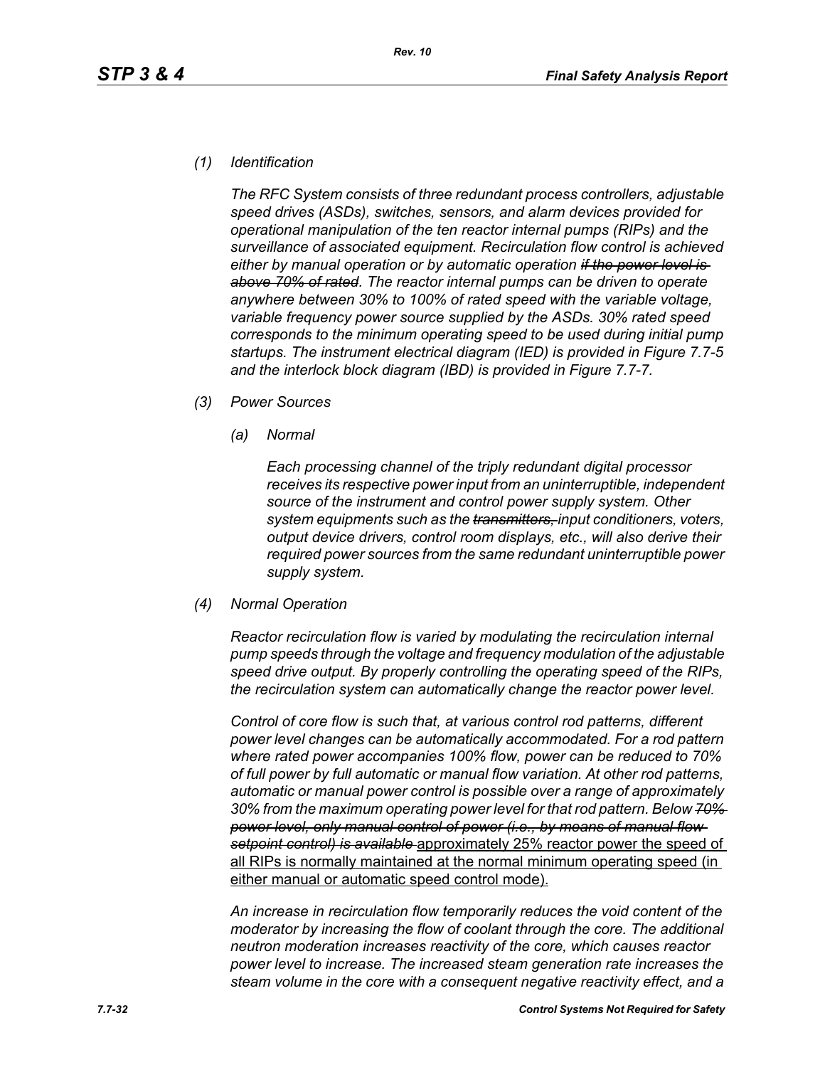*(1) Identification*

*The RFC System consists of three redundant process controllers, adjustable speed drives (ASDs), switches, sensors, and alarm devices provided for operational manipulation of the ten reactor internal pumps (RIPs) and the surveillance of associated equipment. Recirculation flow control is achieved either by manual operation or by automatic operation ~~if the power level is above 70% of rated~~. The reactor internal pumps can be driven to operate anywhere between 30% to 100% of rated speed with the variable voltage, variable frequency power source supplied by the ASDs. 30% rated speed corresponds to the minimum operating speed to be used during initial pump startups. The instrument electrical diagram (IED) is provided in Figure 7.7-5 and the interlock block diagram (IBD) is provided in Figure 7.7-7.*

*(3) Power Sources*

*(a) Normal*

*Each processing channel of the triply redundant digital processor receives its respective power input from an uninterruptible, independent source of the instrument and control power supply system. Other system equipments such as the ~~transmitters,~~ input conditioners, voters, output device drivers, control room displays, etc., will also derive their required power sources from the same redundant uninterruptible power supply system.*

*(4) Normal Operation*

*Reactor recirculation flow is varied by modulating the recirculation internal pump speeds through the voltage and frequency modulation of the adjustable speed drive output. By properly controlling the operating speed of the RIPs, the recirculation system can automatically change the reactor power level.*

*Control of core flow is such that, at various control rod patterns, different power level changes can be automatically accommodated. For a rod pattern where rated power accompanies 100% flow, power can be reduced to 70% of full power by full automatic or manual flow variation. At other rod patterns, automatic or manual power control is possible over a range of approximately 30% from the maximum operating power level for that rod pattern. Below ~~70% power level, only manual control of power (i.e., by means of manual flow setpoint control) is available~~* <u>approximately 25% reactor power the speed of all RIPs is normally maintained at the normal minimum operating speed (in either manual or automatic speed control mode).</u>

*An increase in recirculation flow temporarily reduces the void content of the moderator by increasing the flow of coolant through the core. The additional neutron moderation increases reactivity of the core, which causes reactor power level to increase. The increased steam generation rate increases the steam volume in the core with a consequent negative reactivity effect, and a*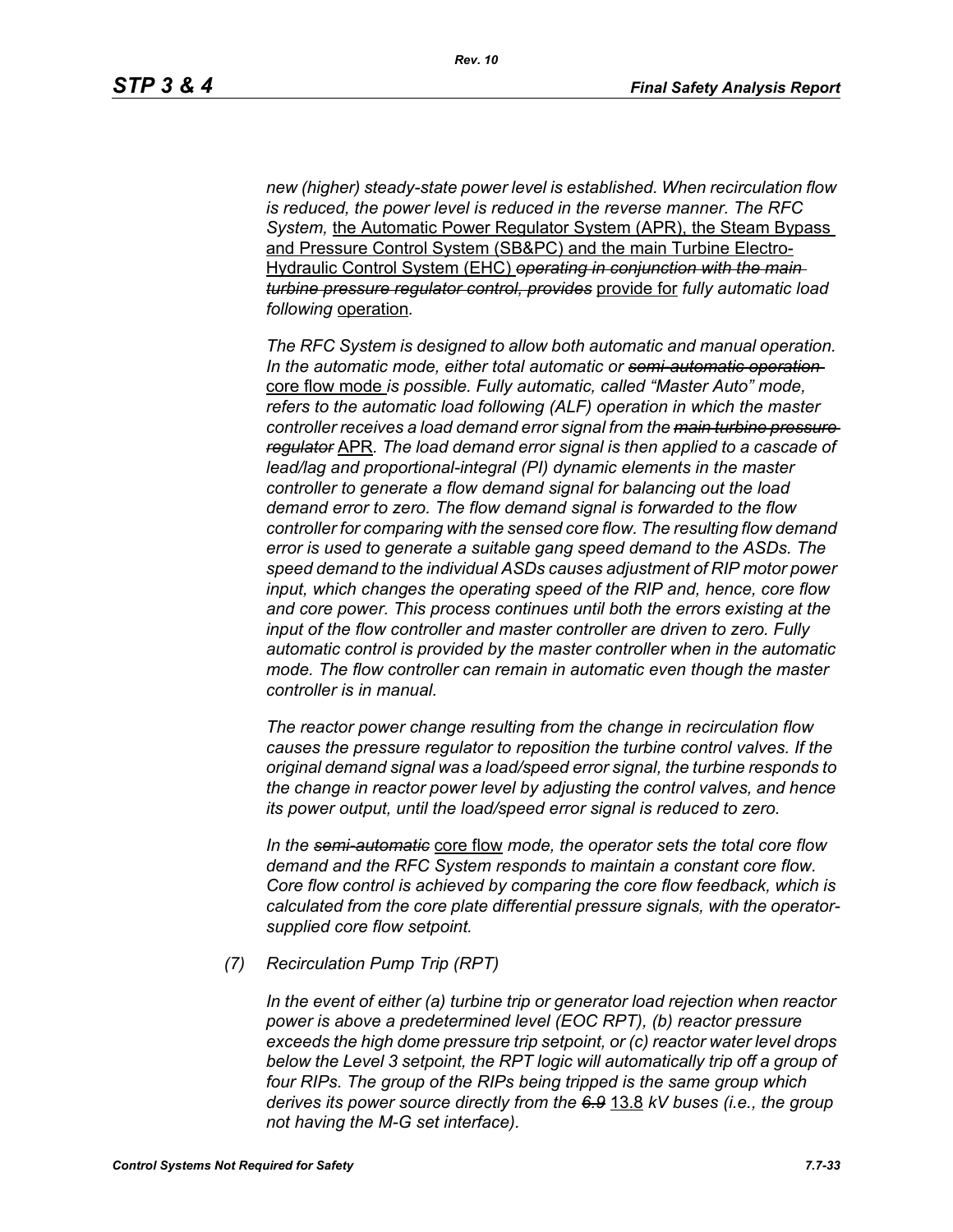*new (higher) steady-state power level is established. When recirculation flow is reduced, the power level is reduced in the reverse manner. The RFC System,* <u>the Automatic Power Regulator System (APR), the Steam Bypass and Pressure Control System (SB&PC) and the main Turbine Electro-Hydraulic Control System (EHC)</u> ~~*operating in conjunction with the main turbine pressure regulator control, provides*~~ <u>provide for</u> *fully automatic load following* <u>operation</u>*.*

*The RFC System is designed to allow both automatic and manual operation. In the automatic mode, either total automatic or* ~~*semi-automatic operation*~~ <u>core flow mode</u> *is possible. Fully automatic, called "Master Auto" mode, refers to the automatic load following (ALF) operation in which the master controller receives a load demand error signal from the* ~~*main turbine pressure regulator*~~ <u>APR</u>*. The load demand error signal is then applied to a cascade of lead/lag and proportional-integral (PI) dynamic elements in the master controller to generate a flow demand signal for balancing out the load demand error to zero. The flow demand signal is forwarded to the flow controller for comparing with the sensed core flow. The resulting flow demand error is used to generate a suitable gang speed demand to the ASDs. The speed demand to the individual ASDs causes adjustment of RIP motor power input, which changes the operating speed of the RIP and, hence, core flow and core power. This process continues until both the errors existing at the input of the flow controller and master controller are driven to zero. Fully automatic control is provided by the master controller when in the automatic mode. The flow controller can remain in automatic even though the master controller is in manual.*

*The reactor power change resulting from the change in recirculation flow causes the pressure regulator to reposition the turbine control valves. If the original demand signal was a load/speed error signal, the turbine responds to the change in reactor power level by adjusting the control valves, and hence its power output, until the load/speed error signal is reduced to zero.*

*In the* ~~*semi-automatic*~~ <u>core flow</u> *mode, the operator sets the total core flow demand and the RFC System responds to maintain a constant core flow. Core flow control is achieved by comparing the core flow feedback, which is calculated from the core plate differential pressure signals, with the operator-supplied core flow setpoint.*

*(7) Recirculation Pump Trip (RPT)*

*In the event of either (a) turbine trip or generator load rejection when reactor power is above a predetermined level (EOC RPT), (b) reactor pressure exceeds the high dome pressure trip setpoint, or (c) reactor water level drops below the Level 3 setpoint, the RPT logic will automatically trip off a group of four RIPs. The group of the RIPs being tripped is the same group which derives its power source directly from the* ~~*6.9*~~ <u>13.8</u> *kV buses (i.e., the group not having the M-G set interface).*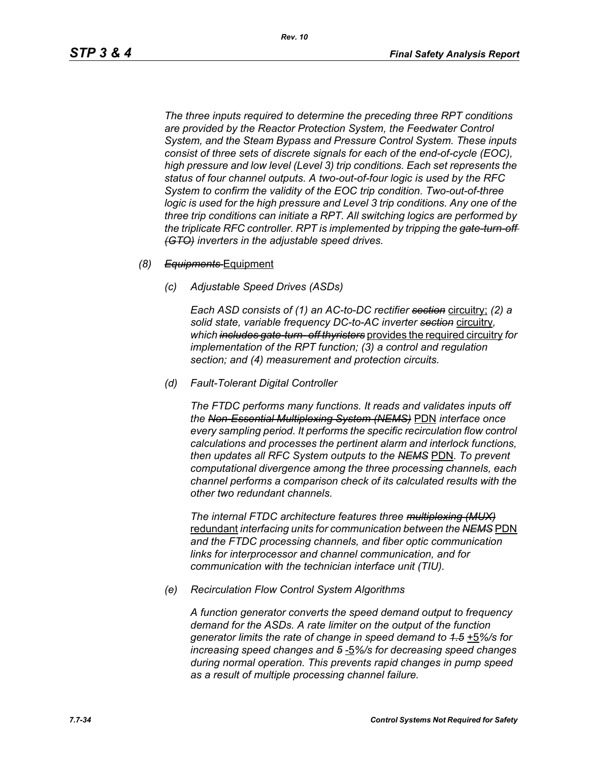*The three inputs required to determine the preceding three RPT conditions are provided by the Reactor Protection System, the Feedwater Control System, and the Steam Bypass and Pressure Control System. These inputs consist of three sets of discrete signals for each of the end-of-cycle (EOC), high pressure and low level (Level 3) trip conditions. Each set represents the status of four channel outputs. A two-out-of-four logic is used by the RFC System to confirm the validity of the EOC trip condition. Two-out-of-three logic is used for the high pressure and Level 3 trip conditions. Any one of the three trip conditions can initiate a RPT. All switching logics are performed by the triplicate RFC controller. RPT is implemented by tripping the ~~gate-turn-off (GTO)~~ inverters in the adjustable speed drives.*

*(8)* ~~*Equipments*~~ <u>Equipment</u>

*(c) Adjustable Speed Drives (ASDs)*

*Each ASD consists of (1) an AC-to-DC rectifier* ~~*section*~~ <u>circuitry;</u> *(2) a solid state, variable frequency DC-to-AC inverter* ~~*section*~~ <u>circuitry</u>*, which* ~~*includes gate-turn- off thyristors*~~ <u>provides the required circuitry</u> *for implementation of the RPT function; (3) a control and regulation section; and (4) measurement and protection circuits.*

*(d) Fault-Tolerant Digital Controller*

*The FTDC performs many functions. It reads and validates inputs off the* ~~*Non-Essential Multiplexing System (NEMS)*~~ <u>PDN</u> *interface once every sampling period. It performs the specific recirculation flow control calculations and processes the pertinent alarm and interlock functions, then updates all RFC System outputs to the* ~~*NEMS*~~ <u>PDN</u>*. To prevent computational divergence among the three processing channels, each channel performs a comparison check of its calculated results with the other two redundant channels.*

*The internal FTDC architecture features three* ~~*multiplexing (MUX)*~~ <u>redundant</u> *interfacing units for communication between the* ~~*NEMS*~~ <u>PDN</u> *and the FTDC processing channels, and fiber optic communication links for interprocessor and channel communication, and for communication with the technician interface unit (TIU).*

*(e) Recirculation Flow Control System Algorithms*

*A function generator converts the speed demand output to frequency demand for the ASDs. A rate limiter on the output of the function generator limits the rate of change in speed demand to* ~~*1.5*~~ <u>+5</u>*%/s for increasing speed changes and* ~~*5*~~ <u>-5</u>*%/s for decreasing speed changes during normal operation. This prevents rapid changes in pump speed as a result of multiple processing channel failure.*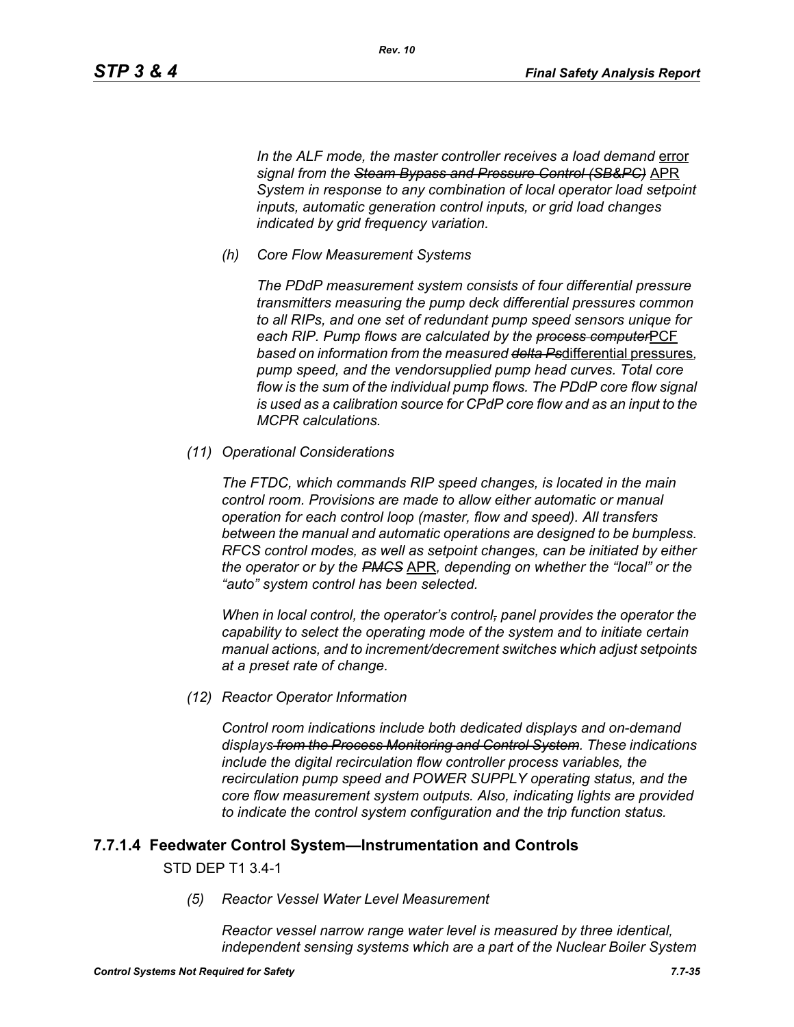*In the ALF mode, the master controller receives a load demand* error *signal from the* ~~*Steam Bypass and Pressure Control (SB&PC)*~~ APR *System in response to any combination of local operator load setpoint inputs, automatic generation control inputs, or grid load changes indicated by grid frequency variation.*

*(h) Core Flow Measurement Systems*

*The PDdP measurement system consists of four differential pressure transmitters measuring the pump deck differential pressures common to all RIPs, and one set of redundant pump speed sensors unique for each RIP. Pump flows are calculated by the* ~~*process computer*~~PCF *based on information from the measured* ~~*delta Ps*~~differential pressures*, pump speed, and the vendorsupplied pump head curves. Total core flow is the sum of the individual pump flows. The PDdP core flow signal is used as a calibration source for CPdP core flow and as an input to the MCPR calculations.*

*(11) Operational Considerations*

*The FTDC, which commands RIP speed changes, is located in the main control room. Provisions are made to allow either automatic or manual operation for each control loop (master, flow and speed). All transfers between the manual and automatic operations are designed to be bumpless. RFCS control modes, as well as setpoint changes, can be initiated by either the operator or by the* ~~*PMCS*~~ APR*, depending on whether the "local" or the "auto" system control has been selected.*

*When in local control, the operator's control*~~*,*~~ *panel provides the operator the capability to select the operating mode of the system and to initiate certain manual actions, and to increment/decrement switches which adjust setpoints at a preset rate of change.*

*(12) Reactor Operator Information*

*Control room indications include both dedicated displays and on-demand displays* ~~*from the Process Monitoring and Control System*~~*. These indications include the digital recirculation flow controller process variables, the recirculation pump speed and POWER SUPPLY operating status, and the core flow measurement system outputs. Also, indicating lights are provided to indicate the control system configuration and the trip function status.*

### 7.7.1.4 Feedwater Control System—Instrumentation and Controls

STD DEP T1 3.4-1

*(5) Reactor Vessel Water Level Measurement*

*Reactor vessel narrow range water level is measured by three identical, independent sensing systems which are a part of the Nuclear Boiler System*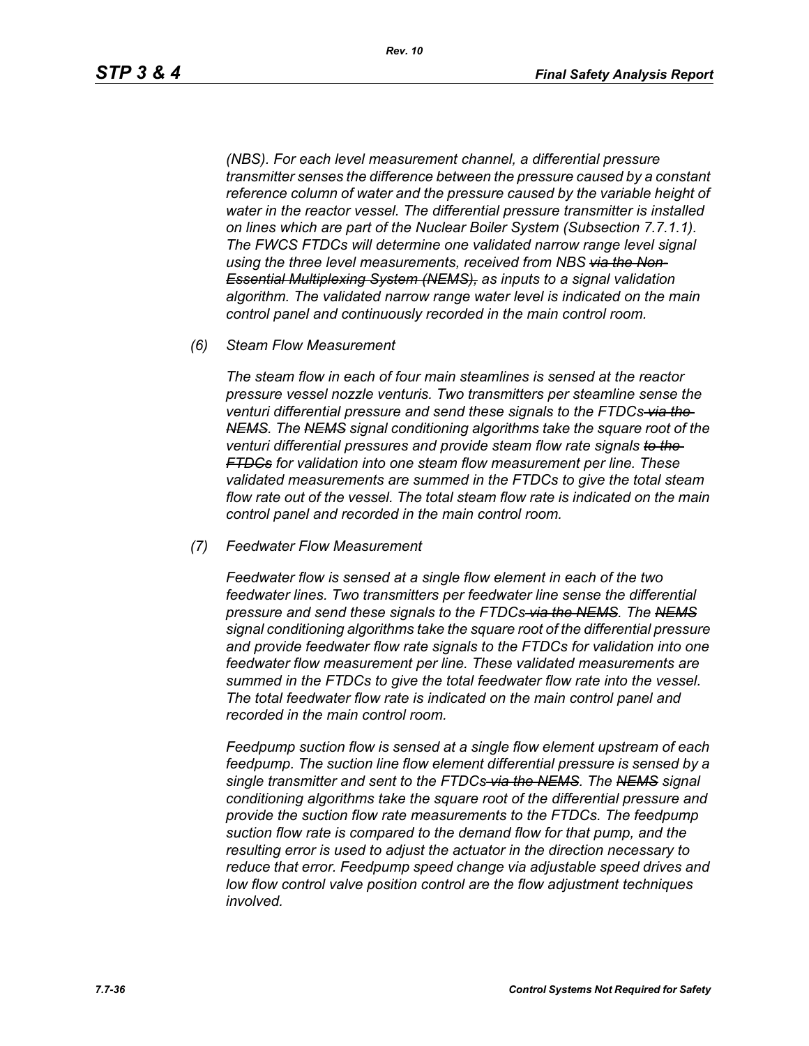*(NBS). For each level measurement channel, a differential pressure transmitter senses the difference between the pressure caused by a constant reference column of water and the pressure caused by the variable height of water in the reactor vessel. The differential pressure transmitter is installed on lines which are part of the Nuclear Boiler System (Subsection 7.7.1.1). The FWCS FTDCs will determine one validated narrow range level signal using the three level measurements, received from NBS ~~via the Non-Essential Multiplexing System (NEMS),~~ as inputs to a signal validation algorithm. The validated narrow range water level is indicated on the main control panel and continuously recorded in the main control room.*

*(6) Steam Flow Measurement*

*The steam flow in each of four main steamlines is sensed at the reactor pressure vessel nozzle venturis. Two transmitters per steamline sense the venturi differential pressure and send these signals to the FTDCs ~~via the NEMS~~. The ~~NEMS~~ signal conditioning algorithms take the square root of the venturi differential pressures and provide steam flow rate signals ~~to the FTDCs~~ for validation into one steam flow measurement per line. These validated measurements are summed in the FTDCs to give the total steam flow rate out of the vessel. The total steam flow rate is indicated on the main control panel and recorded in the main control room.*

*(7) Feedwater Flow Measurement*

*Feedwater flow is sensed at a single flow element in each of the two feedwater lines. Two transmitters per feedwater line sense the differential pressure and send these signals to the FTDCs ~~via the NEMS~~. The ~~NEMS~~ signal conditioning algorithms take the square root of the differential pressure and provide feedwater flow rate signals to the FTDCs for validation into one feedwater flow measurement per line. These validated measurements are summed in the FTDCs to give the total feedwater flow rate into the vessel. The total feedwater flow rate is indicated on the main control panel and recorded in the main control room.*

*Feedpump suction flow is sensed at a single flow element upstream of each feedpump. The suction line flow element differential pressure is sensed by a single transmitter and sent to the FTDCs ~~via the NEMS~~. The ~~NEMS~~ signal conditioning algorithms take the square root of the differential pressure and provide the suction flow rate measurements to the FTDCs. The feedpump suction flow rate is compared to the demand flow for that pump, and the resulting error is used to adjust the actuator in the direction necessary to reduce that error. Feedpump speed change via adjustable speed drives and low flow control valve position control are the flow adjustment techniques involved.*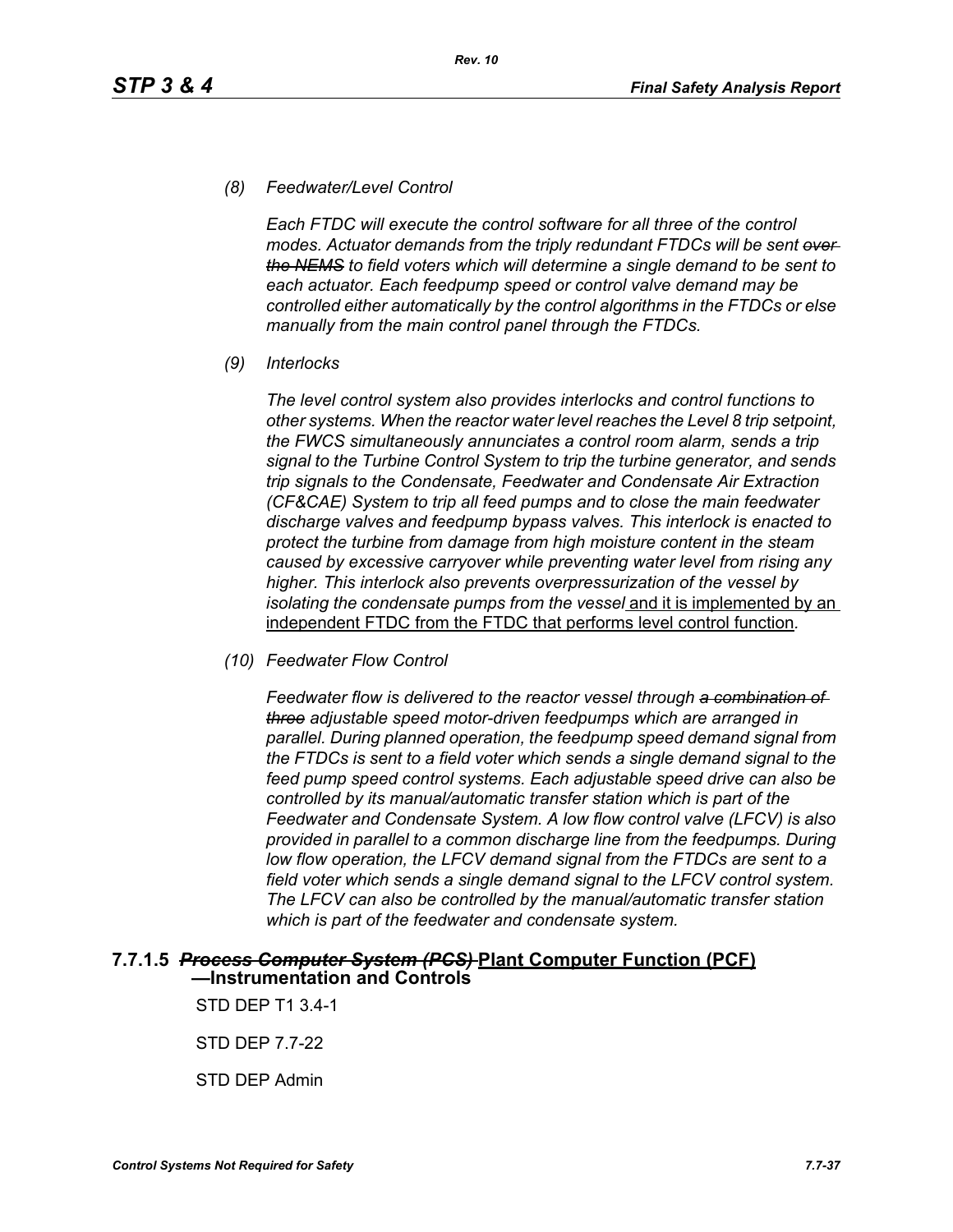*(8) Feedwater/Level Control*

*Each FTDC will execute the control software for all three of the control modes. Actuator demands from the triply redundant FTDCs will be sent ~~over the NEMS~~ to field voters which will determine a single demand to be sent to each actuator. Each feedpump speed or control valve demand may be controlled either automatically by the control algorithms in the FTDCs or else manually from the main control panel through the FTDCs.*

*(9) Interlocks*

*The level control system also provides interlocks and control functions to other systems. When the reactor water level reaches the Level 8 trip setpoint, the FWCS simultaneously annunciates a control room alarm, sends a trip signal to the Turbine Control System to trip the turbine generator, and sends trip signals to the Condensate, Feedwater and Condensate Air Extraction (CF&CAE) System to trip all feed pumps and to close the main feedwater discharge valves and feedpump bypass valves. This interlock is enacted to protect the turbine from damage from high moisture content in the steam caused by excessive carryover while preventing water level from rising any higher. This interlock also prevents overpressurization of the vessel by isolating the condensate pumps from the vessel* <u>and it is implemented by an independent FTDC from the FTDC that performs level control function</u>.

*(10) Feedwater Flow Control*

*Feedwater flow is delivered to the reactor vessel through ~~a combination of three~~ adjustable speed motor-driven feedpumps which are arranged in parallel. During planned operation, the feedpump speed demand signal from the FTDCs is sent to a field voter which sends a single demand signal to the feed pump speed control systems. Each adjustable speed drive can also be controlled by its manual/automatic transfer station which is part of the Feedwater and Condensate System. A low flow control valve (LFCV) is also provided in parallel to a common discharge line from the feedpumps. During low flow operation, the LFCV demand signal from the FTDCs are sent to a field voter which sends a single demand signal to the LFCV control system. The LFCV can also be controlled by the manual/automatic transfer station which is part of the feedwater and condensate system.*

### 7.7.1.5 ~~*Process Computer System (PCS)*~~ <u>Plant Computer Function (PCF)</u>—Instrumentation and Controls

STD DEP T1 3.4-1

STD DEP 7.7-22

STD DEP Admin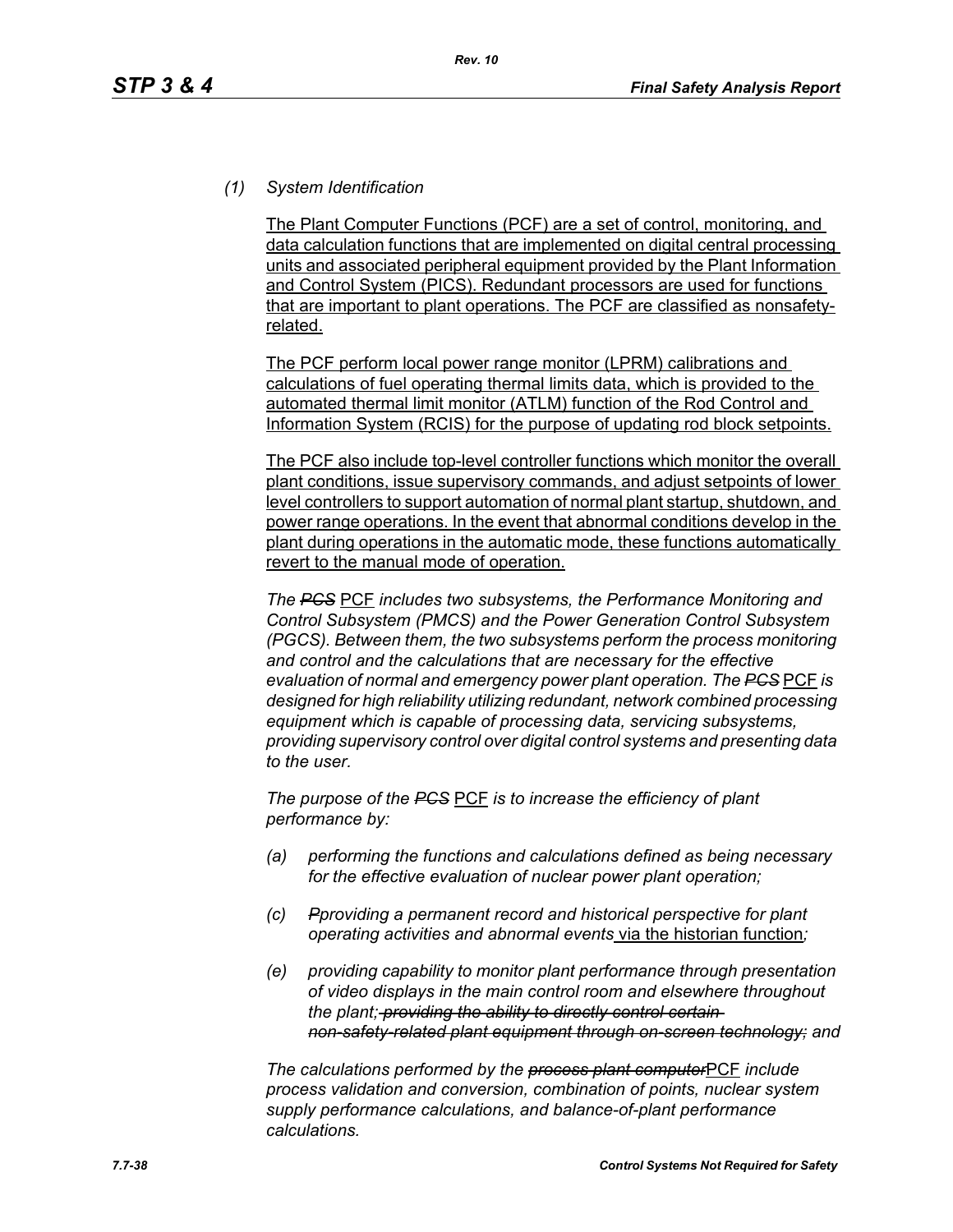*(1) System Identification*

The Plant Computer Functions (PCF) are a set of control, monitoring, and data calculation functions that are implemented on digital central processing units and associated peripheral equipment provided by the Plant Information and Control System (PICS). Redundant processors are used for functions that are important to plant operations. The PCF are classified as nonsafety-related.

The PCF perform local power range monitor (LPRM) calibrations and calculations of fuel operating thermal limits data, which is provided to the automated thermal limit monitor (ATLM) function of the Rod Control and Information System (RCIS) for the purpose of updating rod block setpoints.

The PCF also include top-level controller functions which monitor the overall plant conditions, issue supervisory commands, and adjust setpoints of lower level controllers to support automation of normal plant startup, shutdown, and power range operations. In the event that abnormal conditions develop in the plant during operations in the automatic mode, these functions automatically revert to the manual mode of operation.

*The ~~PCS~~ PCF includes two subsystems, the Performance Monitoring and Control Subsystem (PMCS) and the Power Generation Control Subsystem (PGCS). Between them, the two subsystems perform the process monitoring and control and the calculations that are necessary for the effective evaluation of normal and emergency power plant operation. The ~~PCS~~ PCF is designed for high reliability utilizing redundant, network combined processing equipment which is capable of processing data, servicing subsystems, providing supervisory control over digital control systems and presenting data to the user.*

*The purpose of the ~~PCS~~ PCF is to increase the efficiency of plant performance by:*

- *(a) performing the functions and calculations defined as being necessary for the effective evaluation of nuclear power plant operation;*
- *(c) ~~P~~providing a permanent record and historical perspective for plant operating activities and abnormal events* via the historian function*;*
- *(e) providing capability to monitor plant performance through presentation of video displays in the main control room and elsewhere throughout the plant;~~ providing the ability to directly control certain non-safety-related plant equipment through on-screen technology;~~ and*

*The calculations performed by the ~~process plant computer~~PCF include process validation and conversion, combination of points, nuclear system supply performance calculations, and balance-of-plant performance calculations.*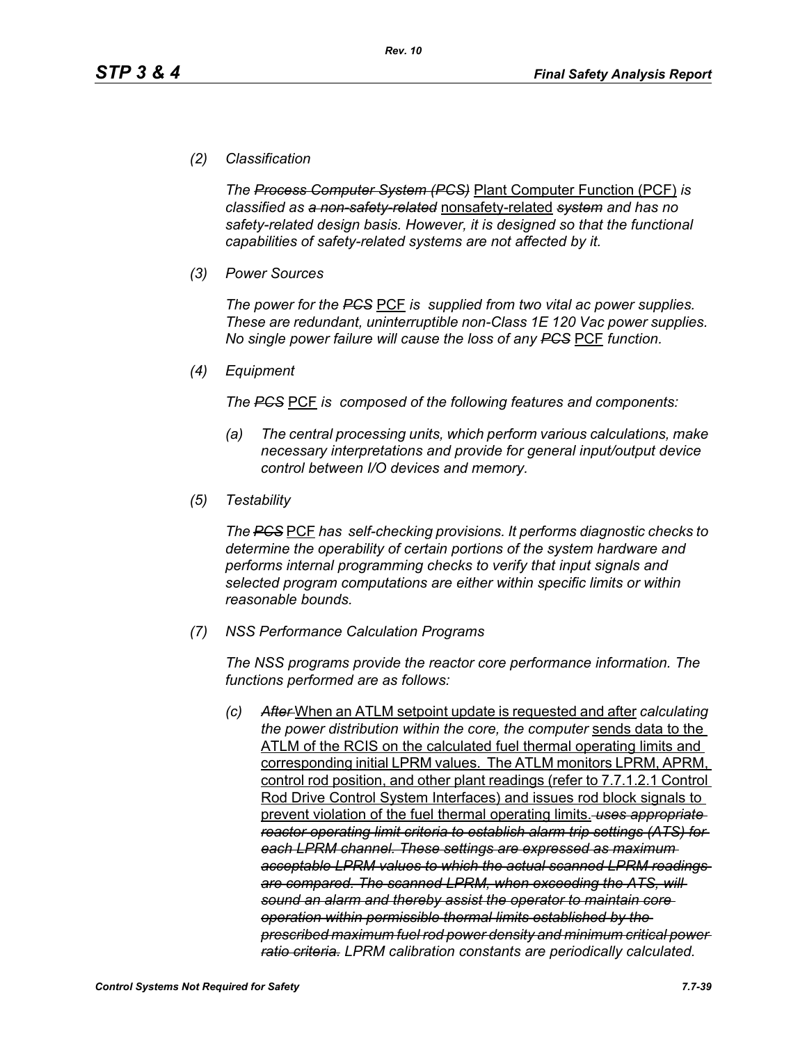*(2) Classification*

*The ~~Process Computer System (PCS)~~* <u>Plant Computer Function (PCF)</u> *is classified as ~~a non-safety-related~~* <u>nonsafety-related</u> *~~system~~ and has no safety-related design basis. However, it is designed so that the functional capabilities of safety-related systems are not affected by it.*

*(3) Power Sources*

*The ~~PCS~~* <u>PCF</u> *is supplied from two vital ac power supplies. These are redundant, uninterruptible non-Class 1E 120 Vac power supplies. No single power failure will cause the loss of any ~~PCS~~* <u>PCF</u> *function.*

*(4) Equipment*

*The ~~PCS~~* <u>PCF</u> *is composed of the following features and components:*

*(a) The central processing units, which perform various calculations, make necessary interpretations and provide for general input/output device control between I/O devices and memory.*

*(5) Testability*

*The ~~PCS~~* <u>PCF</u> *has self-checking provisions. It performs diagnostic checks to determine the operability of certain portions of the system hardware and performs internal programming checks to verify that input signals and selected program computations are either within specific limits or within reasonable bounds.*

*(7) NSS Performance Calculation Programs*

*The NSS programs provide the reactor core performance information. The functions performed are as follows:*

*(c) ~~After~~* <u>When an ATLM setpoint update is requested and after</u> *calculating the power distribution within the core, the computer* <u>sends data to the ATLM of the RCIS on the calculated fuel thermal operating limits and corresponding initial LPRM values. The ATLM monitors LPRM, APRM, control rod position, and other plant readings (refer to 7.7.1.2.1 Control Rod Drive Control System Interfaces) and issues rod block signals to prevent violation of the fuel thermal operating limits.</u> *~~uses appropriate reactor operating limit criteria to establish alarm trip settings (ATS) for each LPRM channel. These settings are expressed as maximum acceptable LPRM values to which the actual scanned LPRM readings are compared. The scanned LPRM, when exceeding the ATS, will sound an alarm and thereby assist the operator to maintain core operation within permissible thermal limits established by the prescribed maximum fuel rod power density and minimum critical power ratio criteria.~~ LPRM calibration constants are periodically calculated.*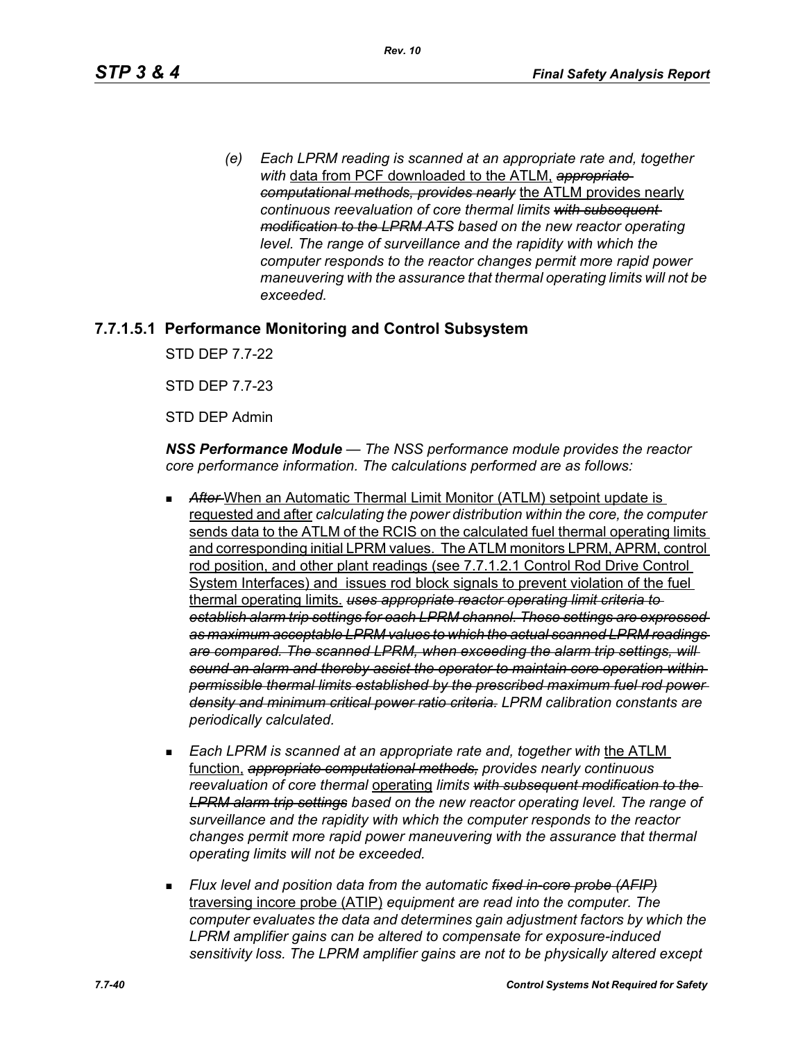*(e) Each LPRM reading is scanned at an appropriate rate and, together with* data from PCF downloaded to the ATLM, ~~*appropriate computational methods, provides nearly*~~ the ATLM provides nearly *continuous reevaluation of core thermal limits* ~~*with subsequent modification to the LPRM ATS*~~ *based on the new reactor operating level. The range of surveillance and the rapidity with which the computer responds to the reactor changes permit more rapid power maneuvering with the assurance that thermal operating limits will not be exceeded.*

### 7.7.1.5.1 Performance Monitoring and Control Subsystem

STD DEP 7.7-22

STD DEP 7.7-23

STD DEP Admin

***NSS Performance Module*** *— The NSS performance module provides the reactor core performance information. The calculations performed are as follows:*

- ~~*After*~~ When an Automatic Thermal Limit Monitor (ATLM) setpoint update is requested and after *calculating the power distribution within the core, the computer* sends data to the ATLM of the RCIS on the calculated fuel thermal operating limits and corresponding initial LPRM values. The ATLM monitors LPRM, APRM, control rod position, and other plant readings (see 7.7.1.2.1 Control Rod Drive Control System Interfaces) and issues rod block signals to prevent violation of the fuel thermal operating limits. ~~*uses appropriate reactor operating limit criteria to establish alarm trip settings for each LPRM channel. These settings are expressed as maximum acceptable LPRM values to which the actual scanned LPRM readings are compared. The scanned LPRM, when exceeding the alarm trip settings, will sound an alarm and thereby assist the operator to maintain core operation within permissible thermal limits established by the prescribed maximum fuel rod power density and minimum critical power ratio criteria.*~~ *LPRM calibration constants are periodically calculated.*

- *Each LPRM is scanned at an appropriate rate and, together with* the ATLM function, ~~*appropriate computational methods,*~~ *provides nearly continuous reevaluation of core thermal* operating *limits* ~~*with subsequent modification to the LPRM alarm trip settings*~~ *based on the new reactor operating level. The range of surveillance and the rapidity with which the computer responds to the reactor changes permit more rapid power maneuvering with the assurance that thermal operating limits will not be exceeded.*

- *Flux level and position data from the automatic* ~~*fixed in-core probe (AFIP)*~~ traversing incore probe (ATIP) *equipment are read into the computer. The computer evaluates the data and determines gain adjustment factors by which the LPRM amplifier gains can be altered to compensate for exposure-induced sensitivity loss. The LPRM amplifier gains are not to be physically altered except*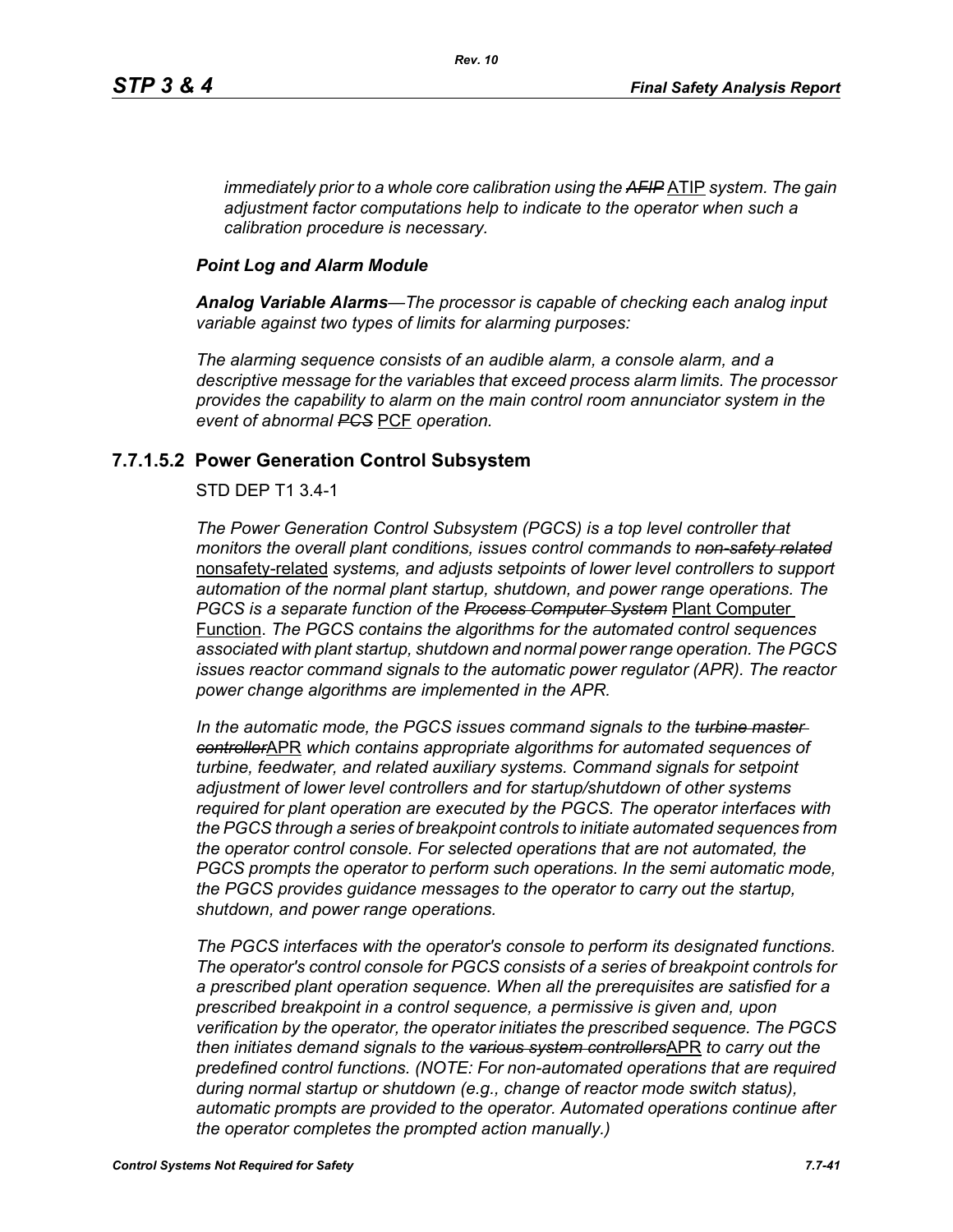*immediately prior to a whole core calibration using the ~~AFIP~~* <u>ATIP</u> *system. The gain adjustment factor computations help to indicate to the operator when such a calibration procedure is necessary.*

***Point Log and Alarm Module***

***Analog Variable Alarms****—The processor is capable of checking each analog input variable against two types of limits for alarming purposes:*

*The alarming sequence consists of an audible alarm, a console alarm, and a descriptive message for the variables that exceed process alarm limits. The processor provides the capability to alarm on the main control room annunciator system in the event of abnormal ~~PCS~~* <u>PCF</u> *operation.*

### 7.7.1.5.2 Power Generation Control Subsystem

STD DEP T1 3.4-1

*The Power Generation Control Subsystem (PGCS) is a top level controller that monitors the overall plant conditions, issues control commands to ~~non-safety related~~* <u>nonsafety-related</u> *systems, and adjusts setpoints of lower level controllers to support automation of the normal plant startup, shutdown, and power range operations. The PGCS is a separate function of the ~~Process Computer System~~* <u>Plant Computer Function</u>. *The PGCS contains the algorithms for the automated control sequences associated with plant startup, shutdown and normal power range operation. The PGCS issues reactor command signals to the automatic power regulator (APR). The reactor power change algorithms are implemented in the APR.*

*In the automatic mode, the PGCS issues command signals to the ~~turbine master controller~~*<u>APR</u> *which contains appropriate algorithms for automated sequences of turbine, feedwater, and related auxiliary systems. Command signals for setpoint adjustment of lower level controllers and for startup/shutdown of other systems required for plant operation are executed by the PGCS. The operator interfaces with the PGCS through a series of breakpoint controls to initiate automated sequences from the operator control console. For selected operations that are not automated, the PGCS prompts the operator to perform such operations. In the semi automatic mode, the PGCS provides guidance messages to the operator to carry out the startup, shutdown, and power range operations.*

*The PGCS interfaces with the operator's console to perform its designated functions. The operator's control console for PGCS consists of a series of breakpoint controls for a prescribed plant operation sequence. When all the prerequisites are satisfied for a prescribed breakpoint in a control sequence, a permissive is given and, upon verification by the operator, the operator initiates the prescribed sequence. The PGCS then initiates demand signals to the ~~various system controllers~~*<u>APR</u> *to carry out the predefined control functions. (NOTE: For non-automated operations that are required during normal startup or shutdown (e.g., change of reactor mode switch status), automatic prompts are provided to the operator. Automated operations continue after the operator completes the prompted action manually.)*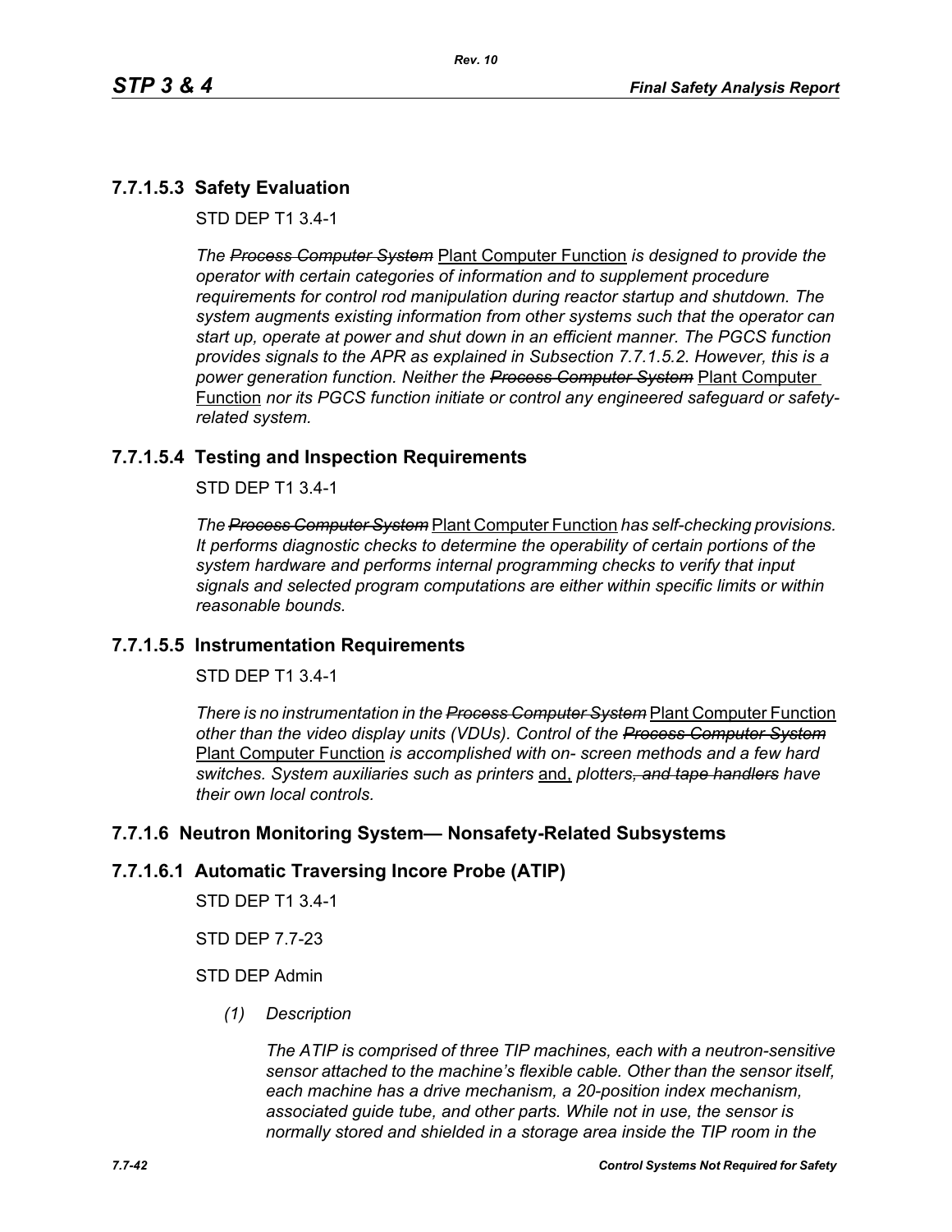### 7.7.1.5.3 Safety Evaluation

STD DEP T1 3.4-1

*The ~~Process Computer System~~* Plant Computer Function *is designed to provide the operator with certain categories of information and to supplement procedure requirements for control rod manipulation during reactor startup and shutdown. The system augments existing information from other systems such that the operator can start up, operate at power and shut down in an efficient manner. The PGCS function provides signals to the APR as explained in Subsection 7.7.1.5.2. However, this is a power generation function. Neither the ~~Process Computer System~~* Plant Computer Function *nor its PGCS function initiate or control any engineered safeguard or safety-related system.*

### 7.7.1.5.4 Testing and Inspection Requirements

STD DEP T1 3.4-1

*The ~~Process Computer System~~* Plant Computer Function *has self-checking provisions. It performs diagnostic checks to determine the operability of certain portions of the system hardware and performs internal programming checks to verify that input signals and selected program computations are either within specific limits or within reasonable bounds.*

### 7.7.1.5.5 Instrumentation Requirements

STD DEP T1 3.4-1

*There is no instrumentation in the ~~Process Computer System~~* Plant Computer Function *other than the video display units (VDUs). Control of the ~~Process Computer System~~* Plant Computer Function *is accomplished with on- screen methods and a few hard switches. System auxiliaries such as printers* and, *plotters~~, and tape handlers~~ have their own local controls.*

## 7.7.1.6 Neutron Monitoring System— Nonsafety-Related Subsystems

### 7.7.1.6.1 Automatic Traversing Incore Probe (ATIP)

STD DEP T1 3.4-1

STD DEP 7.7-23

STD DEP Admin

*(1) Description*

*The ATIP is comprised of three TIP machines, each with a neutron-sensitive sensor attached to the machine's flexible cable. Other than the sensor itself, each machine has a drive mechanism, a 20-position index mechanism, associated guide tube, and other parts. While not in use, the sensor is normally stored and shielded in a storage area inside the TIP room in the*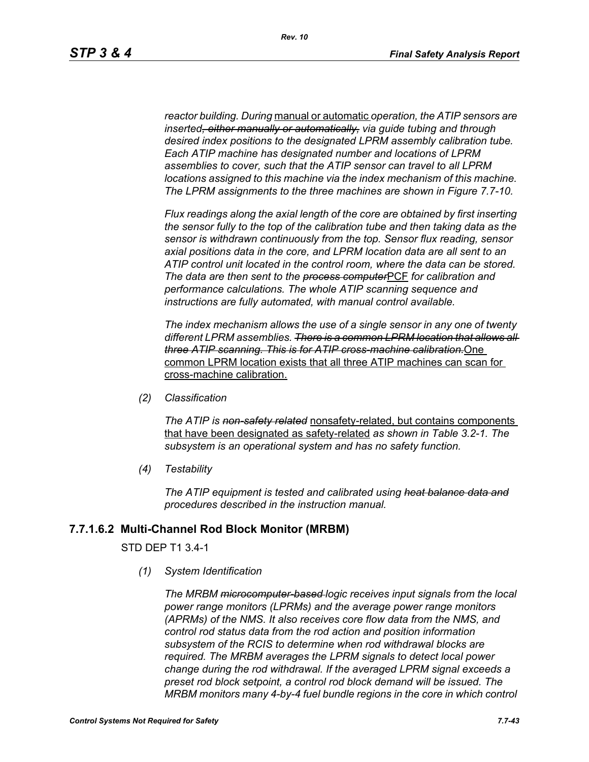*reactor building. During* manual or automatic *operation, the ATIP sensors are inserted~~, either manually or automatically,~~ via guide tubing and through desired index positions to the designated LPRM assembly calibration tube. Each ATIP machine has designated number and locations of LPRM assemblies to cover, such that the ATIP sensor can travel to all LPRM locations assigned to this machine via the index mechanism of this machine. The LPRM assignments to the three machines are shown in Figure 7.7-10.*

*Flux readings along the axial length of the core are obtained by first inserting the sensor fully to the top of the calibration tube and then taking data as the sensor is withdrawn continuously from the top. Sensor flux reading, sensor axial positions data in the core, and LPRM location data are all sent to an ATIP control unit located in the control room, where the data can be stored. The data are then sent to the ~~process computer~~*PCF *for calibration and performance calculations. The whole ATIP scanning sequence and instructions are fully automated, with manual control available.*

*The index mechanism allows the use of a single sensor in any one of twenty different LPRM assemblies. ~~There is a common LPRM location that allows all three ATIP scanning. This is for ATIP cross-machine calibration.~~*One common LPRM location exists that all three ATIP machines can scan for cross-machine calibration.

*(2) Classification*

*The ATIP is ~~non-safety related~~* nonsafety-related, but contains components that have been designated as safety-related *as shown in Table 3.2-1. The subsystem is an operational system and has no safety function.*

*(4) Testability*

*The ATIP equipment is tested and calibrated using ~~heat balance data and~~ procedures described in the instruction manual.*

### 7.7.1.6.2 Multi-Channel Rod Block Monitor (MRBM)

STD DEP T1 3.4-1

*(1) System Identification*

*The MRBM ~~microcomputer-based~~ logic receives input signals from the local power range monitors (LPRMs) and the average power range monitors (APRMs) of the NMS. It also receives core flow data from the NMS, and control rod status data from the rod action and position information subsystem of the RCIS to determine when rod withdrawal blocks are required. The MRBM averages the LPRM signals to detect local power change during the rod withdrawal. If the averaged LPRM signal exceeds a preset rod block setpoint, a control rod block demand will be issued. The MRBM monitors many 4-by-4 fuel bundle regions in the core in which control*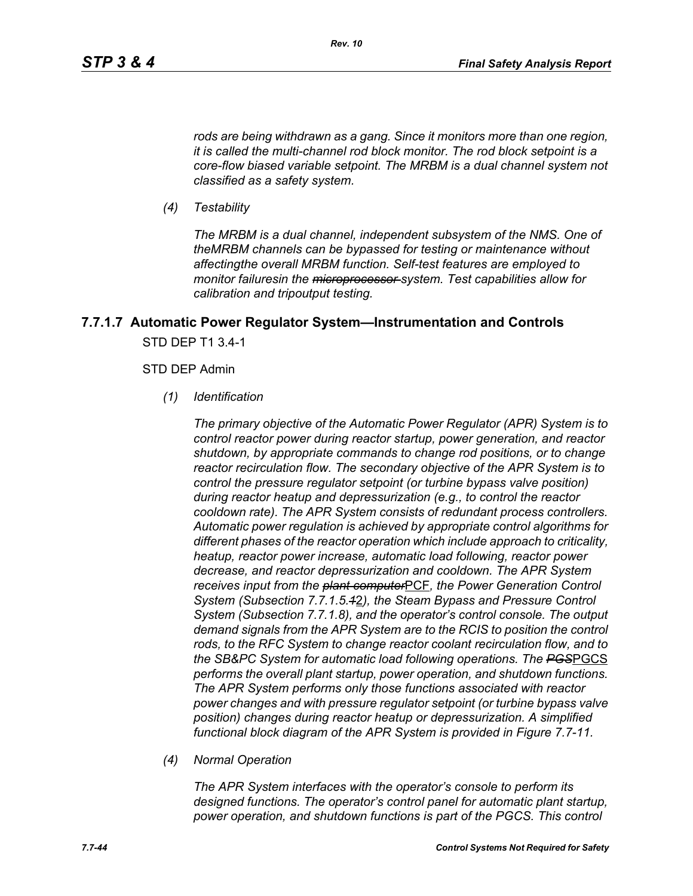*rods are being withdrawn as a gang. Since it monitors more than one region, it is called the multi-channel rod block monitor. The rod block setpoint is a core-flow biased variable setpoint. The MRBM is a dual channel system not classified as a safety system.*

*(4) Testability*

*The MRBM is a dual channel, independent subsystem of the NMS. One of theMRBM channels can be bypassed for testing or maintenance without affectingthe overall MRBM function. Self-test features are employed to monitor failuresin the ~~microprocessor~~ system. Test capabilities allow for calibration and tripoutput testing.*

### 7.7.1.7 Automatic Power Regulator System—Instrumentation and Controls

STD DEP T1 3.4-1

STD DEP Admin

*(1) Identification*

*The primary objective of the Automatic Power Regulator (APR) System is to control reactor power during reactor startup, power generation, and reactor shutdown, by appropriate commands to change rod positions, or to change reactor recirculation flow. The secondary objective of the APR System is to control the pressure regulator setpoint (or turbine bypass valve position) during reactor heatup and depressurization (e.g., to control the reactor cooldown rate). The APR System consists of redundant process controllers. Automatic power regulation is achieved by appropriate control algorithms for different phases of the reactor operation which include approach to criticality, heatup, reactor power increase, automatic load following, reactor power decrease, and reactor depressurization and cooldown. The APR System receives input from the ~~plant computer~~*PCF*, the Power Generation Control System (Subsection 7.7.1.5.~~1~~*2*), the Steam Bypass and Pressure Control System (Subsection 7.7.1.8), and the operator's control console. The output demand signals from the APR System are to the RCIS to position the control rods, to the RFC System to change reactor coolant recirculation flow, and to the SB&PC System for automatic load following operations. The ~~PGS~~*PGCS *performs the overall plant startup, power operation, and shutdown functions. The APR System performs only those functions associated with reactor power changes and with pressure regulator setpoint (or turbine bypass valve position) changes during reactor heatup or depressurization. A simplified functional block diagram of the APR System is provided in Figure 7.7-11.*

*(4) Normal Operation*

*The APR System interfaces with the operator's console to perform its designed functions. The operator's control panel for automatic plant startup, power operation, and shutdown functions is part of the PGCS. This control*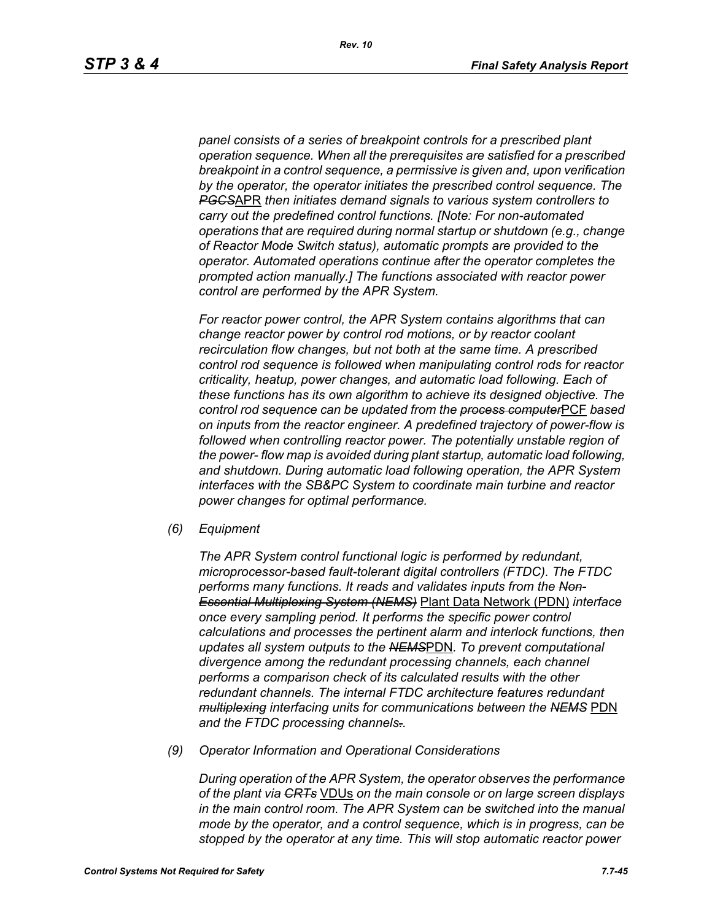*panel consists of a series of breakpoint controls for a prescribed plant operation sequence. When all the prerequisites are satisfied for a prescribed breakpoint in a control sequence, a permissive is given and, upon verification by the operator, the operator initiates the prescribed control sequence. The ~~PGCS~~*APR *then initiates demand signals to various system controllers to carry out the predefined control functions. [Note: For non-automated operations that are required during normal startup or shutdown (e.g., change of Reactor Mode Switch status), automatic prompts are provided to the operator. Automated operations continue after the operator completes the prompted action manually.] The functions associated with reactor power control are performed by the APR System.*

*For reactor power control, the APR System contains algorithms that can change reactor power by control rod motions, or by reactor coolant recirculation flow changes, but not both at the same time. A prescribed control rod sequence is followed when manipulating control rods for reactor criticality, heatup, power changes, and automatic load following. Each of these functions has its own algorithm to achieve its designed objective. The control rod sequence can be updated from the ~~process computer~~*PCF *based on inputs from the reactor engineer. A predefined trajectory of power-flow is followed when controlling reactor power. The potentially unstable region of the power- flow map is avoided during plant startup, automatic load following, and shutdown. During automatic load following operation, the APR System interfaces with the SB&PC System to coordinate main turbine and reactor power changes for optimal performance.*

*(6) Equipment*

*The APR System control functional logic is performed by redundant, microprocessor-based fault-tolerant digital controllers (FTDC). The FTDC performs many functions. It reads and validates inputs from the ~~Non-Essential Multiplexing System (NEMS)~~* Plant Data Network (PDN) *interface once every sampling period. It performs the specific power control calculations and processes the pertinent alarm and interlock functions, then updates all system outputs to the ~~NEMS~~*PDN*. To prevent computational divergence among the redundant processing channels, each channel performs a comparison check of its calculated results with the other redundant channels. The internal FTDC architecture features redundant ~~multiplexing~~ interfacing units for communications between the ~~NEMS~~* PDN *and the FTDC processing channels~~.~~.*

*(9) Operator Information and Operational Considerations*

*During operation of the APR System, the operator observes the performance of the plant via ~~CRTs~~* VDUs *on the main console or on large screen displays in the main control room. The APR System can be switched into the manual mode by the operator, and a control sequence, which is in progress, can be stopped by the operator at any time. This will stop automatic reactor power*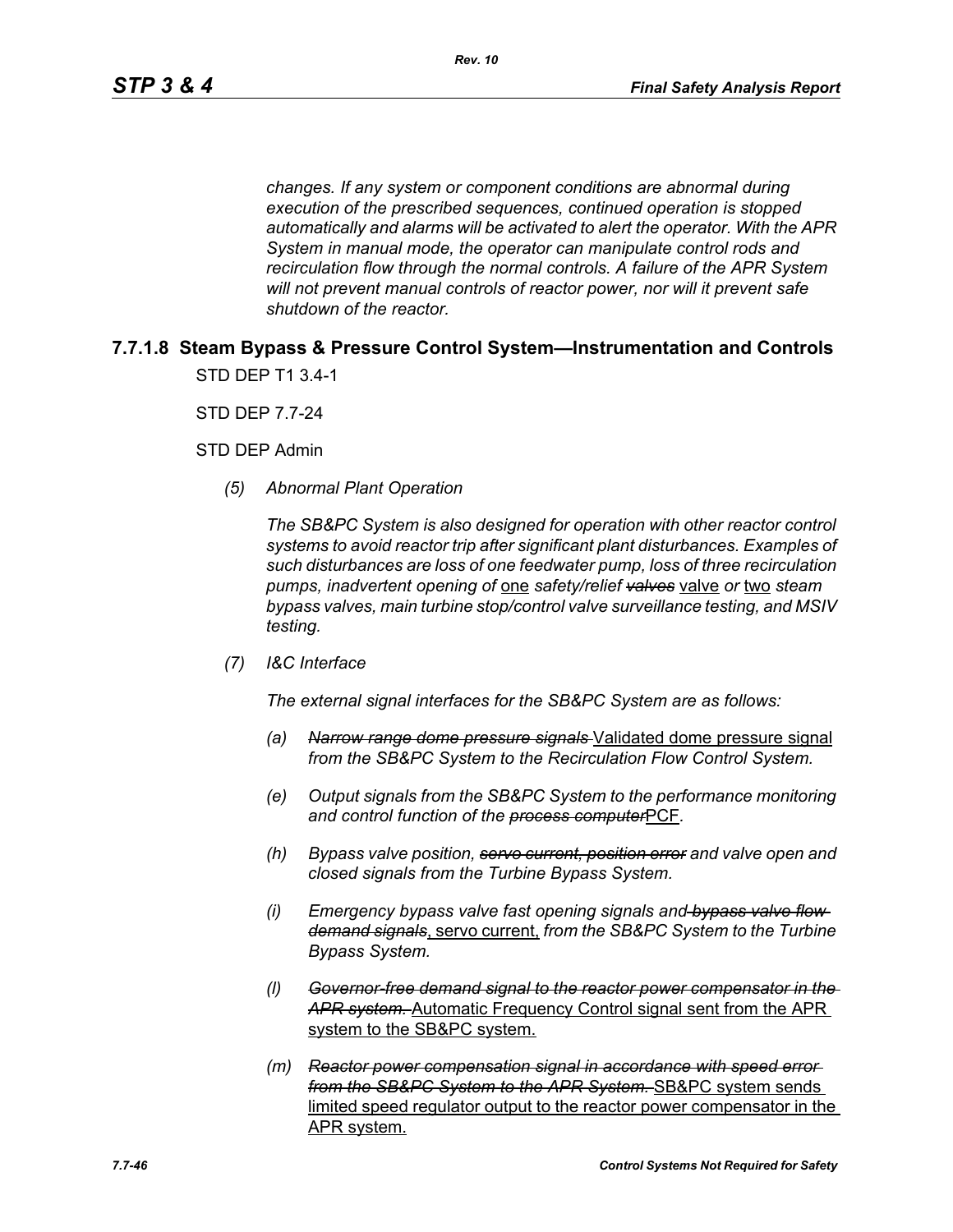*changes. If any system or component conditions are abnormal during execution of the prescribed sequences, continued operation is stopped automatically and alarms will be activated to alert the operator. With the APR System in manual mode, the operator can manipulate control rods and recirculation flow through the normal controls. A failure of the APR System will not prevent manual controls of reactor power, nor will it prevent safe shutdown of the reactor.*

### 7.7.1.8 Steam Bypass & Pressure Control System—Instrumentation and Controls

STD DEP T1 3.4-1

STD DEP 7.7-24

STD DEP Admin

*(5) Abnormal Plant Operation*

*The SB&PC System is also designed for operation with other reactor control systems to avoid reactor trip after significant plant disturbances. Examples of such disturbances are loss of one feedwater pump, loss of three recirculation pumps, inadvertent opening of* <u>one</u> *safety/relief ~~valves~~* <u>valve</u> *or* <u>two</u> *steam bypass valves, main turbine stop/control valve surveillance testing, and MSIV testing.*

*(7) I&C Interface*

*The external signal interfaces for the SB&PC System are as follows:*

*(a) ~~Narrow range dome pressure signals~~* <u>Validated dome pressure signal</u> *from the SB&PC System to the Recirculation Flow Control System.*

*(e) Output signals from the SB&PC System to the performance monitoring and control function of the ~~process computer~~*<u>PCF</u>.

*(h) Bypass valve position, ~~servo current, position error~~ and valve open and closed signals from the Turbine Bypass System.*

*(i) Emergency bypass valve fast opening signals and ~~bypass valve flow demand signals~~*<u>, servo current,</u> *from the SB&PC System to the Turbine Bypass System.*

*(l) ~~Governor-free demand signal to the reactor power compensator in the APR system.~~* <u>Automatic Frequency Control signal sent from the APR system to the SB&PC system.</u>

*(m) ~~Reactor power compensation signal in accordance with speed error from the SB&PC System to the APR System.~~* <u>SB&PC system sends limited speed regulator output to the reactor power compensator in the APR system.</u>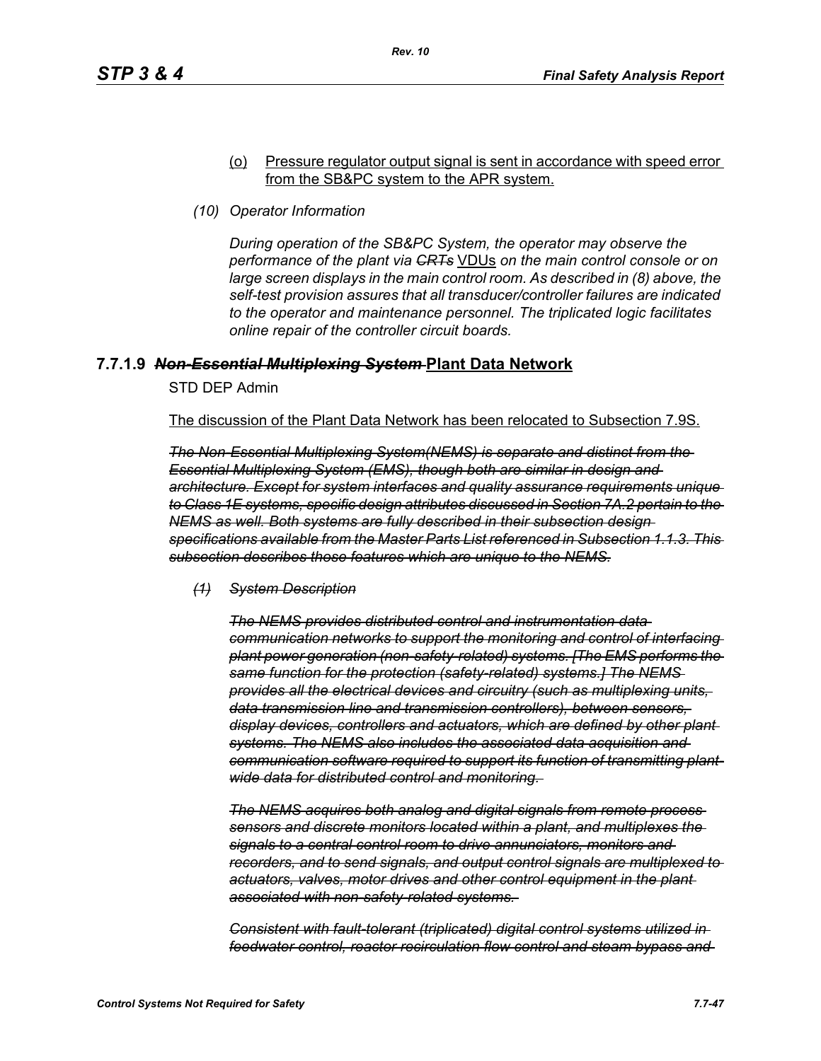(o) <u>Pressure regulator output signal is sent in accordance with speed error from the SB&PC system to the APR system.</u>

*(10) Operator Information*

*During operation of the SB&PC System, the operator may observe the performance of the plant via ~~CRTs~~* <u>VDUs</u> *on the main control console or on large screen displays in the main control room. As described in (8) above, the self-test provision assures that all transducer/controller failures are indicated to the operator and maintenance personnel. The triplicated logic facilitates online repair of the controller circuit boards.*

### 7.7.1.9 ~~*Non-Essential Multiplexing System*~~ <u>Plant Data Network</u>

STD DEP Admin

<u>The discussion of the Plant Data Network has been relocated to Subsection 7.9S.</u>

~~*The Non-Essential Multiplexing System(NEMS) is separate and distinct from the Essential Multiplexing System (EMS), though both are similar in design and architecture. Except for system interfaces and quality assurance requirements unique to Class 1E systems, specific design attributes discussed in Section 7A.2 pertain to the NEMS as well. Both systems are fully described in their subsection design specifications available from the Master Parts List referenced in Subsection 1.1.3. This subsection describes those features which are unique to the NEMS.*~~

~~*(1) System Description*~~

~~*The NEMS provides distributed control and instrumentation data communication networks to support the monitoring and control of interfacing plant power generation (non-safety-related) systems. [The EMS performs the same function for the protection (safety-related) systems.] The NEMS provides all the electrical devices and circuitry (such as multiplexing units, data transmission line and transmission controllers), between sensors, display devices, controllers and actuators, which are defined by other plant systems. The NEMS also includes the associated data acquisition and communication software required to support its function of transmitting plant wide data for distributed control and monitoring.*~~

~~*The NEMS acquires both analog and digital signals from remote process sensors and discrete monitors located within a plant, and multiplexes the signals to a central control room to drive annunciators, monitors and recorders, and to send signals, and output control signals are multiplexed to actuators, valves, motor drives and other control equipment in the plant associated with non-safety-related systems.*~~

~~*Consistent with fault-tolerant (triplicated) digital control systems utilized in feedwater control, reactor recirculation flow control and steam bypass and*~~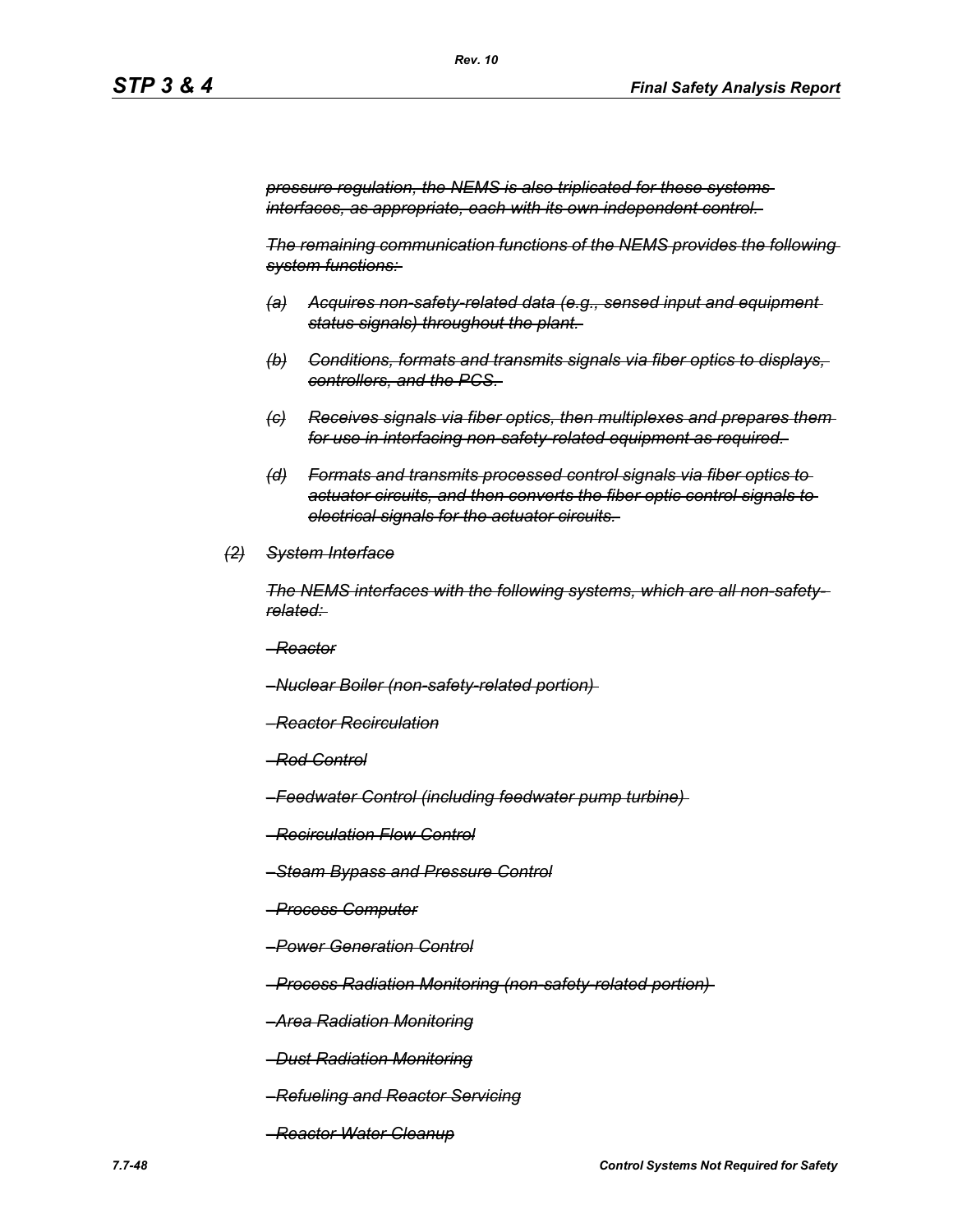~~*pressure regulation, the NEMS is also triplicated for these systems interfaces, as appropriate, each with its own independent control.*~~

~~*The remaining communication functions of the NEMS provides the following system functions:*~~

~~*(a) Acquires non-safety-related data (e.g., sensed input and equipment status signals) throughout the plant.*~~

~~*(b) Conditions, formats and transmits signals via fiber optics to displays, controllers, and the PCS.*~~

~~*(c) Receives signals via fiber optics, then multiplexes and prepares them for use in interfacing non-safety-related equipment as required.*~~

~~*(d) Formats and transmits processed control signals via fiber optics to actuator circuits, and then converts the fiber optic control signals to electrical signals for the actuator circuits.*~~

~~*(2) System Interface*~~

~~*The NEMS interfaces with the following systems, which are all non-safety-related:*~~

~~*–Reactor*~~

~~*–Nuclear Boiler (non-safety-related portion)*~~

~~*–Reactor Recirculation*~~

~~*–Rod Control*~~

~~*–Feedwater Control (including feedwater pump turbine)*~~

~~*–Recirculation Flow Control*~~

~~*–Steam Bypass and Pressure Control*~~

~~*–Process Computer*~~

~~*–Power Generation Control*~~

~~*–Process Radiation Monitoring (non-safety-related portion)*~~

~~*–Area Radiation Monitoring*~~

~~*–Dust Radiation Monitoring*~~

~~*–Refueling and Reactor Servicing*~~

~~*–Reactor Water Cleanup*~~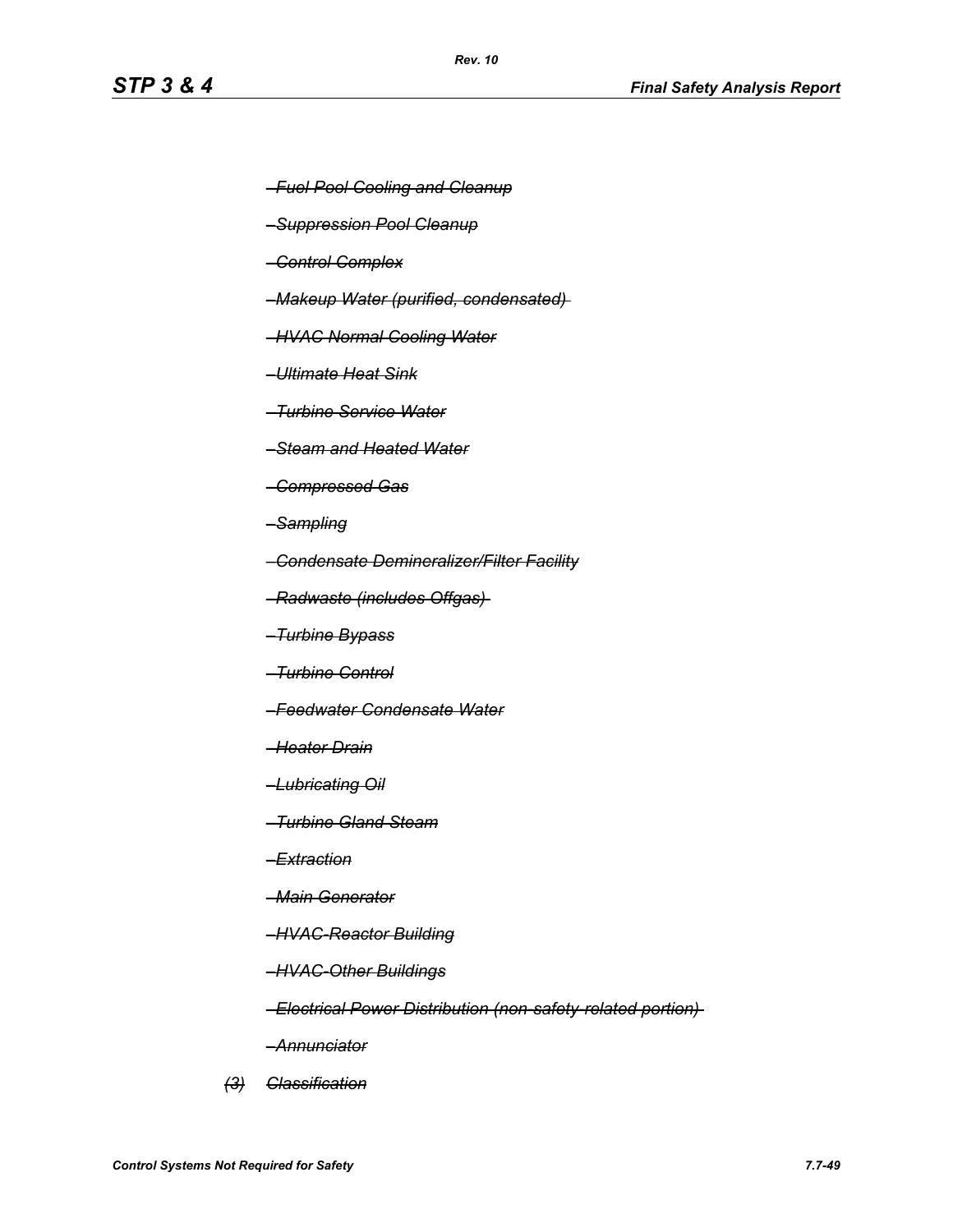~~*–Fuel Pool Cooling and Cleanup*~~

~~*–Suppression Pool Cleanup*~~

~~*–Control Complex*~~

~~*–Makeup Water (purified, condensated)*~~

~~*–HVAC Normal Cooling Water*~~

~~*–Ultimate Heat Sink*~~

~~*–Turbine Service Water*~~

~~*–Steam and Heated Water*~~

~~*–Compressed Gas*~~

~~*–Sampling*~~

~~*–Condensate Demineralizer/Filter Facility*~~

~~*–Radwaste (includes Offgas)*~~

~~*–Turbine Bypass*~~

~~*–Turbine Control*~~

~~*–Feedwater Condensate Water*~~

~~*–Heater Drain*~~

~~*–Lubricating Oil*~~

~~*–Turbine Gland Steam*~~

~~*–Extraction*~~

~~*–Main Generator*~~

~~*–HVAC-Reactor Building*~~

~~*–HVAC-Other Buildings*~~

~~*–Electrical Power Distribution (non-safety-related portion)*~~

~~*–Annunciator*~~

~~*(3) Classification*~~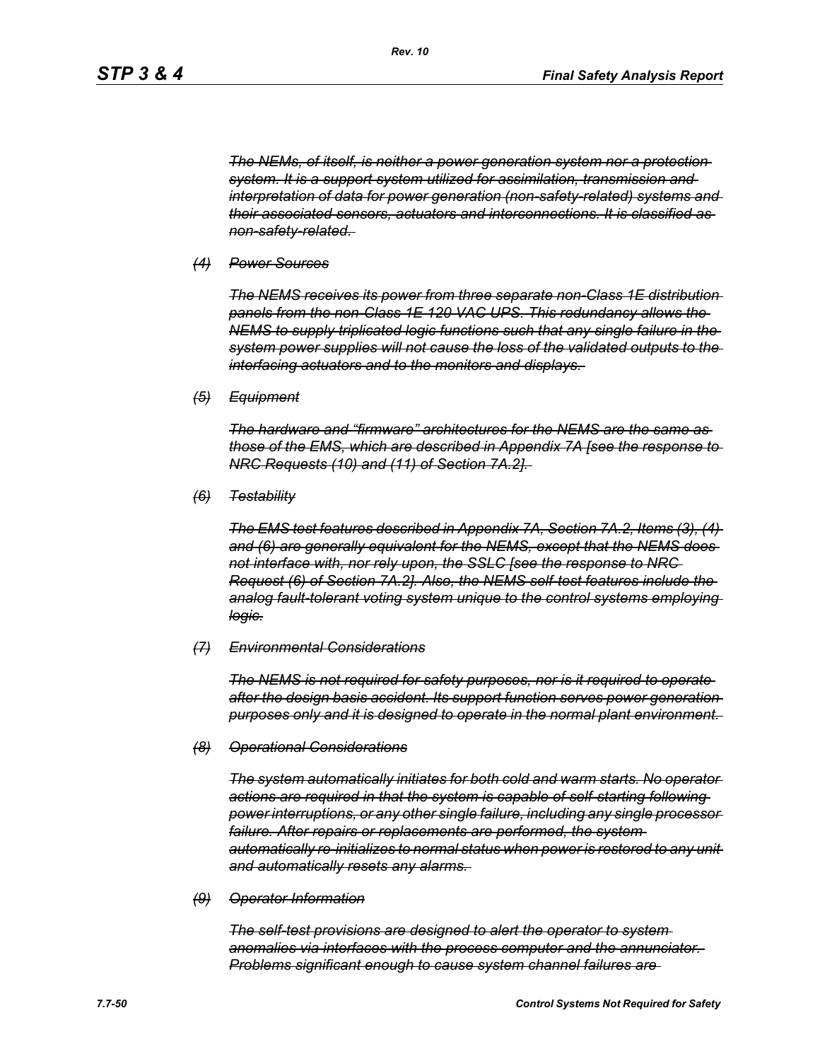*~~The NEMs, of itself, is neither a power generation system nor a protection system. It is a support system utilized for assimilation, transmission and interpretation of data for power generation (non-safety-related) systems and their associated sensors, actuators and interconnections. It is classified as non-safety-related.~~*

*~~(4) Power Sources~~*

*~~The NEMS receives its power from three separate non-Class 1E distribution panels from the non-Class 1E 120 VAC UPS. This redundancy allows the NEMS to supply triplicated logic functions such that any single failure in the system power supplies will not cause the loss of the validated outputs to the interfacing actuators and to the monitors and displays.~~*

*~~(5) Equipment~~*

*~~The hardware and "firmware" architectures for the NEMS are the same as those of the EMS, which are described in Appendix 7A [see the response to NRC Requests (10) and (11) of Section 7A.2].~~*

*~~(6) Testability~~*

*~~The EMS test features described in Appendix 7A, Section 7A.2, Items (3), (4) and (6) are generally equivalent for the NEMS, except that the NEMS does not interface with, nor rely upon, the SSLC [see the response to NRC Request (6) of Section 7A.2]. Also, the NEMS self-test features include the analog fault-tolerant voting system unique to the control systems employing logic.~~*

*~~(7) Environmental Considerations~~*

*~~The NEMS is not required for safety purposes, nor is it required to operate after the design basis accident. Its support function serves power generation purposes only and it is designed to operate in the normal plant environment.~~*

*~~(8) Operational Considerations~~*

*~~The system automatically initiates for both cold and warm starts. No operator actions are required in that the system is capable of self-starting following power interruptions, or any other single failure, including any single processor failure. After repairs or replacements are performed, the system automatically re-initializes to normal status when power is restored to any unit and automatically resets any alarms.~~*

*~~(9) Operator Information~~*

*~~The self-test provisions are designed to alert the operator to system anomalies via interfaces with the process computer and the annunciator. Problems significant enough to cause system channel failures are~~*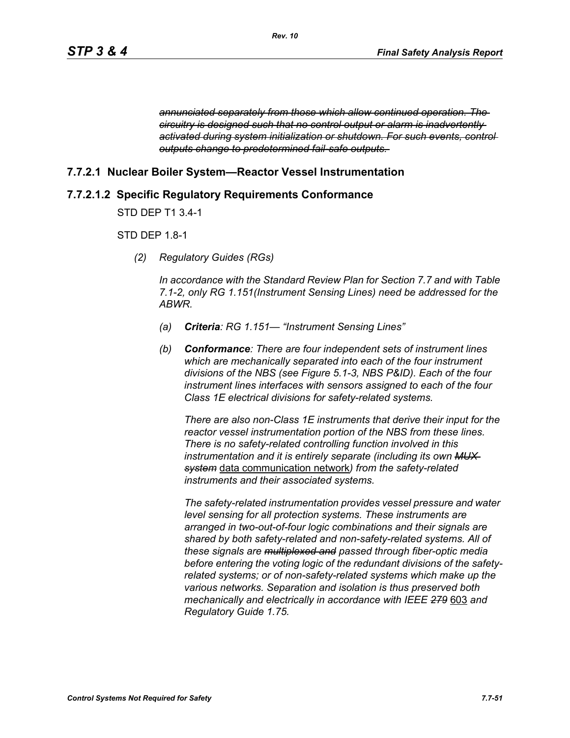~~*annunciated separately from those which allow continued operation. The circuitry is designed such that no control output or alarm is inadvertently activated during system initialization or shutdown. For such events, control outputs change to predetermined fail-safe outputs.*~~

## 7.7.2.1 Nuclear Boiler System—Reactor Vessel Instrumentation

## 7.7.2.1.2 Specific Regulatory Requirements Conformance

STD DEP T1 3.4-1

STD DEP 1.8-1

*(2) Regulatory Guides (RGs)*

*In accordance with the Standard Review Plan for Section 7.7 and with Table 7.1-2, only RG 1.151(Instrument Sensing Lines) need be addressed for the ABWR.*

*(a) **Criteria**: RG 1.151— "Instrument Sensing Lines"*

*(b) **Conformance**: There are four independent sets of instrument lines which are mechanically separated into each of the four instrument divisions of the NBS (see Figure 5.1-3, NBS P&ID). Each of the four instrument lines interfaces with sensors assigned to each of the four Class 1E electrical divisions for safety-related systems.*

*There are also non-Class 1E instruments that derive their input for the reactor vessel instrumentation portion of the NBS from these lines. There is no safety-related controlling function involved in this instrumentation and it is entirely separate (including its own ~~MUX system~~* <u>data communication network</u>*) from the safety-related instruments and their associated systems.*

*The safety-related instrumentation provides vessel pressure and water level sensing for all protection systems. These instruments are arranged in two-out-of-four logic combinations and their signals are shared by both safety-related and non-safety-related systems. All of these signals are ~~multiplexed and~~ passed through fiber-optic media before entering the voting logic of the redundant divisions of the safety-related systems; or of non-safety-related systems which make up the various networks. Separation and isolation is thus preserved both mechanically and electrically in accordance with IEEE ~~279~~* <u>603</u> *and Regulatory Guide 1.75.*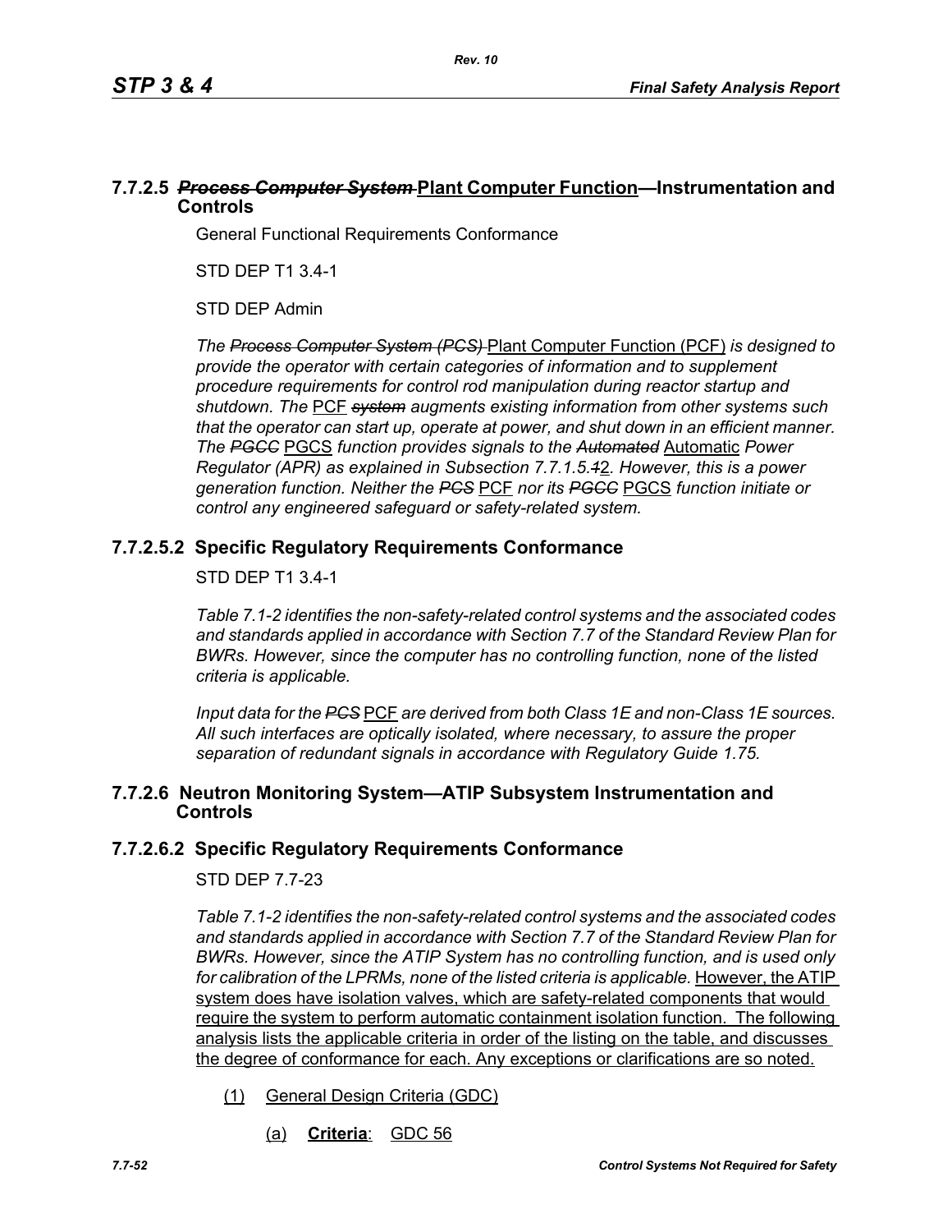### 7.7.2.5 ~~*Process Computer System*~~ Plant Computer Function—Instrumentation and Controls

General Functional Requirements Conformance

STD DEP T1 3.4-1

STD DEP Admin

*The ~~Process Computer System (PCS)~~* Plant Computer Function (PCF) *is designed to provide the operator with certain categories of information and to supplement procedure requirements for control rod manipulation during reactor startup and shutdown. The* PCF *~~system~~ augments existing information from other systems such that the operator can start up, operate at power, and shut down in an efficient manner. The ~~PGCC~~* PGCS *function provides signals to the ~~Automated~~* Automatic *Power Regulator (APR) as explained in Subsection 7.7.1.5.~~1~~*2*. However, this is a power generation function. Neither the ~~PCS~~* PCF *nor its ~~PGCC~~* PGCS *function initiate or control any engineered safeguard or safety-related system.*

### 7.7.2.5.2 Specific Regulatory Requirements Conformance

STD DEP T1 3.4-1

*Table 7.1-2 identifies the non-safety-related control systems and the associated codes and standards applied in accordance with Section 7.7 of the Standard Review Plan for BWRs. However, since the computer has no controlling function, none of the listed criteria is applicable.*

*Input data for the ~~PCS~~* PCF *are derived from both Class 1E and non-Class 1E sources. All such interfaces are optically isolated, where necessary, to assure the proper separation of redundant signals in accordance with Regulatory Guide 1.75.*

### 7.7.2.6 Neutron Monitoring System—ATIP Subsystem Instrumentation and Controls

### 7.7.2.6.2 Specific Regulatory Requirements Conformance

STD DEP 7.7-23

*Table 7.1-2 identifies the non-safety-related control systems and the associated codes and standards applied in accordance with Section 7.7 of the Standard Review Plan for BWRs. However, since the ATIP System has no controlling function, and is used only for calibration of the LPRMs, none of the listed criteria is applicable.* However, the ATIP system does have isolation valves, which are safety-related components that would require the system to perform automatic containment isolation function. The following analysis lists the applicable criteria in order of the listing on the table, and discusses the degree of conformance for each. Any exceptions or clarifications are so noted.

(1) General Design Criteria (GDC)

(a) **Criteria**: GDC 56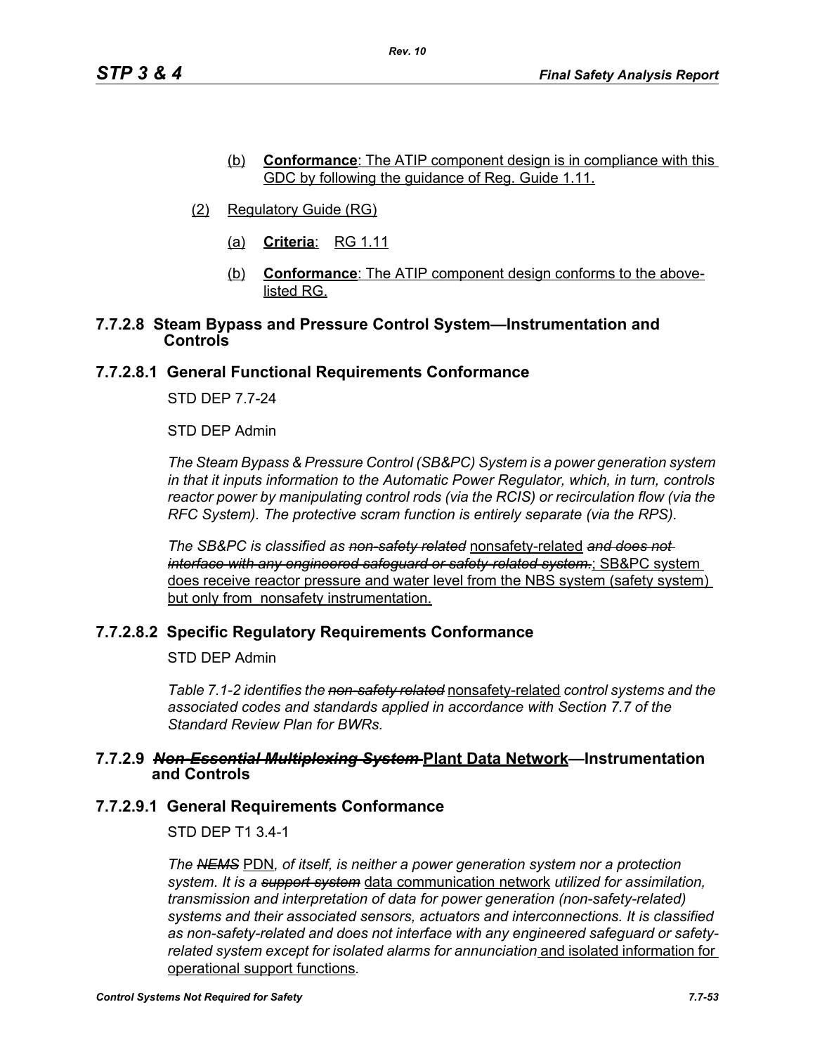(b) **Conformance**: The ATIP component design is in compliance with this GDC by following the guidance of Reg. Guide 1.11.

(2) Regulatory Guide (RG)

(a) **Criteria**: RG 1.11

(b) **Conformance**: The ATIP component design conforms to the above-listed RG.

### 7.7.2.8 Steam Bypass and Pressure Control System—Instrumentation and Controls

### 7.7.2.8.1 General Functional Requirements Conformance

STD DEP 7.7-24

STD DEP Admin

*The Steam Bypass & Pressure Control (SB&PC) System is a power generation system in that it inputs information to the Automatic Power Regulator, which, in turn, controls reactor power by manipulating control rods (via the RCIS) or recirculation flow (via the RFC System). The protective scram function is entirely separate (via the RPS).*

*The SB&PC is classified as ~~non-safety related~~* nonsafety-related *~~and does not interface with any engineered safeguard or safety-related system.~~*; SB&PC system does receive reactor pressure and water level from the NBS system (safety system) but only from nonsafety instrumentation.

### 7.7.2.8.2 Specific Regulatory Requirements Conformance

STD DEP Admin

*Table 7.1-2 identifies the ~~non-safety related~~* nonsafety-related *control systems and the associated codes and standards applied in accordance with Section 7.7 of the Standard Review Plan for BWRs.*

### 7.7.2.9 ~~*Non-Essential Multiplexing System*~~ Plant Data Network—Instrumentation and Controls

### 7.7.2.9.1 General Requirements Conformance

STD DEP T1 3.4-1

*The ~~NEMS~~* PDN*, of itself, is neither a power generation system nor a protection system. It is a ~~support system~~* data communication network *utilized for assimilation, transmission and interpretation of data for power generation (non-safety-related) systems and their associated sensors, actuators and interconnections. It is classified as non-safety-related and does not interface with any engineered safeguard or safety-related system except for isolated alarms for annunciation* and isolated information for operational support functions*.*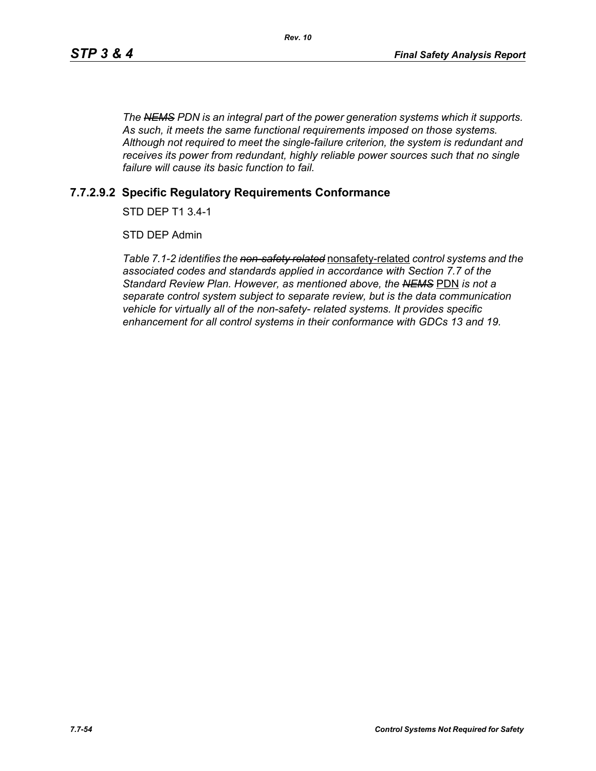*The ~~NEMS~~ PDN is an integral part of the power generation systems which it supports. As such, it meets the same functional requirements imposed on those systems. Although not required to meet the single-failure criterion, the system is redundant and receives its power from redundant, highly reliable power sources such that no single failure will cause its basic function to fail.*

### 7.7.2.9.2 Specific Regulatory Requirements Conformance

STD DEP T1 3.4-1

STD DEP Admin

*Table 7.1-2 identifies the ~~non-safety related~~* <u>nonsafety-related</u> *control systems and the associated codes and standards applied in accordance with Section 7.7 of the Standard Review Plan. However, as mentioned above, the ~~NEMS~~* <u>PDN</u> *is not a separate control system subject to separate review, but is the data communication vehicle for virtually all of the non-safety- related systems. It provides specific enhancement for all control systems in their conformance with GDCs 13 and 19.*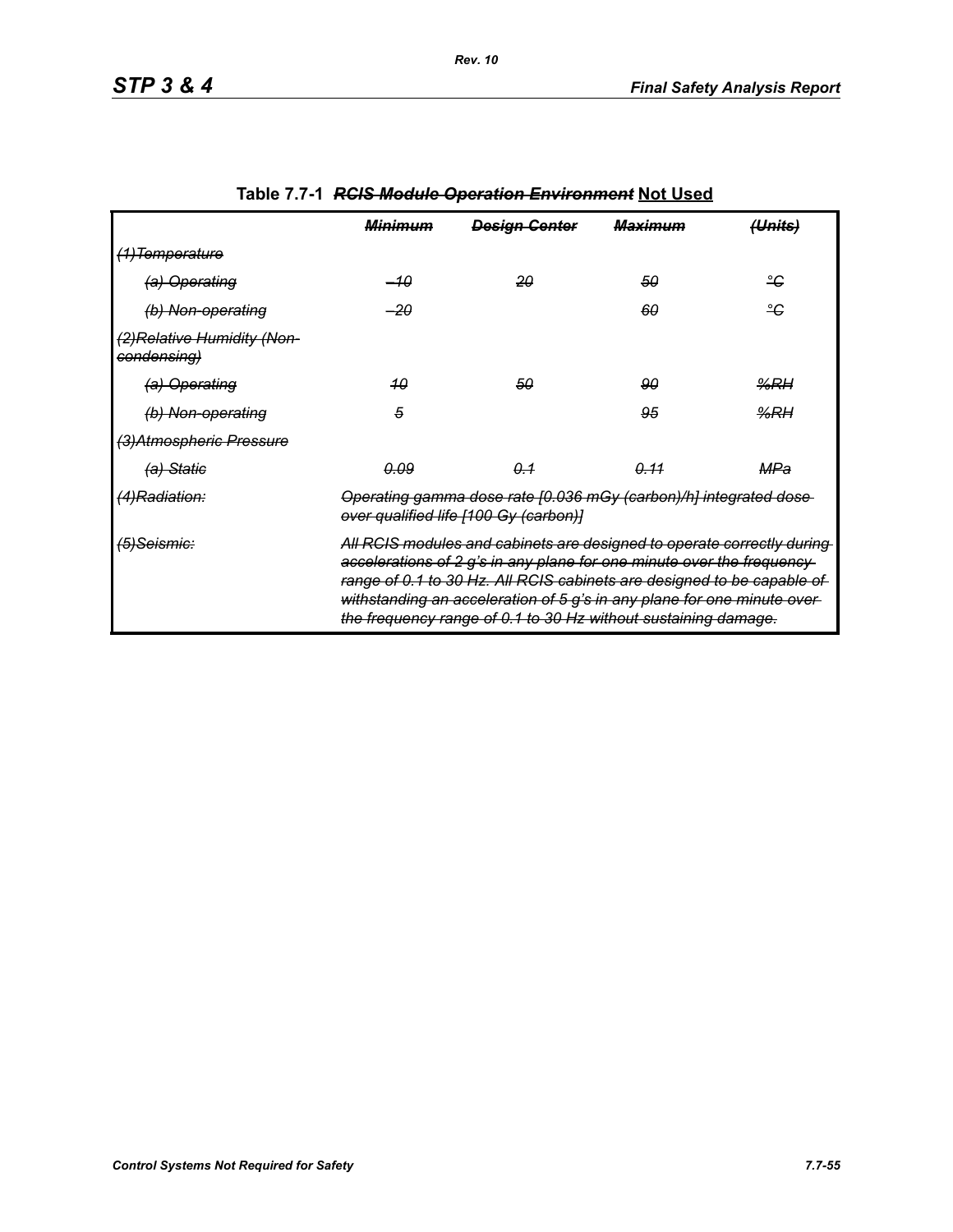**Table 7.7-1 ~~*RCIS Module Operation Environment*~~ Not Used**

| | ~~*Minimum*~~ | ~~*Design Center*~~ | ~~*Maximum*~~ | ~~*(Units)*~~ |
|---|---|---|---|---|
| ~~*(1)Temperature*~~ | | | | |
| ~~*(a) Operating*~~ | ~~*–10*~~ | ~~*20*~~ | ~~*50*~~ | ~~*°C*~~ |
| ~~*(b) Non-operating*~~ | ~~*–20*~~ | | ~~*60*~~ | ~~*°C*~~ |
| ~~*(2)Relative Humidity (Non-condensing)*~~ | | | | |
| ~~*(a) Operating*~~ | ~~*10*~~ | ~~*50*~~ | ~~*90*~~ | ~~*%RH*~~ |
| ~~*(b) Non-operating*~~ | ~~*5*~~ | | ~~*95*~~ | ~~*%RH*~~ |
| ~~*(3)Atmospheric Pressure*~~ | | | | |
| ~~*(a) Static*~~ | ~~*0.09*~~ | ~~*0.1*~~ | ~~*0.11*~~ | ~~*MPa*~~ |
| ~~*(4)Radiation:*~~ | ~~*Operating gamma dose rate [0.036 mGy (carbon)/h] integrated dose over qualified life [100 Gy (carbon)]*~~ | | | |
| ~~*(5)Seismic:*~~ | ~~*All RCIS modules and cabinets are designed to operate correctly during accelerations of 2 g's in any plane for one minute over the frequency range of 0.1 to 30 Hz. All RCIS cabinets are designed to be capable of withstanding an acceleration of 5 g's in any plane for one minute over the frequency range of 0.1 to 30 Hz without sustaining damage.*~~ | | | |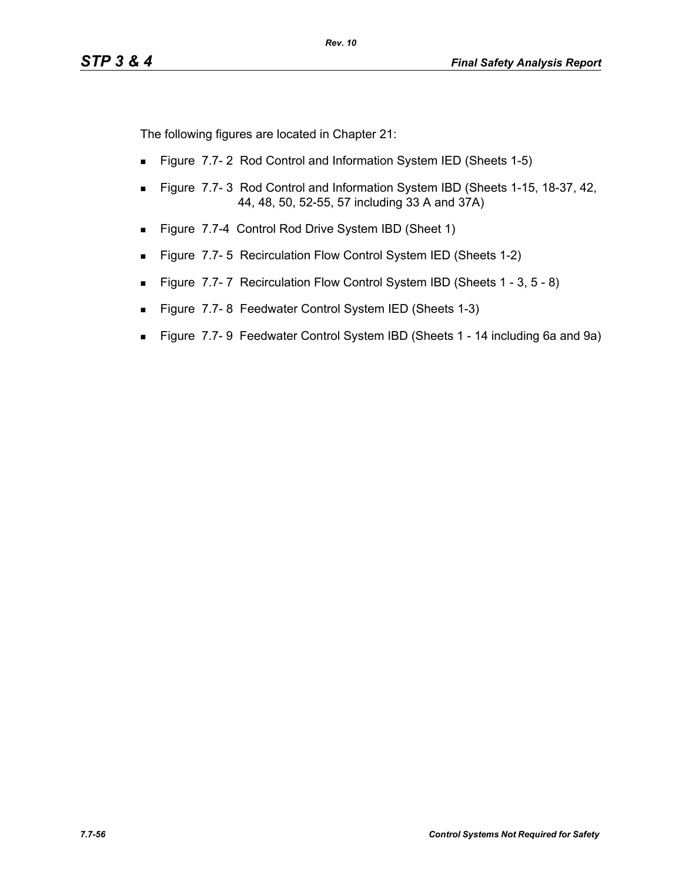The following figures are located in Chapter 21:

- Figure 7.7- 2 Rod Control and Information System IED (Sheets 1-5)
- Figure 7.7- 3 Rod Control and Information System IBD (Sheets 1-15, 18-37, 42, 44, 48, 50, 52-55, 57 including 33 A and 37A)
- Figure 7.7-4 Control Rod Drive System IBD (Sheet 1)
- Figure 7.7- 5 Recirculation Flow Control System IED (Sheets 1-2)
- Figure 7.7- 7 Recirculation Flow Control System IBD (Sheets 1 - 3, 5 - 8)
- Figure 7.7- 8 Feedwater Control System IED (Sheets 1-3)
- Figure 7.7- 9 Feedwater Control System IBD (Sheets 1 - 14 including 6a and 9a)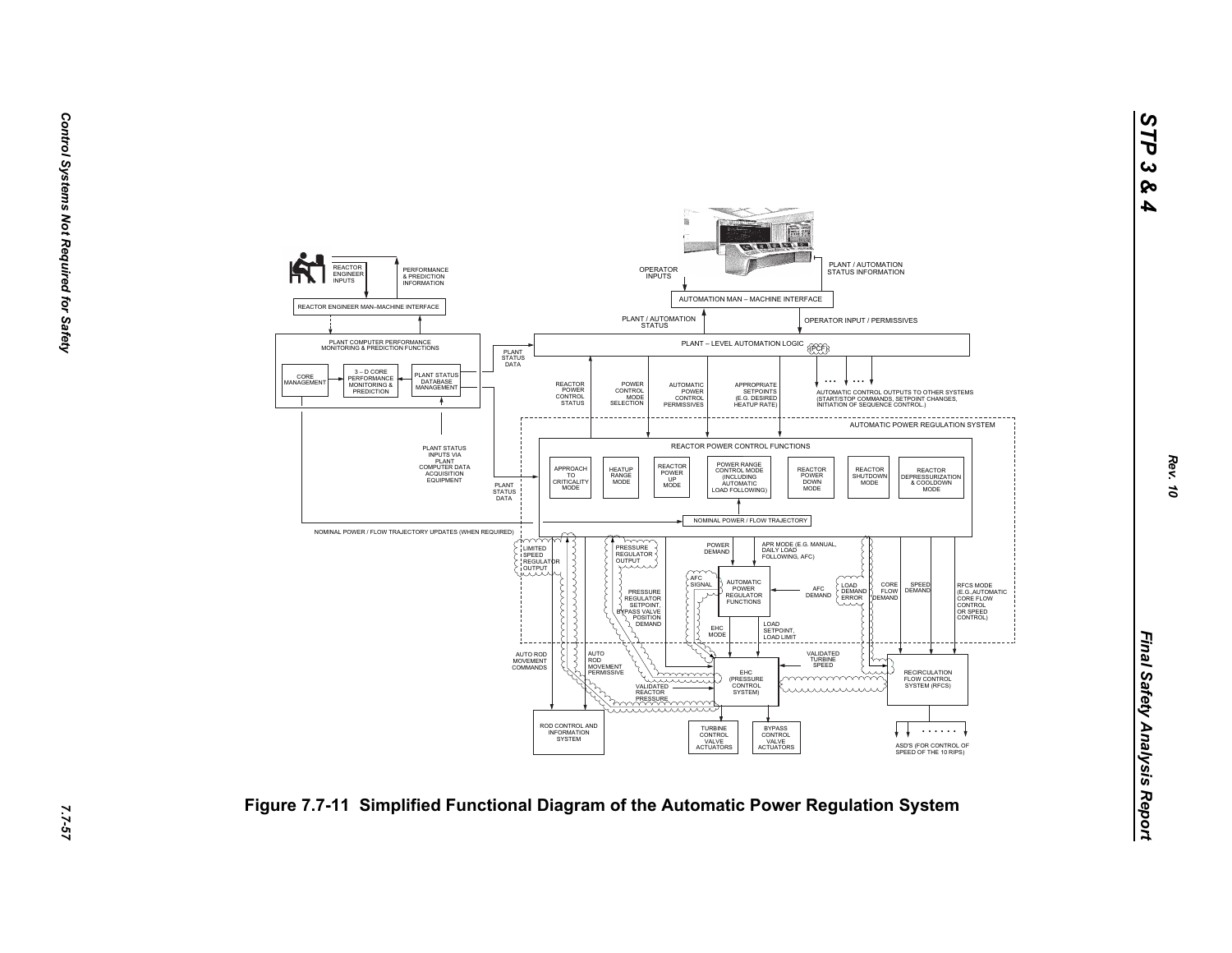REACTOR ENGINEER INPUTS

PERFORMANCE & PREDICTION INFORMATION

REACTOR ENGINEER MAN–MACHINE INTERFACE

PLANT COMPUTER PERFORMANCE MONITORING & PREDICTION FUNCTIONS

CORE MANAGEMENT

3 – D CORE PERFORMANCE MONITORING & PREDICTION

PLANT STATUS DATABASE MANAGEMENT

PLANT STATUS DATA

PLANT STATUS INPUTS VIA PLANT COMPUTER DATA ACQUISITION EQUIPMENT

OPERATOR INPUTS

PLANT / AUTOMATION STATUS INFORMATION

AUTOMATION MAN – MACHINE INTERFACE

PLANT / AUTOMATION STATUS

OPERATOR INPUT / PERMISSIVES

PLANT – LEVEL AUTOMATION LOGIC (PCF)

REACTOR POWER CONTROL STATUS

POWER CONTROL MODE SELECTION

AUTOMATIC POWER CONTROL PERMISSIVES

APPROPRIATE SETPOINTS (E.G. DESIRED HEATUP RATE)

AUTOMATIC CONTROL OUTPUTS TO OTHER SYSTEMS (START/STOP COMMANDS, SETPOINT CHANGES, INITIATION OF SEQUENCE CONTROL.)

AUTOMATIC POWER REGULATION SYSTEM

REACTOR POWER CONTROL FUNCTIONS

APPROACH TO CRITICALITY MODE

HEATUP RANGE MODE

REACTOR POWER UP MODE

POWER RANGE CONTROL MODE (INCLUDING AUTOMATIC LOAD FOLLOWING)

REACTOR POWER DOWN MODE

REACTOR SHUTDOWN MODE

REACTOR DEPRESSURIZATION & COOLDOWN MODE

PLANT STATUS DATA

NOMINAL POWER / FLOW TRAJECTORY

NOMINAL POWER / FLOW TRAJECTORY UPDATES (WHEN REQUIRED)

LIMITED SPEED REGULATOR OUTPUT

PRESSURE REGULATOR OUTPUT

POWER DEMAND

APR MODE (E.G. MANUAL, DAILY LOAD FOLLOWING, AFC)

AFC SIGNAL

AUTOMATIC POWER REGULATOR FUNCTIONS

AFC DEMAND

LOAD DEMAND ERROR

CORE FLOW DEMAND

SPEED DEMAND

RFCS MODE (E.G.,AUTOMATIC CORE FLOW CONTROL OR SPEED CONTROL)

PRESSURE REGULATOR SETPOINT, BYPASS VALVE POSITION DEMAND

EHC MODE

LOAD SETPOINT, LOAD LIMIT

AUTO ROD MOVEMENT COMMANDS

AUTO ROD MOVEMENT PERMISSIVE

VALIDATED REACTOR PRESSURE

EHC (PRESSURE CONTROL SYSTEM)

VALIDATED TURBINE SPEED

RECIRCULATION FLOW CONTROL SYSTEM (RFCS)

ROD CONTROL AND INFORMATION SYSTEM

TURBINE CONTROL VALVE ACTUATORS

BYPASS CONTROL VALVE ACTUATORS

ASD'S (FOR CONTROL OF SPEED OF THE 10 RIPS)

Figure 7.7-11 Simplified Functional Diagram of the Automatic Power Regulation System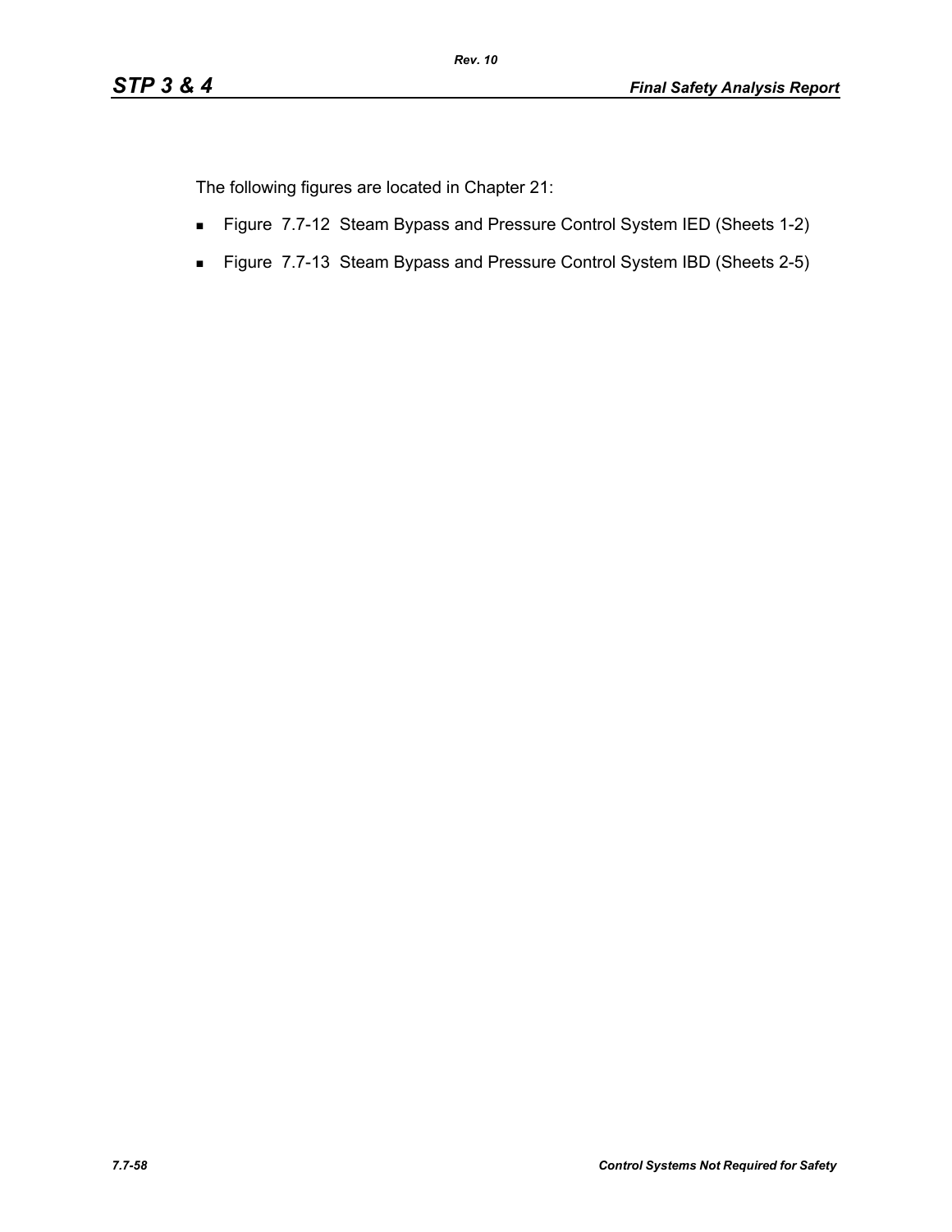The following figures are located in Chapter 21:

- Figure 7.7-12 Steam Bypass and Pressure Control System IED (Sheets 1-2)
- Figure 7.7-13 Steam Bypass and Pressure Control System IBD (Sheets 2-5)